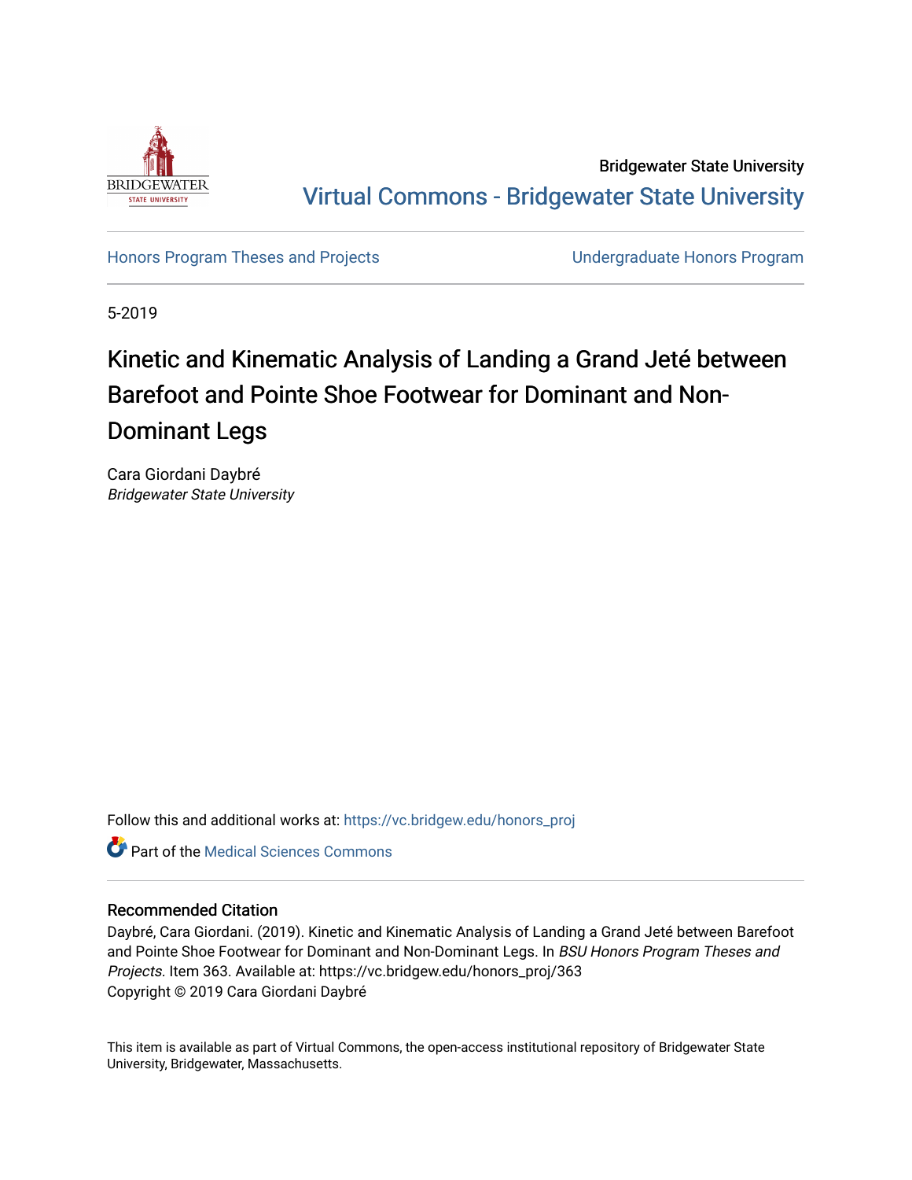Bridgewater State University

# Virtual Commons - Bridgewater State University

Honors Program Theses and Projects | Undergraduate Honors Program

5-2019

# Kinetic and Kinematic Analysis of Landing a Grand Jeté between Barefoot and Pointe Shoe Footwear for Dominant and Non-Dominant Legs

Cara Giordani Daybré
*Bridgewater State University*

Follow this and additional works at: https://vc.bridgew.edu/honors_proj

Part of the Medical Sciences Commons

## Recommended Citation

Daybré, Cara Giordani. (2019). Kinetic and Kinematic Analysis of Landing a Grand Jeté between Barefoot and Pointe Shoe Footwear for Dominant and Non-Dominant Legs. In *BSU Honors Program Theses and Projects.* Item 363. Available at: https://vc.bridgew.edu/honors_proj/363
Copyright © 2019 Cara Giordani Daybré

This item is available as part of Virtual Commons, the open-access institutional repository of Bridgewater State University, Bridgewater, Massachusetts.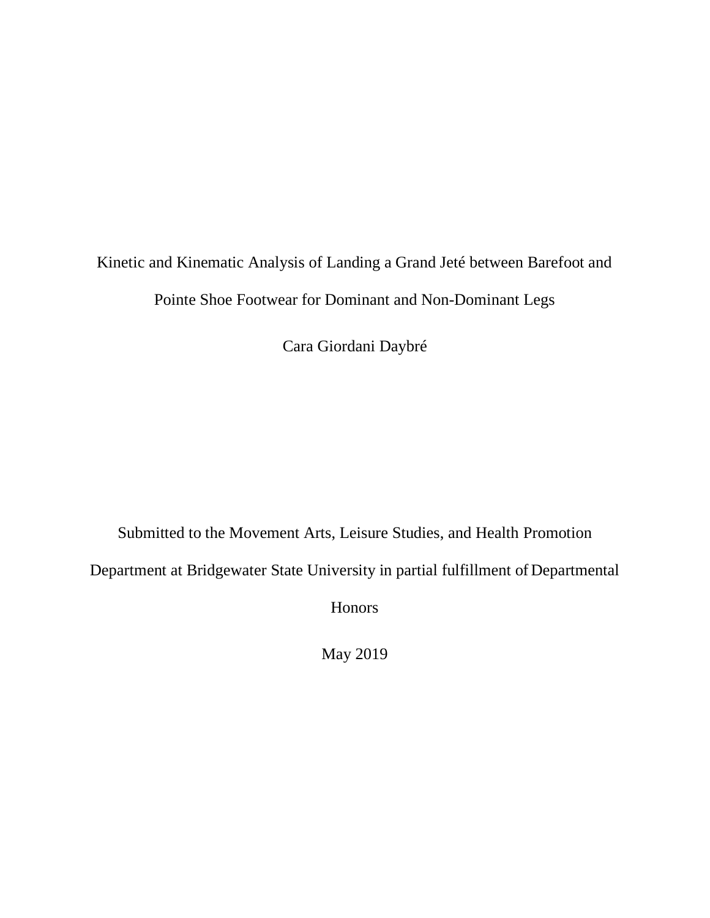Kinetic and Kinematic Analysis of Landing a Grand Jeté between Barefoot and Pointe Shoe Footwear for Dominant and Non-Dominant Legs

Cara Giordani Daybré

Submitted to the Movement Arts, Leisure Studies, and Health Promotion Department at Bridgewater State University in partial fulfillment of Departmental Honors

May 2019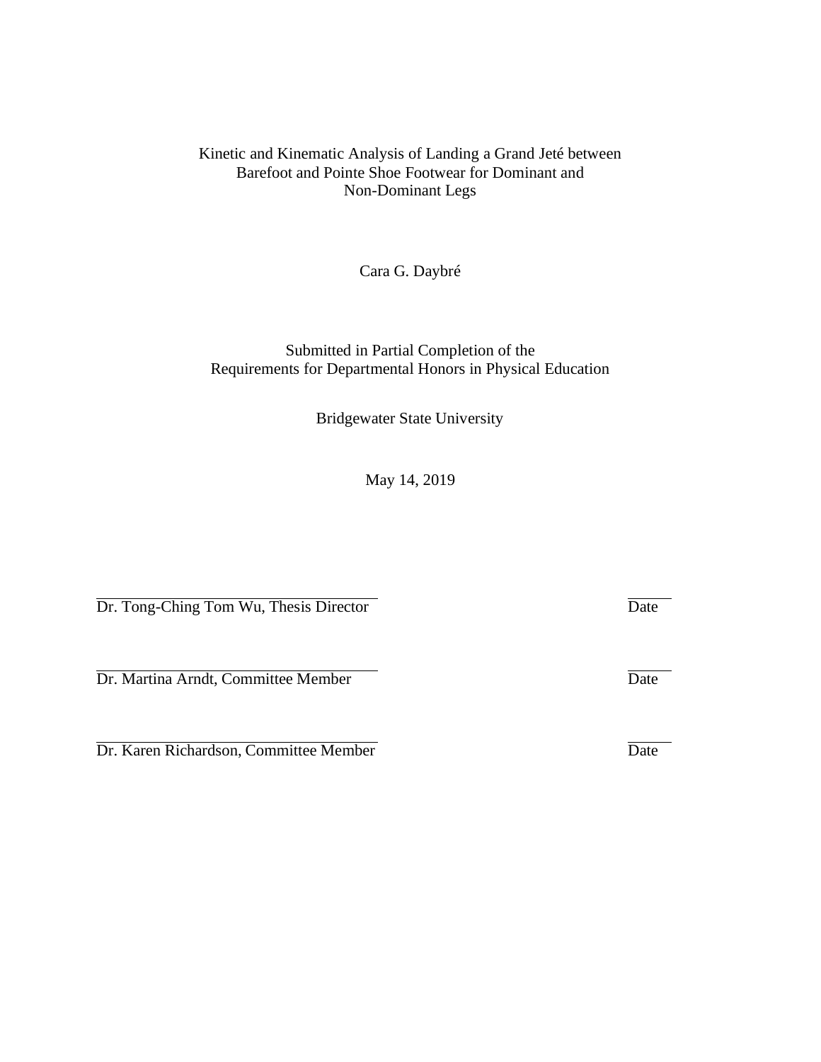# Kinetic and Kinematic Analysis of Landing a Grand Jeté between Barefoot and Pointe Shoe Footwear for Dominant and Non-Dominant Legs

Cara G. Daybré

Submitted in Partial Completion of the
Requirements for Departmental Honors in Physical Education

Bridgewater State University

May 14, 2019

Dr. Tong-Ching Tom Wu, Thesis Director — Date

Dr. Martina Arndt, Committee Member — Date

Dr. Karen Richardson, Committee Member — Date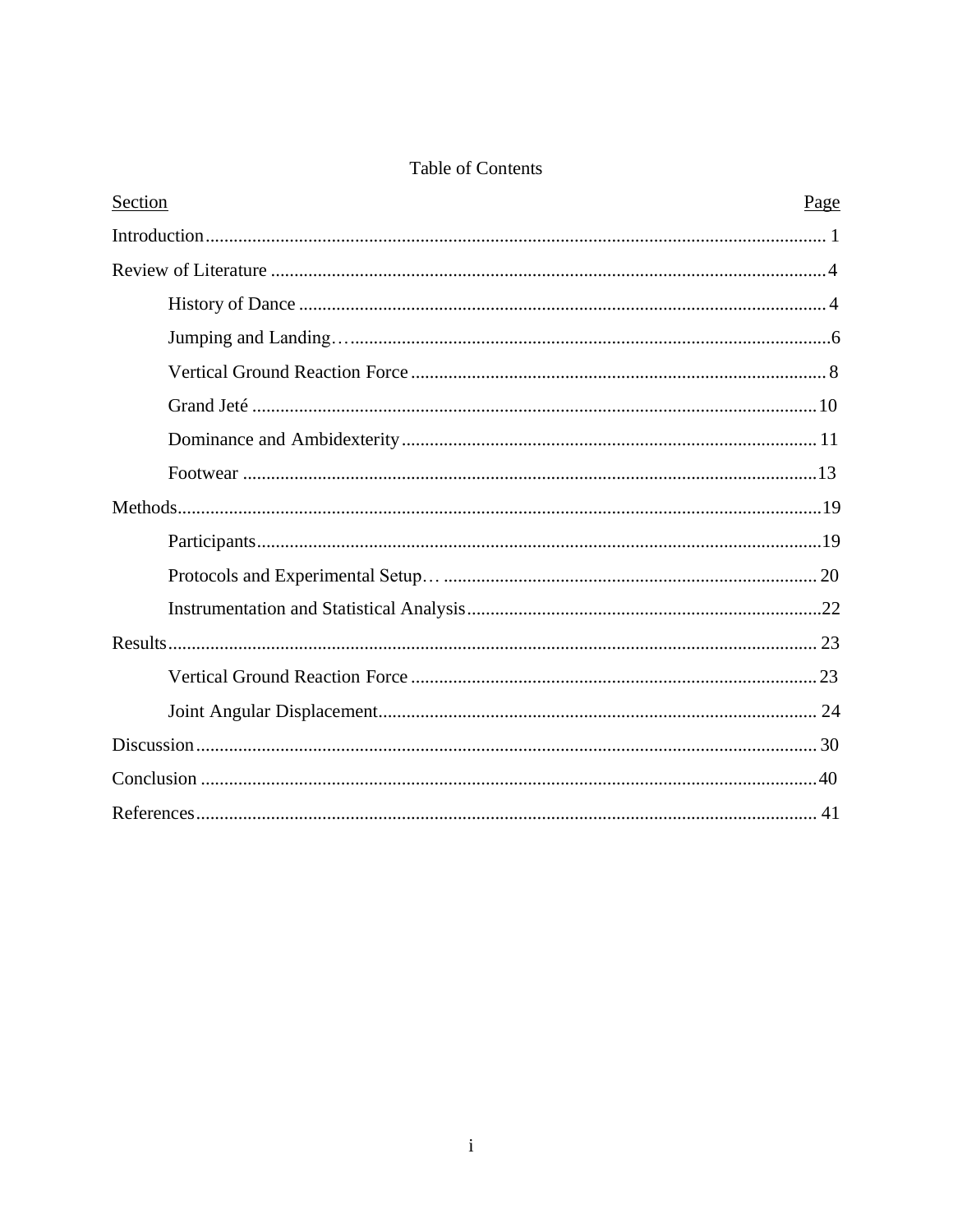# Table of Contents

| Section | Page |
|---|---|
| Introduction | 1 |
| Review of Literature | 4 |
| History of Dance | 4 |
| Jumping and Landing | 6 |
| Vertical Ground Reaction Force | 8 |
| Grand Jeté | 10 |
| Dominance and Ambidexterity | 11 |
| Footwear | 13 |
| Methods | 19 |
| Participants | 19 |
| Protocols and Experimental Setup | 20 |
| Instrumentation and Statistical Analysis | 22 |
| Results | 23 |
| Vertical Ground Reaction Force | 23 |
| Joint Angular Displacement | 24 |
| Discussion | 30 |
| Conclusion | 40 |
| References | 41 |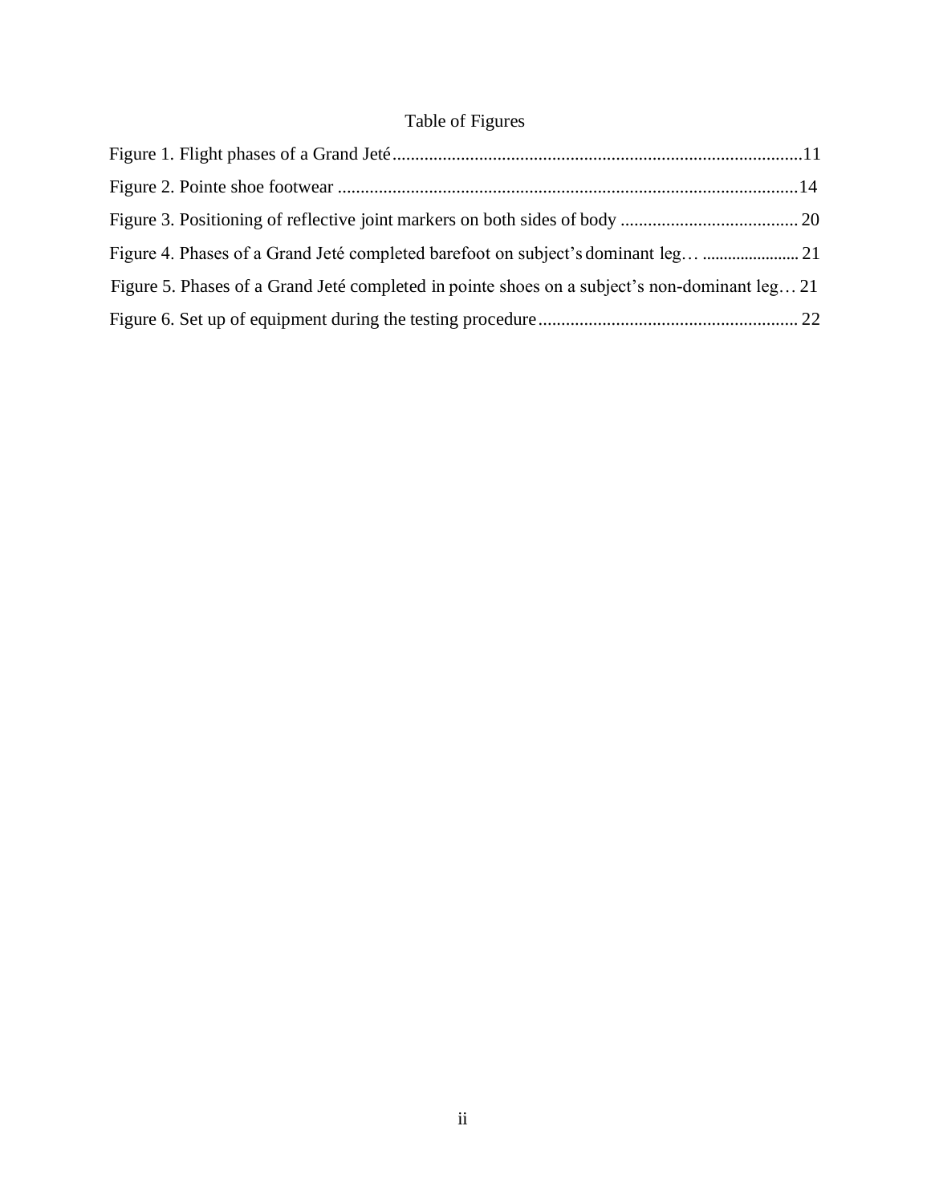# Table of Figures

Figure 1. Flight phases of a Grand Jeté.........................................................................................11

Figure 2. Pointe shoe footwear ....................................................................................................14

Figure 3. Positioning of reflective joint markers on both sides of body ....................................... 20

Figure 4. Phases of a Grand Jeté completed barefoot on subject's dominant leg… ....................... 21

Figure 5. Phases of a Grand Jeté completed in pointe shoes on a subject's non-dominant leg… 21

Figure 6. Set up of equipment during the testing procedure ........................................................ 22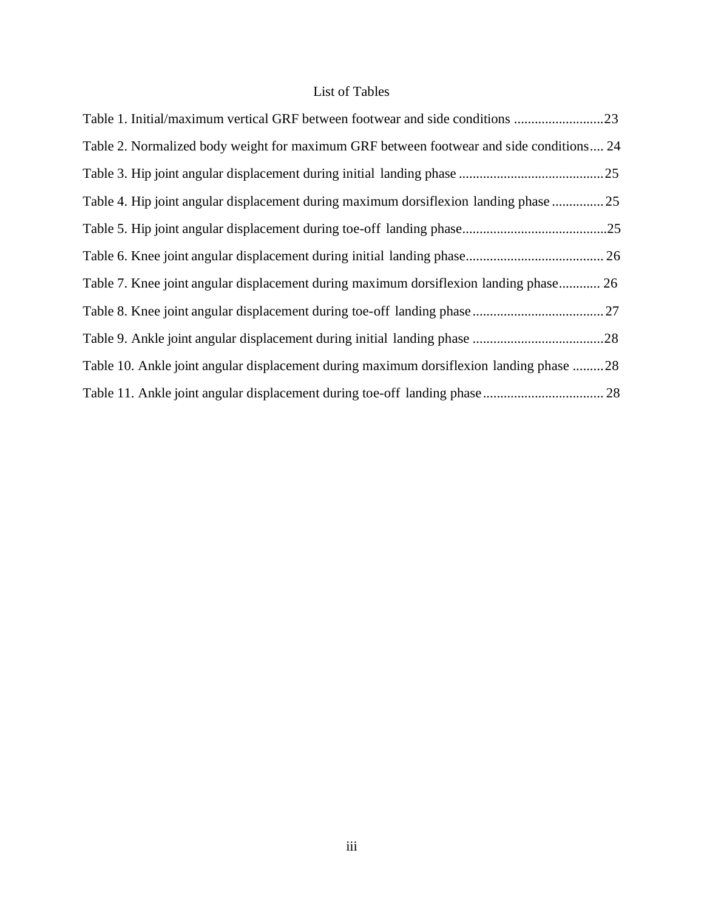# List of Tables

Table 1. Initial/maximum vertical GRF between footwear and side conditions .........................23

Table 2. Normalized body weight for maximum GRF between footwear and side conditions.... 24

Table 3. Hip joint angular displacement during initial landing phase .........................................25

Table 4. Hip joint angular displacement during maximum dorsiflexion landing phase ..............25

Table 5. Hip joint angular displacement during toe-off landing phase..........................................25

Table 6. Knee joint angular displacement during initial landing phase....................................... 26

Table 7. Knee joint angular displacement during maximum dorsiflexion landing phase............ 26

Table 8. Knee joint angular displacement during toe-off landing phase......................................27

Table 9. Ankle joint angular displacement during initial landing phase ......................................28

Table 10. Ankle joint angular displacement during maximum dorsiflexion landing phase .........28

Table 11. Ankle joint angular displacement during toe-off landing phase.................................. 28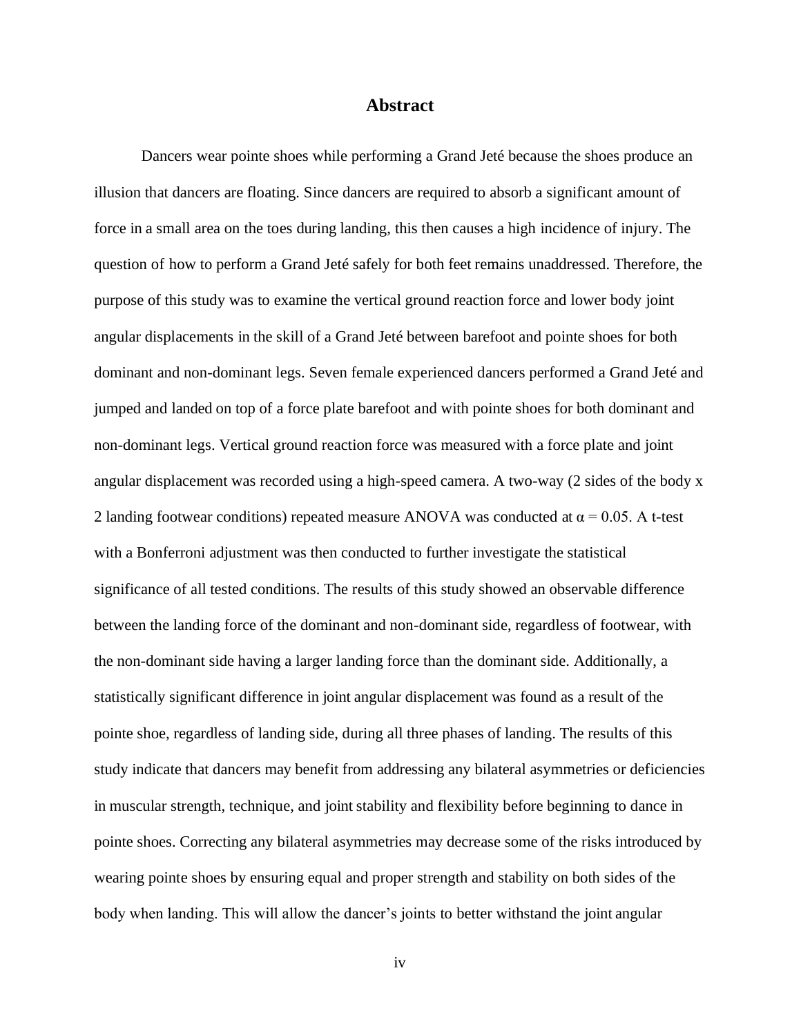# Abstract

Dancers wear pointe shoes while performing a Grand Jeté because the shoes produce an illusion that dancers are floating. Since dancers are required to absorb a significant amount of force in a small area on the toes during landing, this then causes a high incidence of injury. The question of how to perform a Grand Jeté safely for both feet remains unaddressed. Therefore, the purpose of this study was to examine the vertical ground reaction force and lower body joint angular displacements in the skill of a Grand Jeté between barefoot and pointe shoes for both dominant and non-dominant legs. Seven female experienced dancers performed a Grand Jeté and jumped and landed on top of a force plate barefoot and with pointe shoes for both dominant and non-dominant legs. Vertical ground reaction force was measured with a force plate and joint angular displacement was recorded using a high-speed camera. A two-way (2 sides of the body x 2 landing footwear conditions) repeated measure ANOVA was conducted at $\alpha = 0.05$. A t-test with a Bonferroni adjustment was then conducted to further investigate the statistical significance of all tested conditions. The results of this study showed an observable difference between the landing force of the dominant and non-dominant side, regardless of footwear, with the non-dominant side having a larger landing force than the dominant side. Additionally, a statistically significant difference in joint angular displacement was found as a result of the pointe shoe, regardless of landing side, during all three phases of landing. The results of this study indicate that dancers may benefit from addressing any bilateral asymmetries or deficiencies in muscular strength, technique, and joint stability and flexibility before beginning to dance in pointe shoes. Correcting any bilateral asymmetries may decrease some of the risks introduced by wearing pointe shoes by ensuring equal and proper strength and stability on both sides of the body when landing. This will allow the dancer's joints to better withstand the joint angular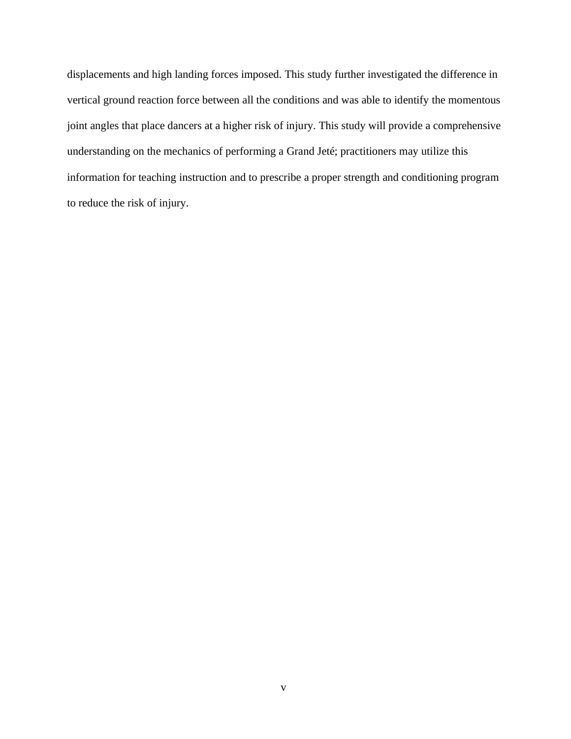displacements and high landing forces imposed. This study further investigated the difference in vertical ground reaction force between all the conditions and was able to identify the momentous joint angles that place dancers at a higher risk of injury. This study will provide a comprehensive understanding on the mechanics of performing a Grand Jeté; practitioners may utilize this information for teaching instruction and to prescribe a proper strength and conditioning program to reduce the risk of injury.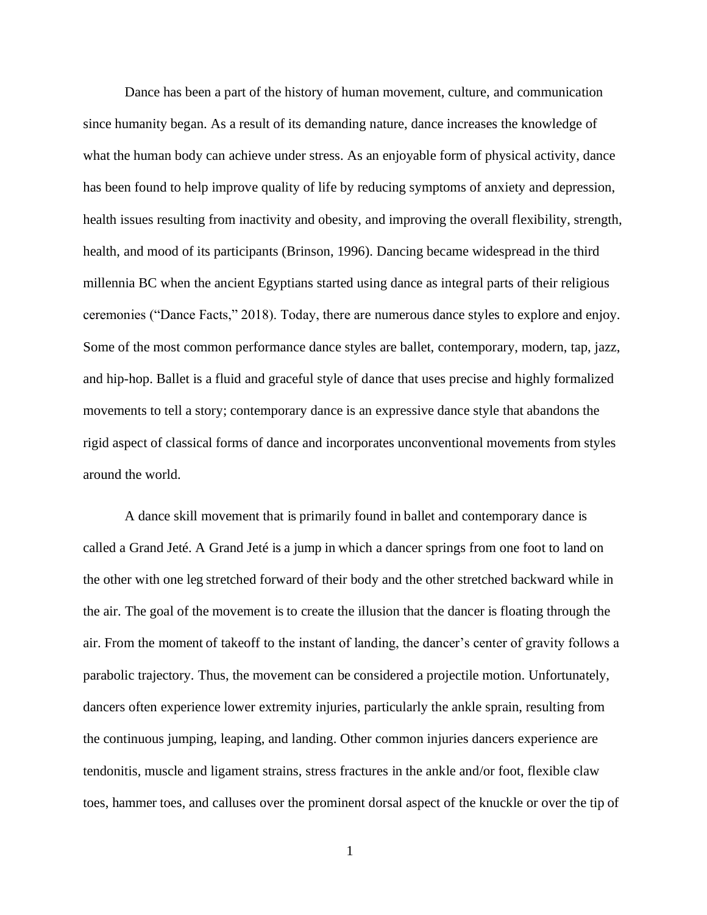Dance has been a part of the history of human movement, culture, and communication since humanity began. As a result of its demanding nature, dance increases the knowledge of what the human body can achieve under stress. As an enjoyable form of physical activity, dance has been found to help improve quality of life by reducing symptoms of anxiety and depression, health issues resulting from inactivity and obesity, and improving the overall flexibility, strength, health, and mood of its participants (Brinson, 1996). Dancing became widespread in the third millennia BC when the ancient Egyptians started using dance as integral parts of their religious ceremonies ("Dance Facts," 2018). Today, there are numerous dance styles to explore and enjoy. Some of the most common performance dance styles are ballet, contemporary, modern, tap, jazz, and hip-hop. Ballet is a fluid and graceful style of dance that uses precise and highly formalized movements to tell a story; contemporary dance is an expressive dance style that abandons the rigid aspect of classical forms of dance and incorporates unconventional movements from styles around the world.

A dance skill movement that is primarily found in ballet and contemporary dance is called a Grand Jeté. A Grand Jeté is a jump in which a dancer springs from one foot to land on the other with one leg stretched forward of their body and the other stretched backward while in the air. The goal of the movement is to create the illusion that the dancer is floating through the air. From the moment of takeoff to the instant of landing, the dancer's center of gravity follows a parabolic trajectory. Thus, the movement can be considered a projectile motion. Unfortunately, dancers often experience lower extremity injuries, particularly the ankle sprain, resulting from the continuous jumping, leaping, and landing. Other common injuries dancers experience are tendonitis, muscle and ligament strains, stress fractures in the ankle and/or foot, flexible claw toes, hammer toes, and calluses over the prominent dorsal aspect of the knuckle or over the tip of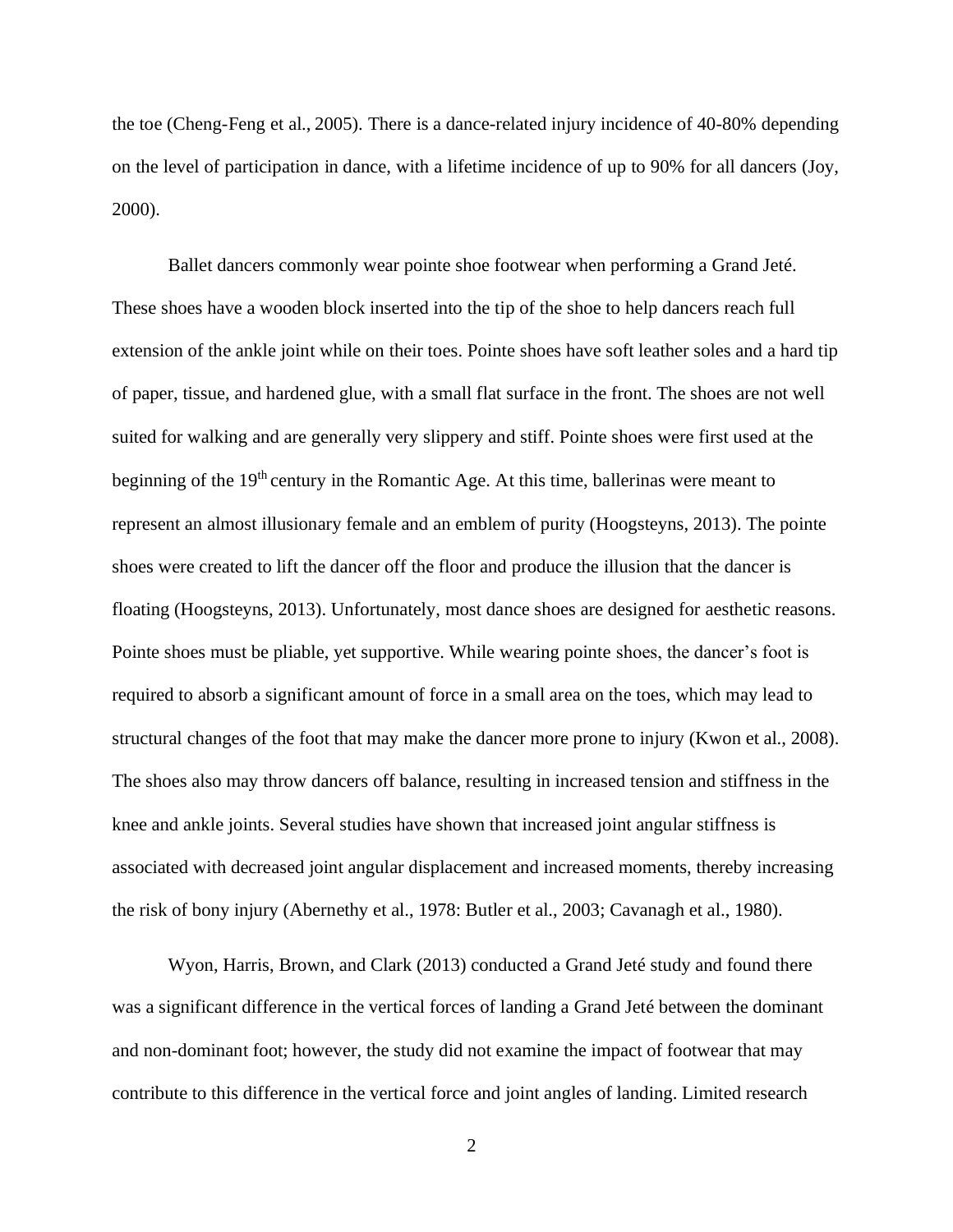the toe (Cheng-Feng et al., 2005). There is a dance-related injury incidence of 40-80% depending on the level of participation in dance, with a lifetime incidence of up to 90% for all dancers (Joy, 2000).

Ballet dancers commonly wear pointe shoe footwear when performing a Grand Jeté. These shoes have a wooden block inserted into the tip of the shoe to help dancers reach full extension of the ankle joint while on their toes. Pointe shoes have soft leather soles and a hard tip of paper, tissue, and hardened glue, with a small flat surface in the front. The shoes are not well suited for walking and are generally very slippery and stiff. Pointe shoes were first used at the beginning of the 19th century in the Romantic Age. At this time, ballerinas were meant to represent an almost illusionary female and an emblem of purity (Hoogsteyns, 2013). The pointe shoes were created to lift the dancer off the floor and produce the illusion that the dancer is floating (Hoogsteyns, 2013). Unfortunately, most dance shoes are designed for aesthetic reasons. Pointe shoes must be pliable, yet supportive. While wearing pointe shoes, the dancer's foot is required to absorb a significant amount of force in a small area on the toes, which may lead to structural changes of the foot that may make the dancer more prone to injury (Kwon et al., 2008). The shoes also may throw dancers off balance, resulting in increased tension and stiffness in the knee and ankle joints. Several studies have shown that increased joint angular stiffness is associated with decreased joint angular displacement and increased moments, thereby increasing the risk of bony injury (Abernethy et al., 1978: Butler et al., 2003; Cavanagh et al., 1980).

Wyon, Harris, Brown, and Clark (2013) conducted a Grand Jeté study and found there was a significant difference in the vertical forces of landing a Grand Jeté between the dominant and non-dominant foot; however, the study did not examine the impact of footwear that may contribute to this difference in the vertical force and joint angles of landing. Limited research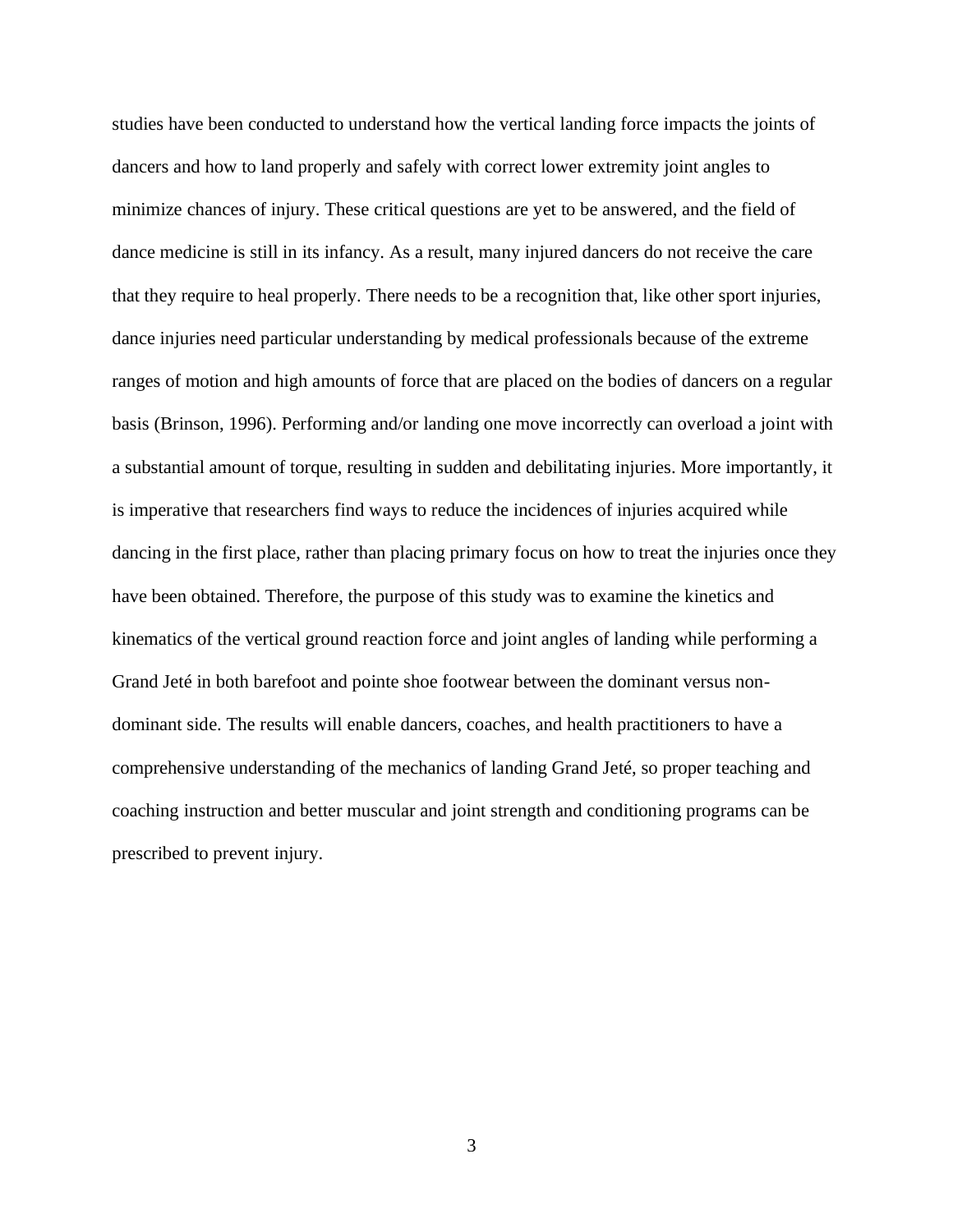studies have been conducted to understand how the vertical landing force impacts the joints of dancers and how to land properly and safely with correct lower extremity joint angles to minimize chances of injury. These critical questions are yet to be answered, and the field of dance medicine is still in its infancy. As a result, many injured dancers do not receive the care that they require to heal properly. There needs to be a recognition that, like other sport injuries, dance injuries need particular understanding by medical professionals because of the extreme ranges of motion and high amounts of force that are placed on the bodies of dancers on a regular basis (Brinson, 1996). Performing and/or landing one move incorrectly can overload a joint with a substantial amount of torque, resulting in sudden and debilitating injuries. More importantly, it is imperative that researchers find ways to reduce the incidences of injuries acquired while dancing in the first place, rather than placing primary focus on how to treat the injuries once they have been obtained. Therefore, the purpose of this study was to examine the kinetics and kinematics of the vertical ground reaction force and joint angles of landing while performing a Grand Jeté in both barefoot and pointe shoe footwear between the dominant versus non-dominant side. The results will enable dancers, coaches, and health practitioners to have a comprehensive understanding of the mechanics of landing Grand Jeté, so proper teaching and coaching instruction and better muscular and joint strength and conditioning programs can be prescribed to prevent injury.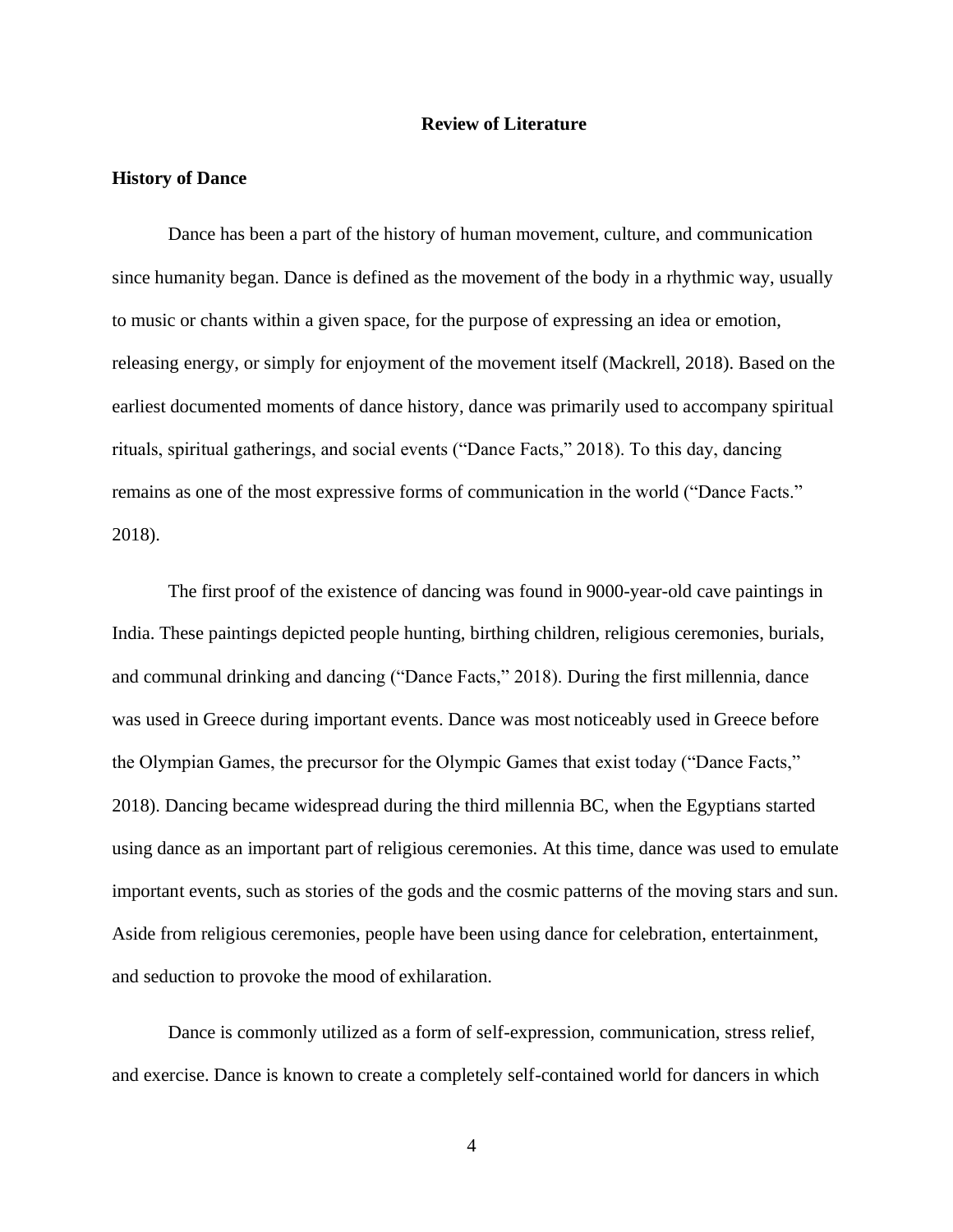## Review of Literature

### History of Dance

Dance has been a part of the history of human movement, culture, and communication since humanity began. Dance is defined as the movement of the body in a rhythmic way, usually to music or chants within a given space, for the purpose of expressing an idea or emotion, releasing energy, or simply for enjoyment of the movement itself (Mackrell, 2018). Based on the earliest documented moments of dance history, dance was primarily used to accompany spiritual rituals, spiritual gatherings, and social events ("Dance Facts," 2018). To this day, dancing remains as one of the most expressive forms of communication in the world ("Dance Facts." 2018).

The first proof of the existence of dancing was found in 9000-year-old cave paintings in India. These paintings depicted people hunting, birthing children, religious ceremonies, burials, and communal drinking and dancing ("Dance Facts," 2018). During the first millennia, dance was used in Greece during important events. Dance was most noticeably used in Greece before the Olympian Games, the precursor for the Olympic Games that exist today ("Dance Facts," 2018). Dancing became widespread during the third millennia BC, when the Egyptians started using dance as an important part of religious ceremonies. At this time, dance was used to emulate important events, such as stories of the gods and the cosmic patterns of the moving stars and sun. Aside from religious ceremonies, people have been using dance for celebration, entertainment, and seduction to provoke the mood of exhilaration.

Dance is commonly utilized as a form of self-expression, communication, stress relief, and exercise. Dance is known to create a completely self-contained world for dancers in which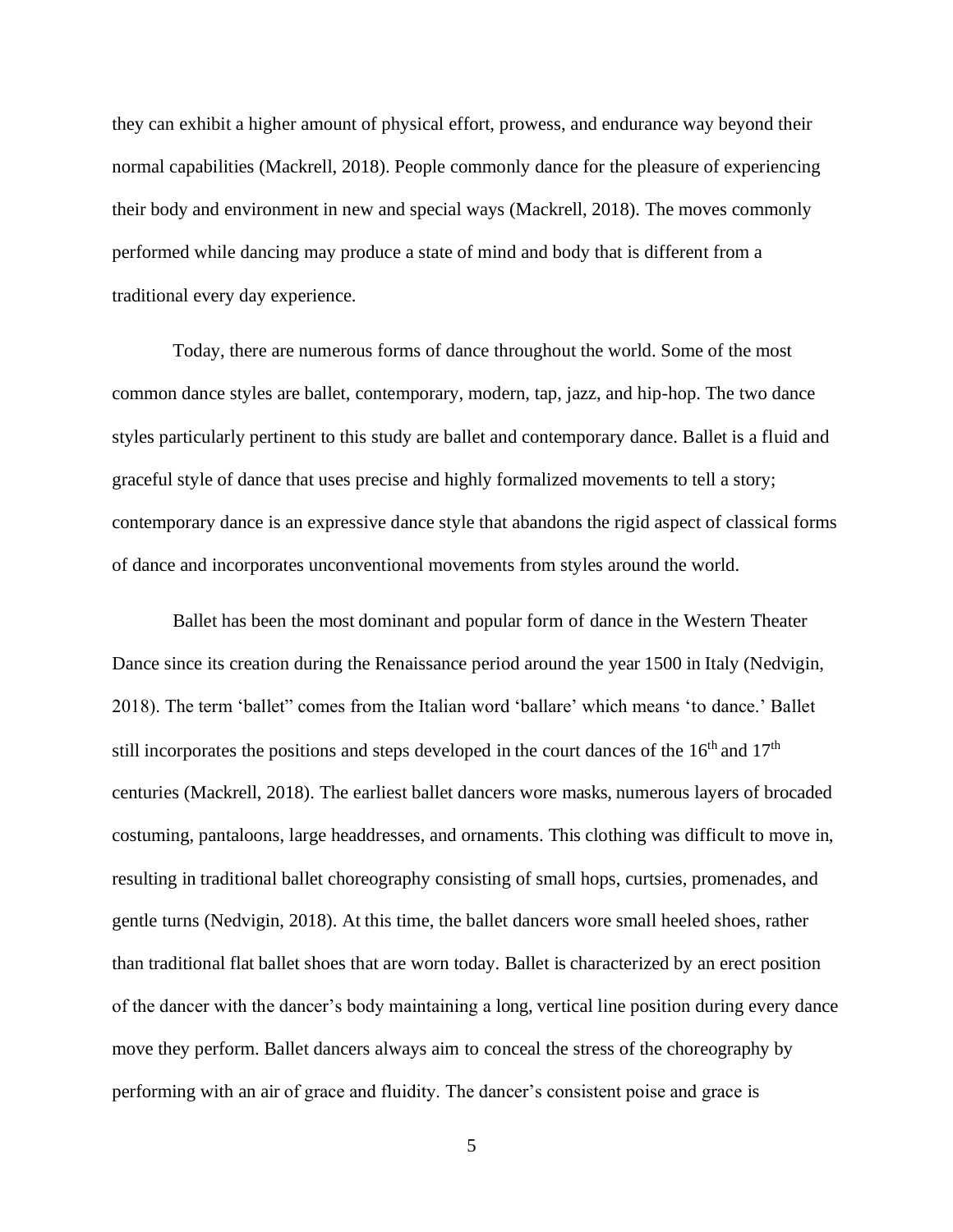they can exhibit a higher amount of physical effort, prowess, and endurance way beyond their normal capabilities (Mackrell, 2018). People commonly dance for the pleasure of experiencing their body and environment in new and special ways (Mackrell, 2018). The moves commonly performed while dancing may produce a state of mind and body that is different from a traditional every day experience.

Today, there are numerous forms of dance throughout the world. Some of the most common dance styles are ballet, contemporary, modern, tap, jazz, and hip-hop. The two dance styles particularly pertinent to this study are ballet and contemporary dance. Ballet is a fluid and graceful style of dance that uses precise and highly formalized movements to tell a story; contemporary dance is an expressive dance style that abandons the rigid aspect of classical forms of dance and incorporates unconventional movements from styles around the world.

Ballet has been the most dominant and popular form of dance in the Western Theater Dance since its creation during the Renaissance period around the year 1500 in Italy (Nedvigin, 2018). The term 'ballet" comes from the Italian word 'ballare' which means 'to dance.' Ballet still incorporates the positions and steps developed in the court dances of the 16th and 17th centuries (Mackrell, 2018). The earliest ballet dancers wore masks, numerous layers of brocaded costuming, pantaloons, large headdresses, and ornaments. This clothing was difficult to move in, resulting in traditional ballet choreography consisting of small hops, curtsies, promenades, and gentle turns (Nedvigin, 2018). At this time, the ballet dancers wore small heeled shoes, rather than traditional flat ballet shoes that are worn today. Ballet is characterized by an erect position of the dancer with the dancer's body maintaining a long, vertical line position during every dance move they perform. Ballet dancers always aim to conceal the stress of the choreography by performing with an air of grace and fluidity. The dancer's consistent poise and grace is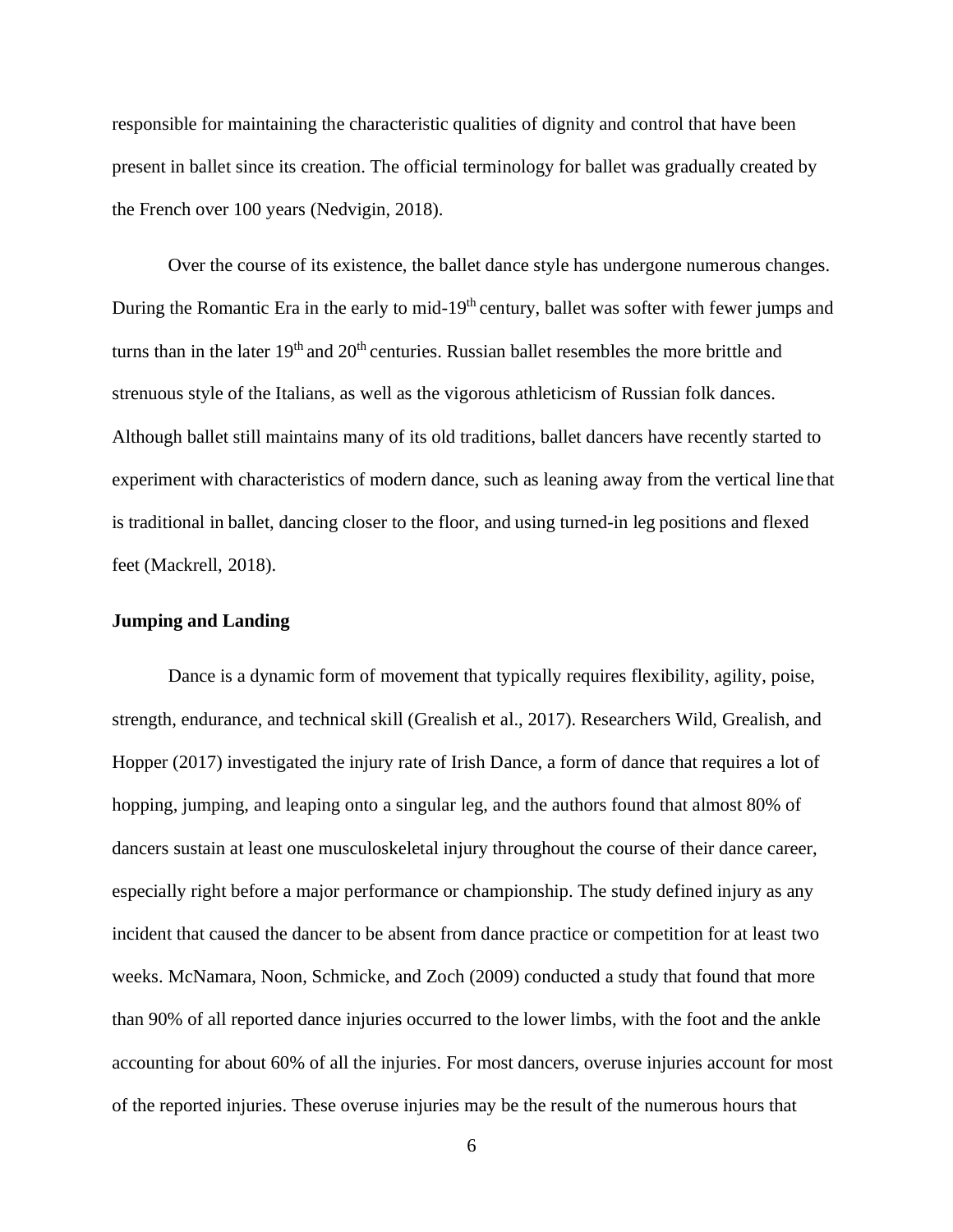responsible for maintaining the characteristic qualities of dignity and control that have been present in ballet since its creation. The official terminology for ballet was gradually created by the French over 100 years (Nedvigin, 2018).

Over the course of its existence, the ballet dance style has undergone numerous changes. During the Romantic Era in the early to mid-19th century, ballet was softer with fewer jumps and turns than in the later 19th and 20th centuries. Russian ballet resembles the more brittle and strenuous style of the Italians, as well as the vigorous athleticism of Russian folk dances. Although ballet still maintains many of its old traditions, ballet dancers have recently started to experiment with characteristics of modern dance, such as leaning away from the vertical line that is traditional in ballet, dancing closer to the floor, and using turned-in leg positions and flexed feet (Mackrell, 2018).

**Jumping and Landing**

Dance is a dynamic form of movement that typically requires flexibility, agility, poise, strength, endurance, and technical skill (Grealish et al., 2017). Researchers Wild, Grealish, and Hopper (2017) investigated the injury rate of Irish Dance, a form of dance that requires a lot of hopping, jumping, and leaping onto a singular leg, and the authors found that almost 80% of dancers sustain at least one musculoskeletal injury throughout the course of their dance career, especially right before a major performance or championship. The study defined injury as any incident that caused the dancer to be absent from dance practice or competition for at least two weeks. McNamara, Noon, Schmicke, and Zoch (2009) conducted a study that found that more than 90% of all reported dance injuries occurred to the lower limbs, with the foot and the ankle accounting for about 60% of all the injuries. For most dancers, overuse injuries account for most of the reported injuries. These overuse injuries may be the result of the numerous hours that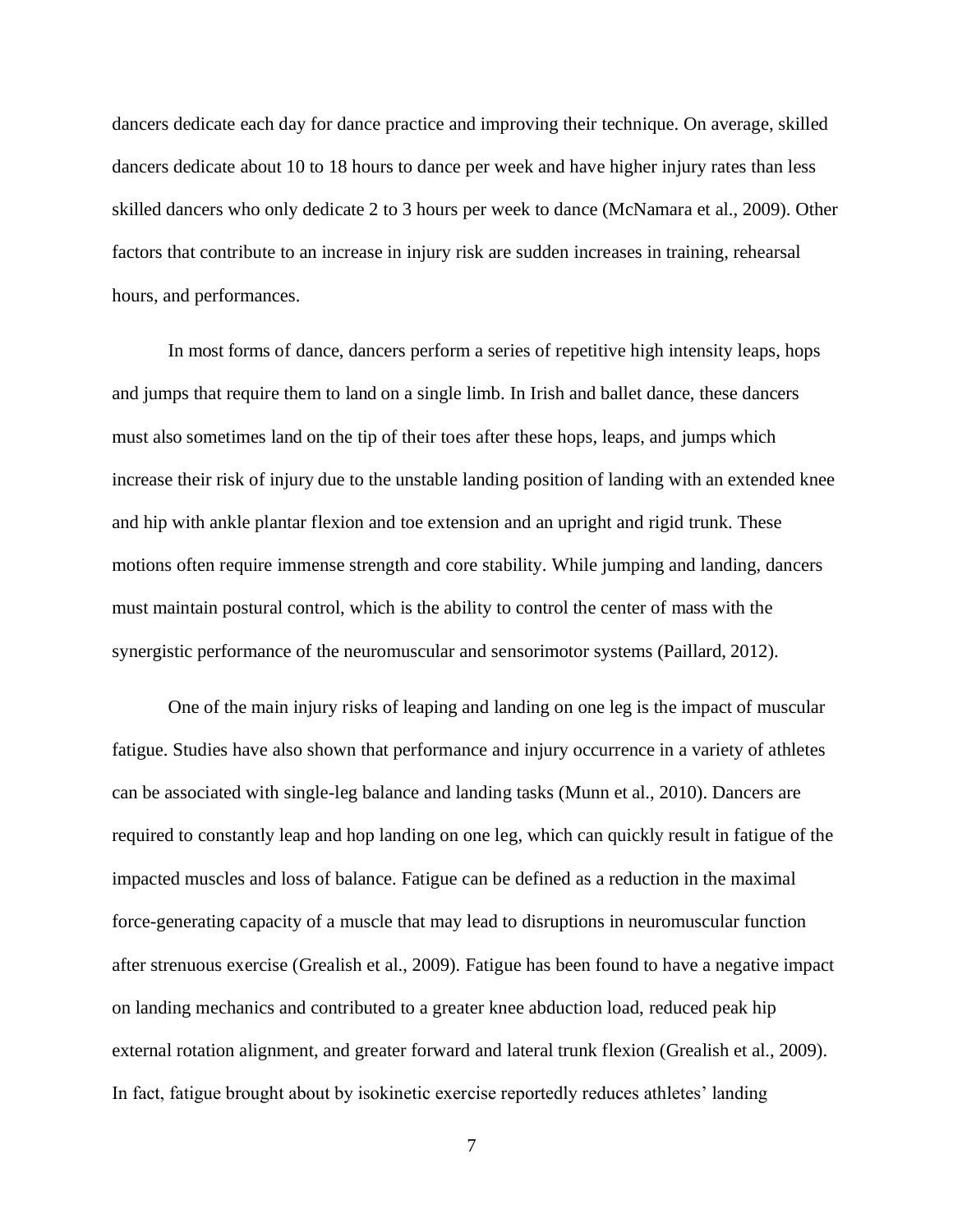dancers dedicate each day for dance practice and improving their technique. On average, skilled dancers dedicate about 10 to 18 hours to dance per week and have higher injury rates than less skilled dancers who only dedicate 2 to 3 hours per week to dance (McNamara et al., 2009). Other factors that contribute to an increase in injury risk are sudden increases in training, rehearsal hours, and performances.

In most forms of dance, dancers perform a series of repetitive high intensity leaps, hops and jumps that require them to land on a single limb. In Irish and ballet dance, these dancers must also sometimes land on the tip of their toes after these hops, leaps, and jumps which increase their risk of injury due to the unstable landing position of landing with an extended knee and hip with ankle plantar flexion and toe extension and an upright and rigid trunk. These motions often require immense strength and core stability. While jumping and landing, dancers must maintain postural control, which is the ability to control the center of mass with the synergistic performance of the neuromuscular and sensorimotor systems (Paillard, 2012).

One of the main injury risks of leaping and landing on one leg is the impact of muscular fatigue. Studies have also shown that performance and injury occurrence in a variety of athletes can be associated with single-leg balance and landing tasks (Munn et al., 2010). Dancers are required to constantly leap and hop landing on one leg, which can quickly result in fatigue of the impacted muscles and loss of balance. Fatigue can be defined as a reduction in the maximal force-generating capacity of a muscle that may lead to disruptions in neuromuscular function after strenuous exercise (Grealish et al., 2009). Fatigue has been found to have a negative impact on landing mechanics and contributed to a greater knee abduction load, reduced peak hip external rotation alignment, and greater forward and lateral trunk flexion (Grealish et al., 2009). In fact, fatigue brought about by isokinetic exercise reportedly reduces athletes' landing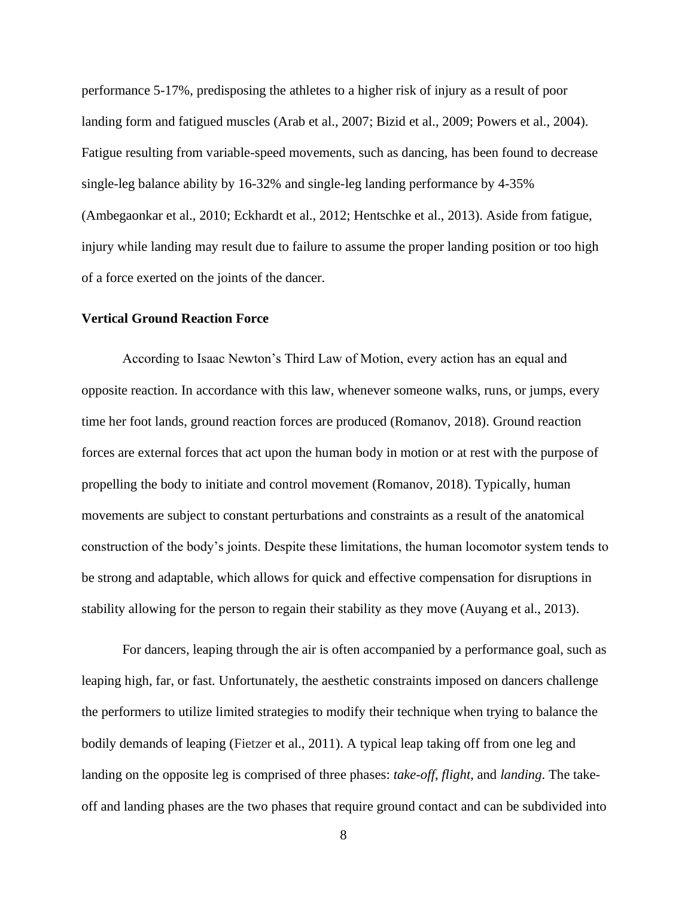performance 5-17%, predisposing the athletes to a higher risk of injury as a result of poor landing form and fatigued muscles (Arab et al., 2007; Bizid et al., 2009; Powers et al., 2004). Fatigue resulting from variable-speed movements, such as dancing, has been found to decrease single-leg balance ability by 16-32% and single-leg landing performance by 4-35% (Ambegaonkar et al., 2010; Eckhardt et al., 2012; Hentschke et al., 2013). Aside from fatigue, injury while landing may result due to failure to assume the proper landing position or too high of a force exerted on the joints of the dancer.

## Vertical Ground Reaction Force

According to Isaac Newton's Third Law of Motion, every action has an equal and opposite reaction. In accordance with this law, whenever someone walks, runs, or jumps, every time her foot lands, ground reaction forces are produced (Romanov, 2018). Ground reaction forces are external forces that act upon the human body in motion or at rest with the purpose of propelling the body to initiate and control movement (Romanov, 2018). Typically, human movements are subject to constant perturbations and constraints as a result of the anatomical construction of the body's joints. Despite these limitations, the human locomotor system tends to be strong and adaptable, which allows for quick and effective compensation for disruptions in stability allowing for the person to regain their stability as they move (Auyang et al., 2013).

For dancers, leaping through the air is often accompanied by a performance goal, such as leaping high, far, or fast. Unfortunately, the aesthetic constraints imposed on dancers challenge the performers to utilize limited strategies to modify their technique when trying to balance the bodily demands of leaping (Fietzer et al., 2011). A typical leap taking off from one leg and landing on the opposite leg is comprised of three phases: *take-off*, *flight*, and *landing*. The take-off and landing phases are the two phases that require ground contact and can be subdivided into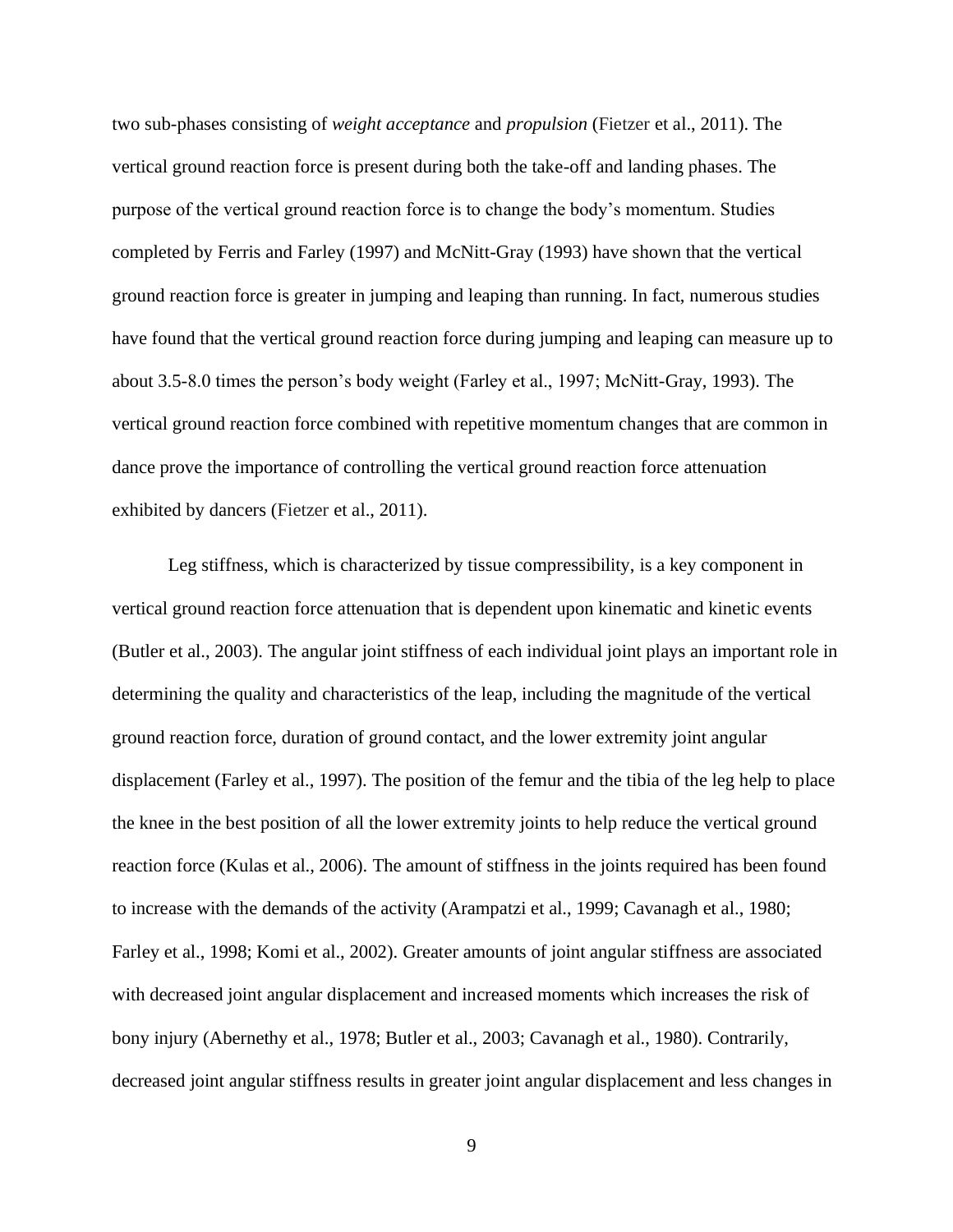two sub-phases consisting of *weight acceptance* and *propulsion* (Fietzer et al., 2011). The vertical ground reaction force is present during both the take-off and landing phases. The purpose of the vertical ground reaction force is to change the body's momentum. Studies completed by Ferris and Farley (1997) and McNitt-Gray (1993) have shown that the vertical ground reaction force is greater in jumping and leaping than running. In fact, numerous studies have found that the vertical ground reaction force during jumping and leaping can measure up to about 3.5-8.0 times the person's body weight (Farley et al., 1997; McNitt-Gray, 1993). The vertical ground reaction force combined with repetitive momentum changes that are common in dance prove the importance of controlling the vertical ground reaction force attenuation exhibited by dancers (Fietzer et al., 2011).

Leg stiffness, which is characterized by tissue compressibility, is a key component in vertical ground reaction force attenuation that is dependent upon kinematic and kinetic events (Butler et al., 2003). The angular joint stiffness of each individual joint plays an important role in determining the quality and characteristics of the leap, including the magnitude of the vertical ground reaction force, duration of ground contact, and the lower extremity joint angular displacement (Farley et al., 1997). The position of the femur and the tibia of the leg help to place the knee in the best position of all the lower extremity joints to help reduce the vertical ground reaction force (Kulas et al., 2006). The amount of stiffness in the joints required has been found to increase with the demands of the activity (Arampatzi et al., 1999; Cavanagh et al., 1980; Farley et al., 1998; Komi et al., 2002). Greater amounts of joint angular stiffness are associated with decreased joint angular displacement and increased moments which increases the risk of bony injury (Abernethy et al., 1978; Butler et al., 2003; Cavanagh et al., 1980). Contrarily, decreased joint angular stiffness results in greater joint angular displacement and less changes in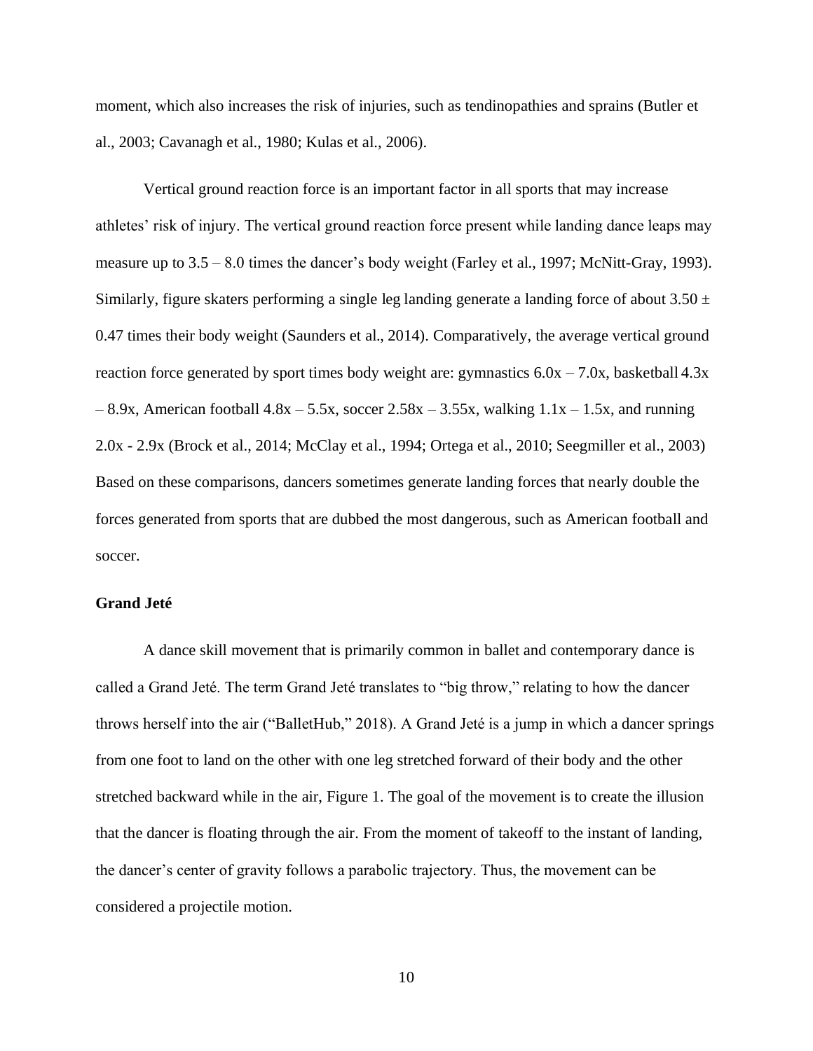moment, which also increases the risk of injuries, such as tendinopathies and sprains (Butler et al., 2003; Cavanagh et al., 1980; Kulas et al., 2006).

Vertical ground reaction force is an important factor in all sports that may increase athletes' risk of injury. The vertical ground reaction force present while landing dance leaps may measure up to 3.5 – 8.0 times the dancer's body weight (Farley et al., 1997; McNitt-Gray, 1993). Similarly, figure skaters performing a single leg landing generate a landing force of about $3.50 \pm 0.47$ times their body weight (Saunders et al., 2014). Comparatively, the average vertical ground reaction force generated by sport times body weight are: gymnastics 6.0x – 7.0x, basketball 4.3x – 8.9x, American football 4.8x – 5.5x, soccer 2.58x – 3.55x, walking 1.1x – 1.5x, and running 2.0x - 2.9x (Brock et al., 2014; McClay et al., 1994; Ortega et al., 2010; Seegmiller et al., 2003) Based on these comparisons, dancers sometimes generate landing forces that nearly double the forces generated from sports that are dubbed the most dangerous, such as American football and soccer.

**Grand Jeté**

A dance skill movement that is primarily common in ballet and contemporary dance is called a Grand Jeté. The term Grand Jeté translates to "big throw," relating to how the dancer throws herself into the air ("BalletHub," 2018). A Grand Jeté is a jump in which a dancer springs from one foot to land on the other with one leg stretched forward of their body and the other stretched backward while in the air, Figure 1. The goal of the movement is to create the illusion that the dancer is floating through the air. From the moment of takeoff to the instant of landing, the dancer's center of gravity follows a parabolic trajectory. Thus, the movement can be considered a projectile motion.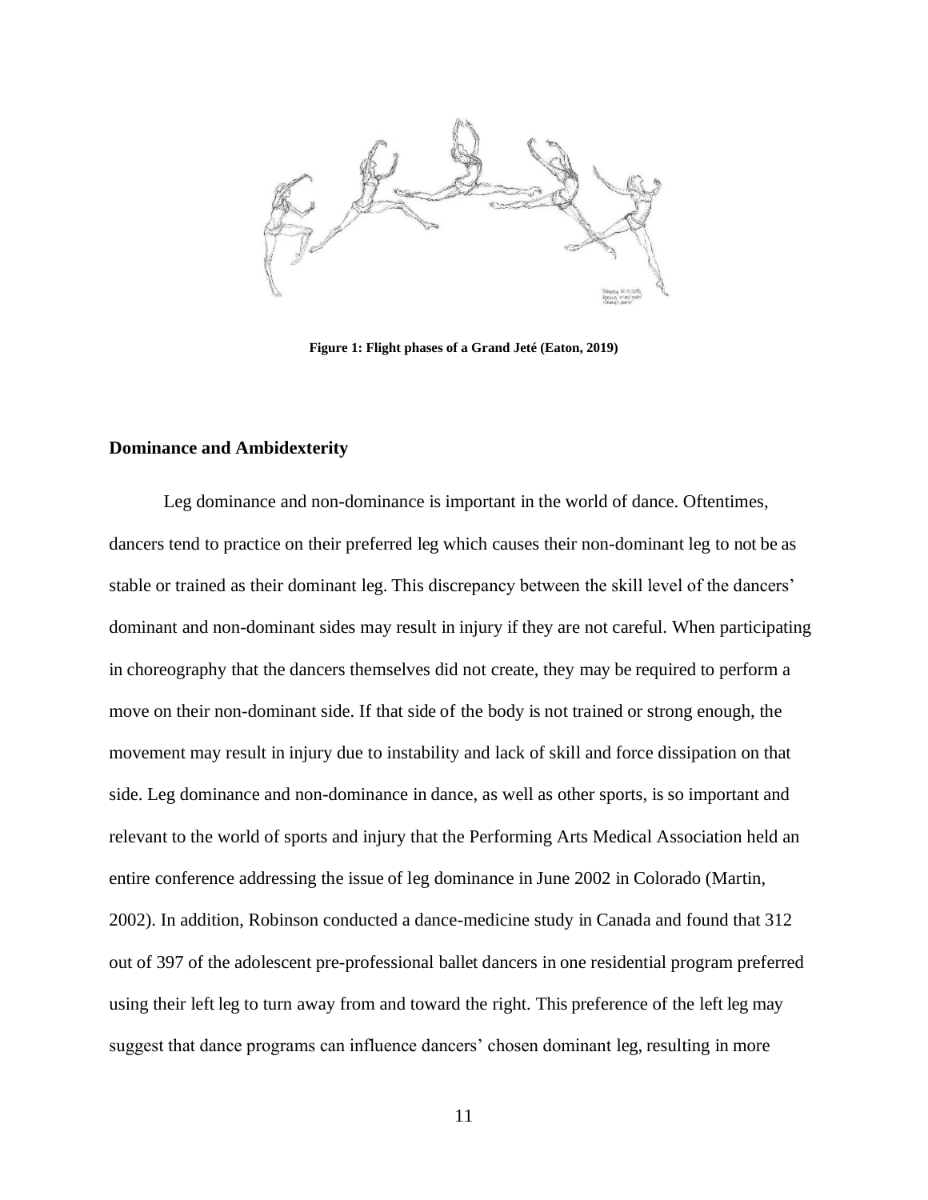**Figure 1: Flight phases of a Grand Jeté (Eaton, 2019)**

## Dominance and Ambidexterity

Leg dominance and non-dominance is important in the world of dance. Oftentimes, dancers tend to practice on their preferred leg which causes their non-dominant leg to not be as stable or trained as their dominant leg. This discrepancy between the skill level of the dancers' dominant and non-dominant sides may result in injury if they are not careful. When participating in choreography that the dancers themselves did not create, they may be required to perform a move on their non-dominant side. If that side of the body is not trained or strong enough, the movement may result in injury due to instability and lack of skill and force dissipation on that side. Leg dominance and non-dominance in dance, as well as other sports, is so important and relevant to the world of sports and injury that the Performing Arts Medical Association held an entire conference addressing the issue of leg dominance in June 2002 in Colorado (Martin, 2002). In addition, Robinson conducted a dance-medicine study in Canada and found that 312 out of 397 of the adolescent pre-professional ballet dancers in one residential program preferred using their left leg to turn away from and toward the right. This preference of the left leg may suggest that dance programs can influence dancers' chosen dominant leg, resulting in more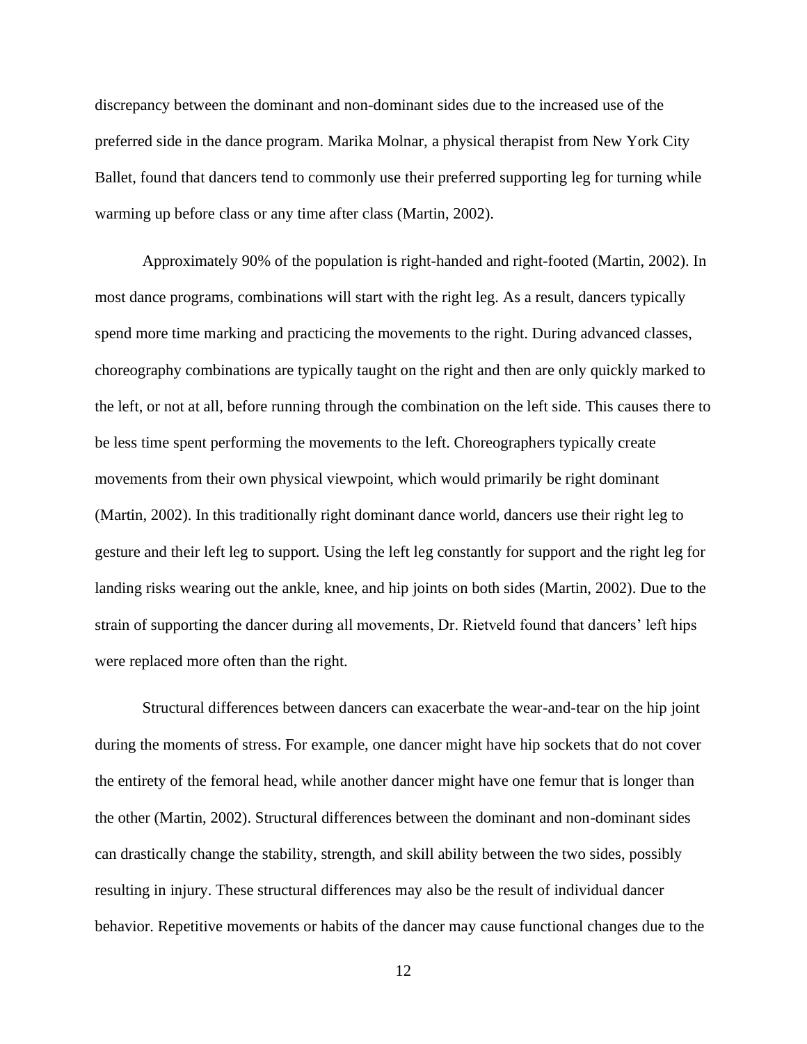discrepancy between the dominant and non-dominant sides due to the increased use of the preferred side in the dance program. Marika Molnar, a physical therapist from New York City Ballet, found that dancers tend to commonly use their preferred supporting leg for turning while warming up before class or any time after class (Martin, 2002).

Approximately 90% of the population is right-handed and right-footed (Martin, 2002). In most dance programs, combinations will start with the right leg. As a result, dancers typically spend more time marking and practicing the movements to the right. During advanced classes, choreography combinations are typically taught on the right and then are only quickly marked to the left, or not at all, before running through the combination on the left side. This causes there to be less time spent performing the movements to the left. Choreographers typically create movements from their own physical viewpoint, which would primarily be right dominant (Martin, 2002). In this traditionally right dominant dance world, dancers use their right leg to gesture and their left leg to support. Using the left leg constantly for support and the right leg for landing risks wearing out the ankle, knee, and hip joints on both sides (Martin, 2002). Due to the strain of supporting the dancer during all movements, Dr. Rietveld found that dancers' left hips were replaced more often than the right.

Structural differences between dancers can exacerbate the wear-and-tear on the hip joint during the moments of stress. For example, one dancer might have hip sockets that do not cover the entirety of the femoral head, while another dancer might have one femur that is longer than the other (Martin, 2002). Structural differences between the dominant and non-dominant sides can drastically change the stability, strength, and skill ability between the two sides, possibly resulting in injury. These structural differences may also be the result of individual dancer behavior. Repetitive movements or habits of the dancer may cause functional changes due to the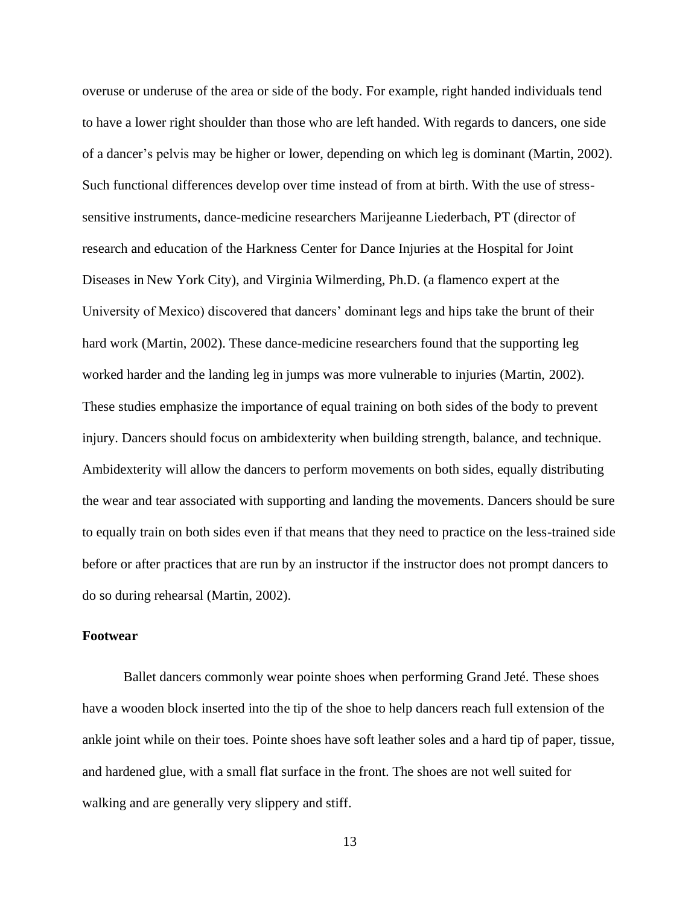overuse or underuse of the area or side of the body. For example, right handed individuals tend to have a lower right shoulder than those who are left handed. With regards to dancers, one side of a dancer's pelvis may be higher or lower, depending on which leg is dominant (Martin, 2002). Such functional differences develop over time instead of from at birth. With the use of stress-sensitive instruments, dance-medicine researchers Marijeanne Liederbach, PT (director of research and education of the Harkness Center for Dance Injuries at the Hospital for Joint Diseases in New York City), and Virginia Wilmerding, Ph.D. (a flamenco expert at the University of Mexico) discovered that dancers' dominant legs and hips take the brunt of their hard work (Martin, 2002). These dance-medicine researchers found that the supporting leg worked harder and the landing leg in jumps was more vulnerable to injuries (Martin, 2002). These studies emphasize the importance of equal training on both sides of the body to prevent injury. Dancers should focus on ambidexterity when building strength, balance, and technique. Ambidexterity will allow the dancers to perform movements on both sides, equally distributing the wear and tear associated with supporting and landing the movements. Dancers should be sure to equally train on both sides even if that means that they need to practice on the less-trained side before or after practices that are run by an instructor if the instructor does not prompt dancers to do so during rehearsal (Martin, 2002).

**Footwear**

Ballet dancers commonly wear pointe shoes when performing Grand Jeté. These shoes have a wooden block inserted into the tip of the shoe to help dancers reach full extension of the ankle joint while on their toes. Pointe shoes have soft leather soles and a hard tip of paper, tissue, and hardened glue, with a small flat surface in the front. The shoes are not well suited for walking and are generally very slippery and stiff.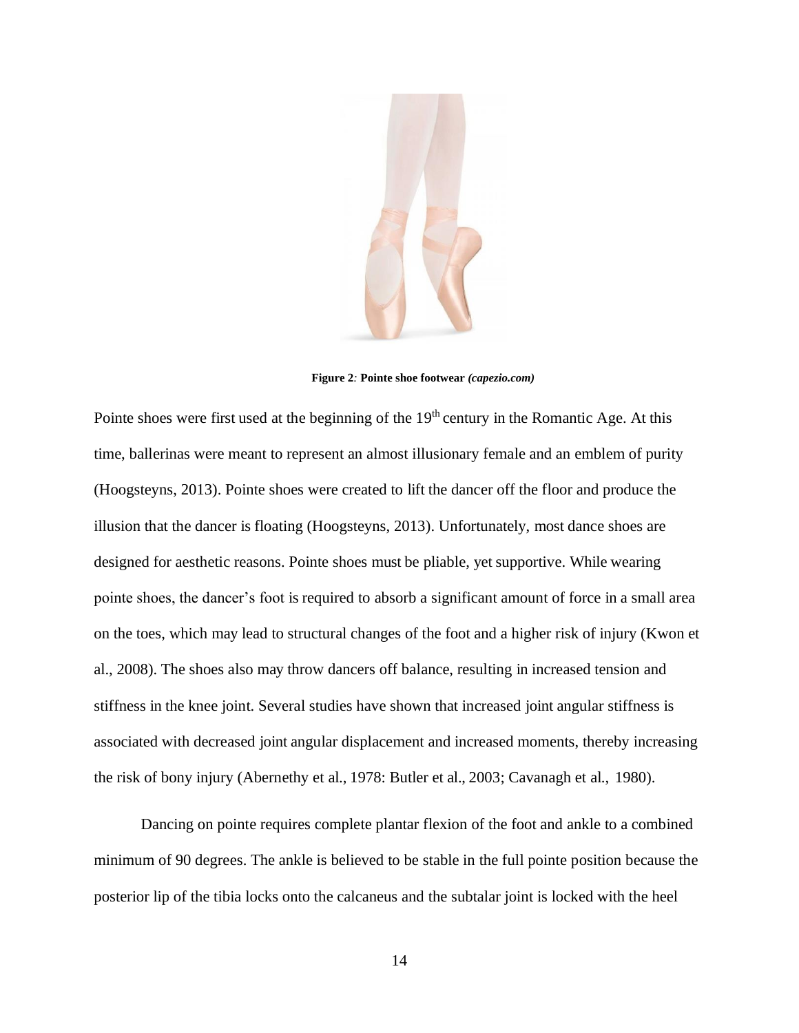**Figure 2**: **Pointe shoe footwear** ***(capezio.com)***

Pointe shoes were first used at the beginning of the 19th century in the Romantic Age. At this time, ballerinas were meant to represent an almost illusionary female and an emblem of purity (Hoogsteyns, 2013). Pointe shoes were created to lift the dancer off the floor and produce the illusion that the dancer is floating (Hoogsteyns, 2013). Unfortunately, most dance shoes are designed for aesthetic reasons. Pointe shoes must be pliable, yet supportive. While wearing pointe shoes, the dancer's foot is required to absorb a significant amount of force in a small area on the toes, which may lead to structural changes of the foot and a higher risk of injury (Kwon et al., 2008). The shoes also may throw dancers off balance, resulting in increased tension and stiffness in the knee joint. Several studies have shown that increased joint angular stiffness is associated with decreased joint angular displacement and increased moments, thereby increasing the risk of bony injury (Abernethy et al., 1978: Butler et al., 2003; Cavanagh et al., 1980).

Dancing on pointe requires complete plantar flexion of the foot and ankle to a combined minimum of 90 degrees. The ankle is believed to be stable in the full pointe position because the posterior lip of the tibia locks onto the calcaneus and the subtalar joint is locked with the heel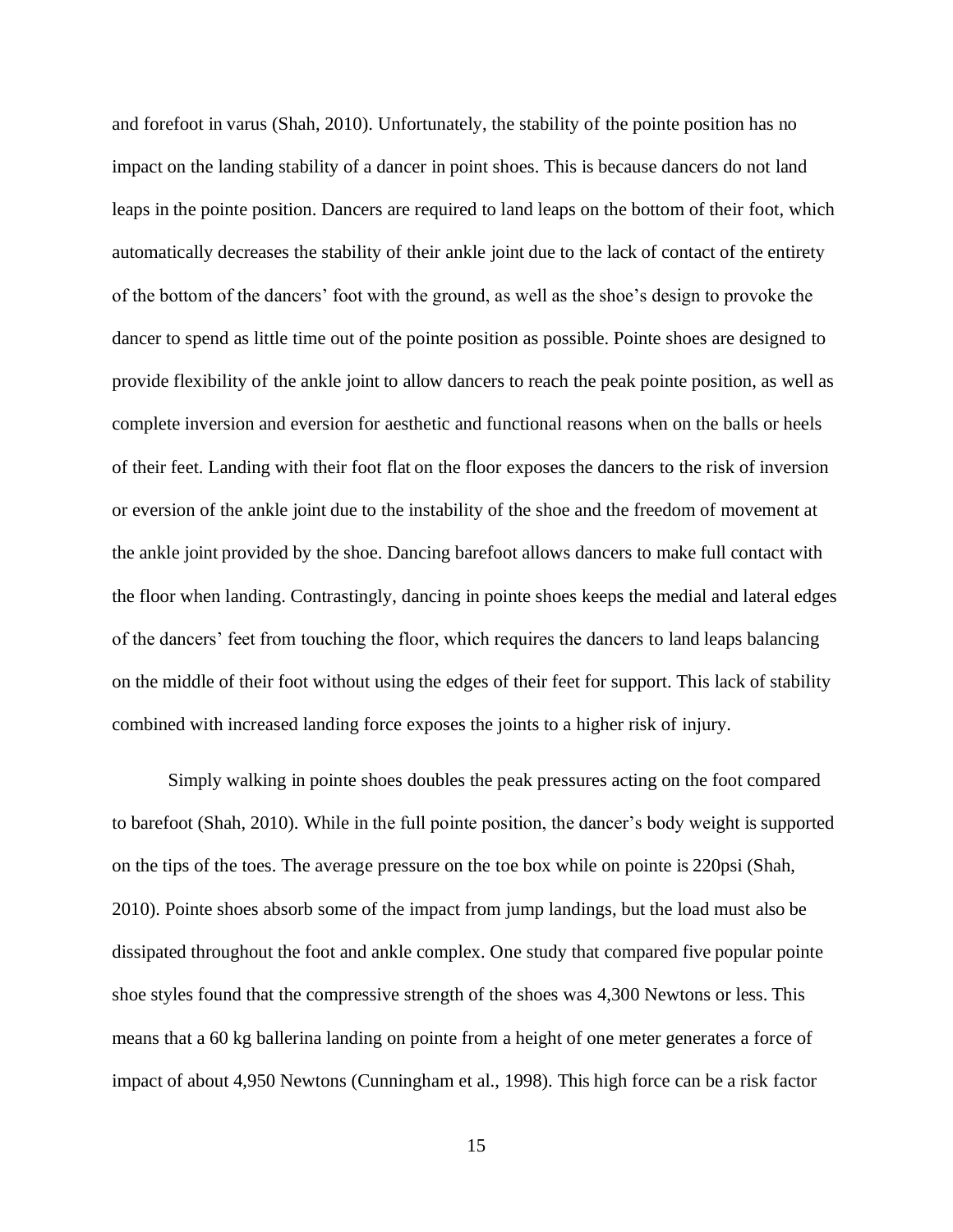and forefoot in varus (Shah, 2010). Unfortunately, the stability of the pointe position has no impact on the landing stability of a dancer in point shoes. This is because dancers do not land leaps in the pointe position. Dancers are required to land leaps on the bottom of their foot, which automatically decreases the stability of their ankle joint due to the lack of contact of the entirety of the bottom of the dancers' foot with the ground, as well as the shoe's design to provoke the dancer to spend as little time out of the pointe position as possible. Pointe shoes are designed to provide flexibility of the ankle joint to allow dancers to reach the peak pointe position, as well as complete inversion and eversion for aesthetic and functional reasons when on the balls or heels of their feet. Landing with their foot flat on the floor exposes the dancers to the risk of inversion or eversion of the ankle joint due to the instability of the shoe and the freedom of movement at the ankle joint provided by the shoe. Dancing barefoot allows dancers to make full contact with the floor when landing. Contrastingly, dancing in pointe shoes keeps the medial and lateral edges of the dancers' feet from touching the floor, which requires the dancers to land leaps balancing on the middle of their foot without using the edges of their feet for support. This lack of stability combined with increased landing force exposes the joints to a higher risk of injury.

Simply walking in pointe shoes doubles the peak pressures acting on the foot compared to barefoot (Shah, 2010). While in the full pointe position, the dancer's body weight is supported on the tips of the toes. The average pressure on the toe box while on pointe is 220psi (Shah, 2010). Pointe shoes absorb some of the impact from jump landings, but the load must also be dissipated throughout the foot and ankle complex. One study that compared five popular pointe shoe styles found that the compressive strength of the shoes was 4,300 Newtons or less. This means that a 60 kg ballerina landing on pointe from a height of one meter generates a force of impact of about 4,950 Newtons (Cunningham et al., 1998). This high force can be a risk factor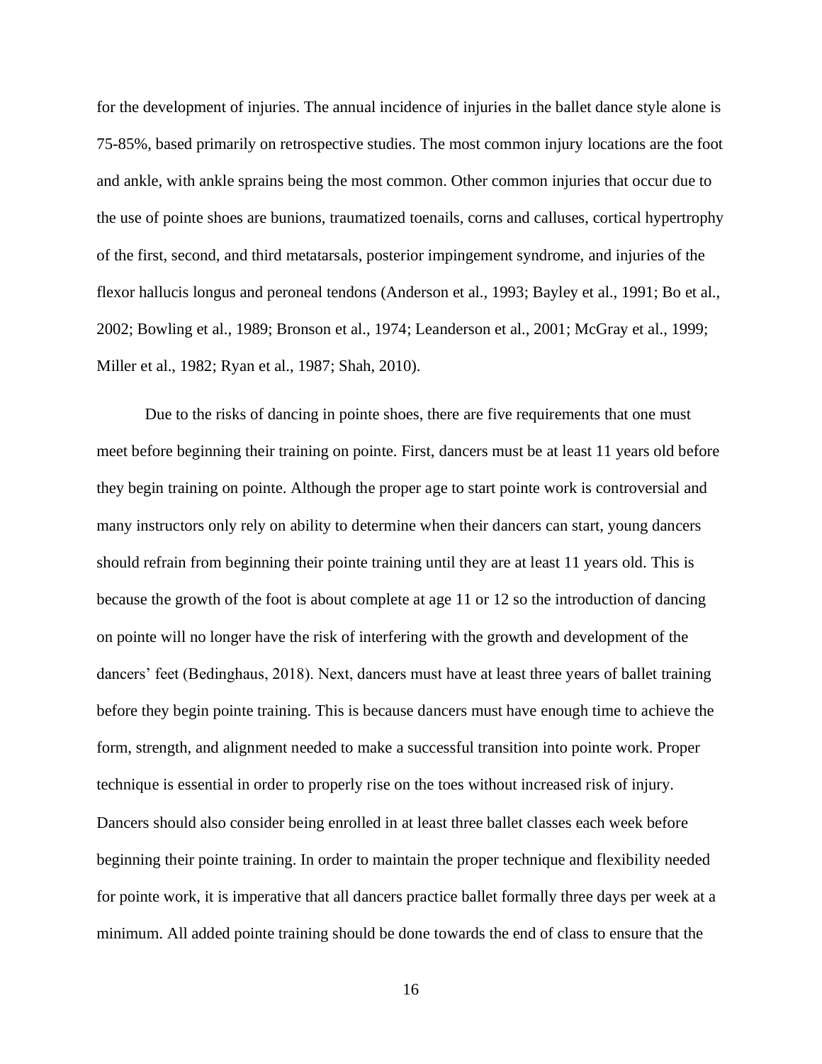for the development of injuries. The annual incidence of injuries in the ballet dance style alone is 75-85%, based primarily on retrospective studies. The most common injury locations are the foot and ankle, with ankle sprains being the most common. Other common injuries that occur due to the use of pointe shoes are bunions, traumatized toenails, corns and calluses, cortical hypertrophy of the first, second, and third metatarsals, posterior impingement syndrome, and injuries of the flexor hallucis longus and peroneal tendons (Anderson et al., 1993; Bayley et al., 1991; Bo et al., 2002; Bowling et al., 1989; Bronson et al., 1974; Leanderson et al., 2001; McGray et al., 1999; Miller et al., 1982; Ryan et al., 1987; Shah, 2010).

Due to the risks of dancing in pointe shoes, there are five requirements that one must meet before beginning their training on pointe. First, dancers must be at least 11 years old before they begin training on pointe. Although the proper age to start pointe work is controversial and many instructors only rely on ability to determine when their dancers can start, young dancers should refrain from beginning their pointe training until they are at least 11 years old. This is because the growth of the foot is about complete at age 11 or 12 so the introduction of dancing on pointe will no longer have the risk of interfering with the growth and development of the dancers' feet (Bedinghaus, 2018). Next, dancers must have at least three years of ballet training before they begin pointe training. This is because dancers must have enough time to achieve the form, strength, and alignment needed to make a successful transition into pointe work. Proper technique is essential in order to properly rise on the toes without increased risk of injury. Dancers should also consider being enrolled in at least three ballet classes each week before beginning their pointe training. In order to maintain the proper technique and flexibility needed for pointe work, it is imperative that all dancers practice ballet formally three days per week at a minimum. All added pointe training should be done towards the end of class to ensure that the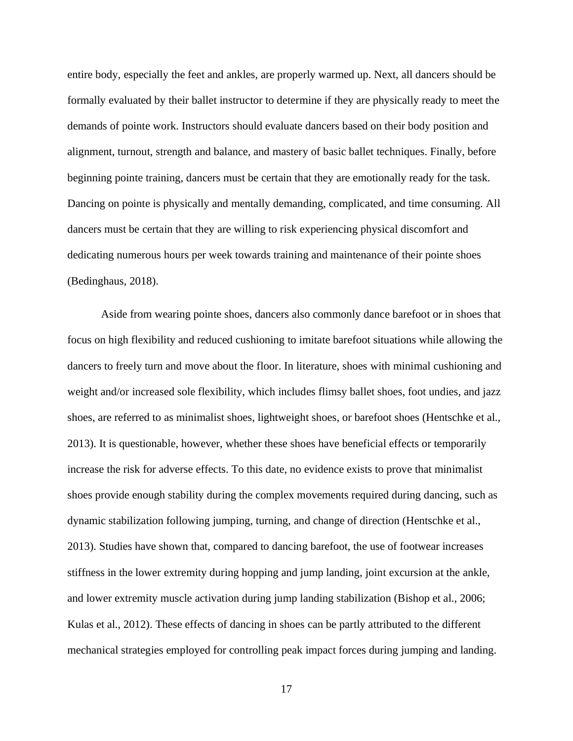entire body, especially the feet and ankles, are properly warmed up. Next, all dancers should be formally evaluated by their ballet instructor to determine if they are physically ready to meet the demands of pointe work. Instructors should evaluate dancers based on their body position and alignment, turnout, strength and balance, and mastery of basic ballet techniques. Finally, before beginning pointe training, dancers must be certain that they are emotionally ready for the task. Dancing on pointe is physically and mentally demanding, complicated, and time consuming. All dancers must be certain that they are willing to risk experiencing physical discomfort and dedicating numerous hours per week towards training and maintenance of their pointe shoes (Bedinghaus, 2018).

Aside from wearing pointe shoes, dancers also commonly dance barefoot or in shoes that focus on high flexibility and reduced cushioning to imitate barefoot situations while allowing the dancers to freely turn and move about the floor. In literature, shoes with minimal cushioning and weight and/or increased sole flexibility, which includes flimsy ballet shoes, foot undies, and jazz shoes, are referred to as minimalist shoes, lightweight shoes, or barefoot shoes (Hentschke et al., 2013). It is questionable, however, whether these shoes have beneficial effects or temporarily increase the risk for adverse effects. To this date, no evidence exists to prove that minimalist shoes provide enough stability during the complex movements required during dancing, such as dynamic stabilization following jumping, turning, and change of direction (Hentschke et al., 2013). Studies have shown that, compared to dancing barefoot, the use of footwear increases stiffness in the lower extremity during hopping and jump landing, joint excursion at the ankle, and lower extremity muscle activation during jump landing stabilization (Bishop et al., 2006; Kulas et al., 2012). These effects of dancing in shoes can be partly attributed to the different mechanical strategies employed for controlling peak impact forces during jumping and landing.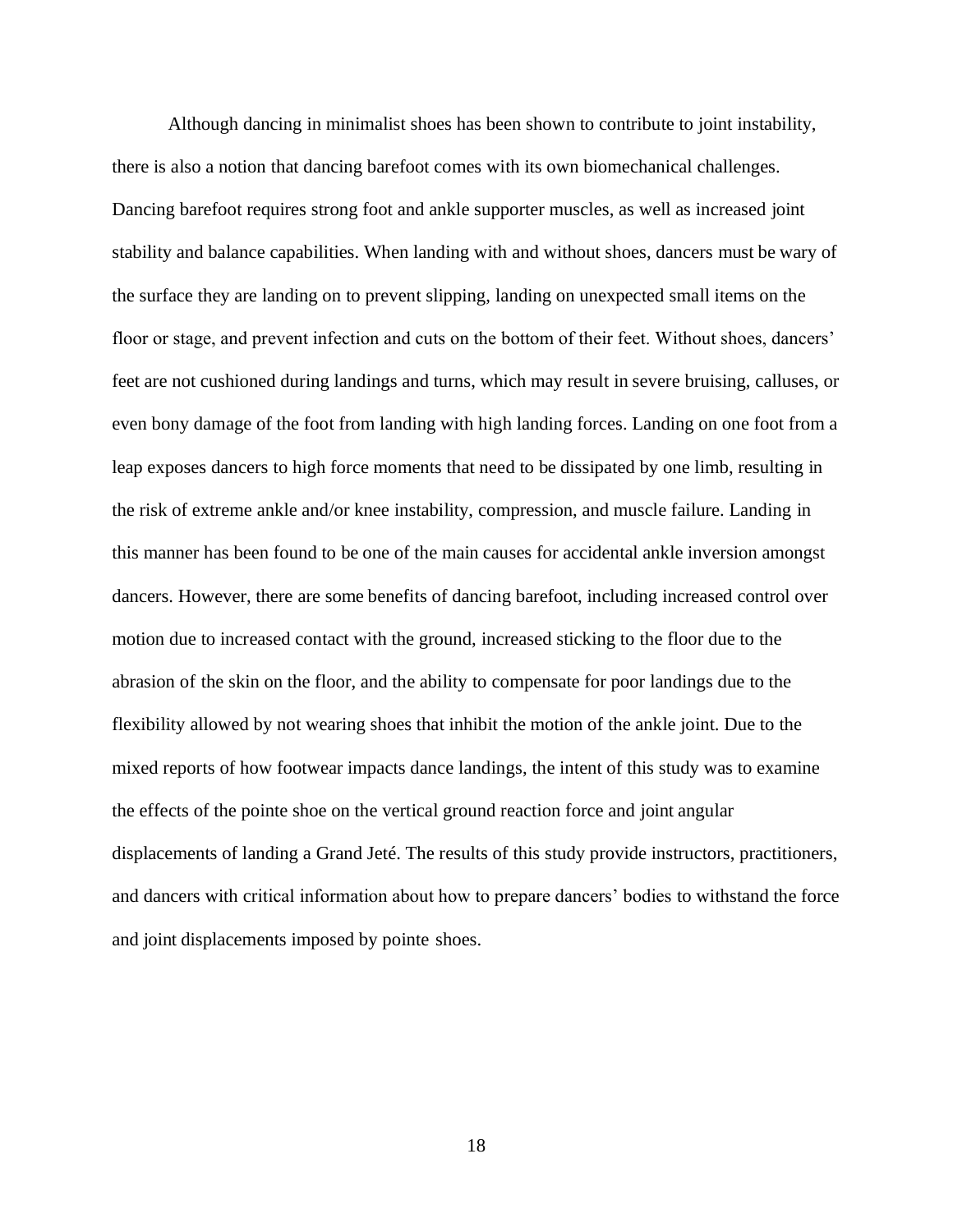Although dancing in minimalist shoes has been shown to contribute to joint instability, there is also a notion that dancing barefoot comes with its own biomechanical challenges. Dancing barefoot requires strong foot and ankle supporter muscles, as well as increased joint stability and balance capabilities. When landing with and without shoes, dancers must be wary of the surface they are landing on to prevent slipping, landing on unexpected small items on the floor or stage, and prevent infection and cuts on the bottom of their feet. Without shoes, dancers' feet are not cushioned during landings and turns, which may result in severe bruising, calluses, or even bony damage of the foot from landing with high landing forces. Landing on one foot from a leap exposes dancers to high force moments that need to be dissipated by one limb, resulting in the risk of extreme ankle and/or knee instability, compression, and muscle failure. Landing in this manner has been found to be one of the main causes for accidental ankle inversion amongst dancers. However, there are some benefits of dancing barefoot, including increased control over motion due to increased contact with the ground, increased sticking to the floor due to the abrasion of the skin on the floor, and the ability to compensate for poor landings due to the flexibility allowed by not wearing shoes that inhibit the motion of the ankle joint. Due to the mixed reports of how footwear impacts dance landings, the intent of this study was to examine the effects of the pointe shoe on the vertical ground reaction force and joint angular displacements of landing a Grand Jeté. The results of this study provide instructors, practitioners, and dancers with critical information about how to prepare dancers' bodies to withstand the force and joint displacements imposed by pointe shoes.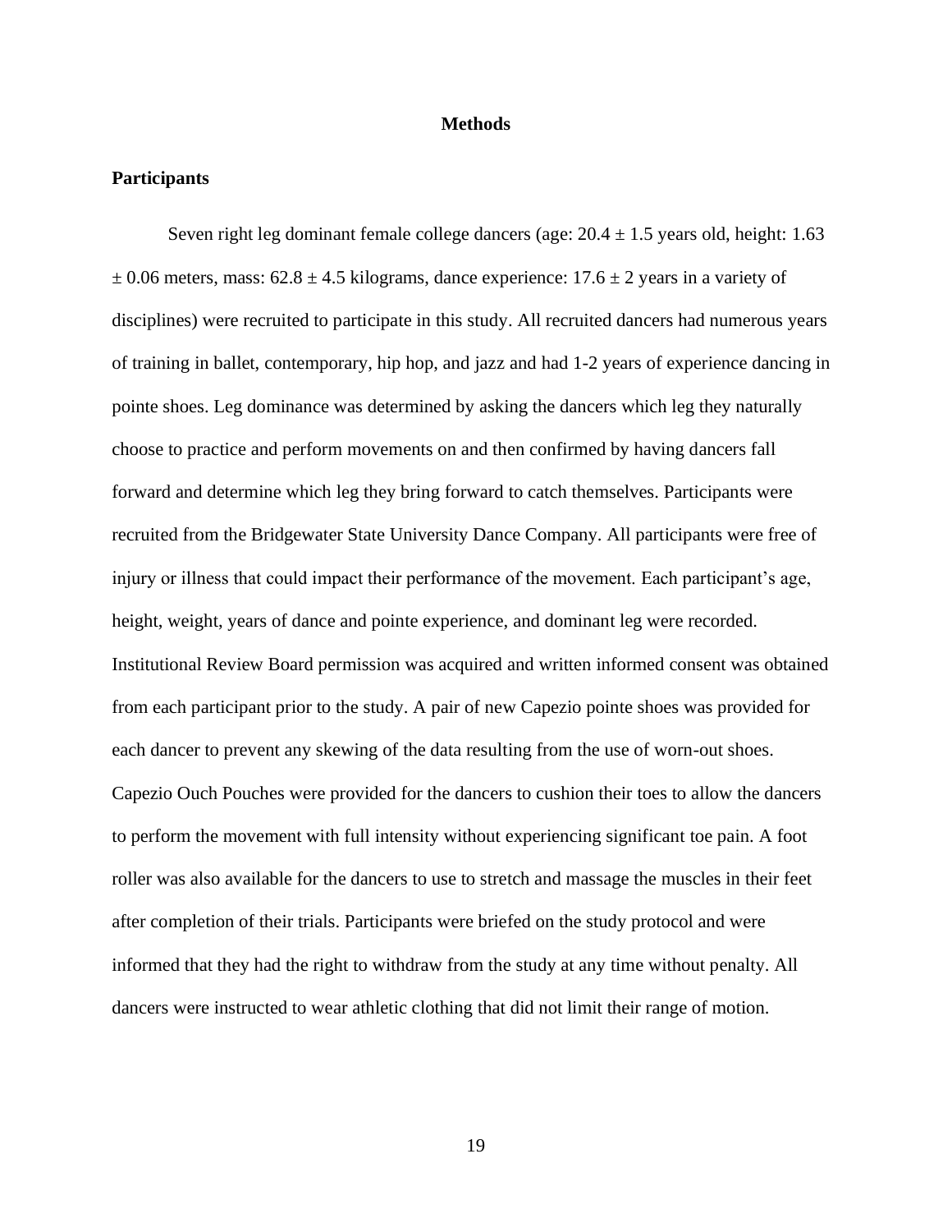# Methods

## Participants

Seven right leg dominant female college dancers (age: 20.4 ± 1.5 years old, height: 1.63 ± 0.06 meters, mass: 62.8 ± 4.5 kilograms, dance experience: 17.6 ± 2 years in a variety of disciplines) were recruited to participate in this study. All recruited dancers had numerous years of training in ballet, contemporary, hip hop, and jazz and had 1-2 years of experience dancing in pointe shoes. Leg dominance was determined by asking the dancers which leg they naturally choose to practice and perform movements on and then confirmed by having dancers fall forward and determine which leg they bring forward to catch themselves. Participants were recruited from the Bridgewater State University Dance Company. All participants were free of injury or illness that could impact their performance of the movement. Each participant's age, height, weight, years of dance and pointe experience, and dominant leg were recorded. Institutional Review Board permission was acquired and written informed consent was obtained from each participant prior to the study. A pair of new Capezio pointe shoes was provided for each dancer to prevent any skewing of the data resulting from the use of worn-out shoes. Capezio Ouch Pouches were provided for the dancers to cushion their toes to allow the dancers to perform the movement with full intensity without experiencing significant toe pain. A foot roller was also available for the dancers to use to stretch and massage the muscles in their feet after completion of their trials. Participants were briefed on the study protocol and were informed that they had the right to withdraw from the study at any time without penalty. All dancers were instructed to wear athletic clothing that did not limit their range of motion.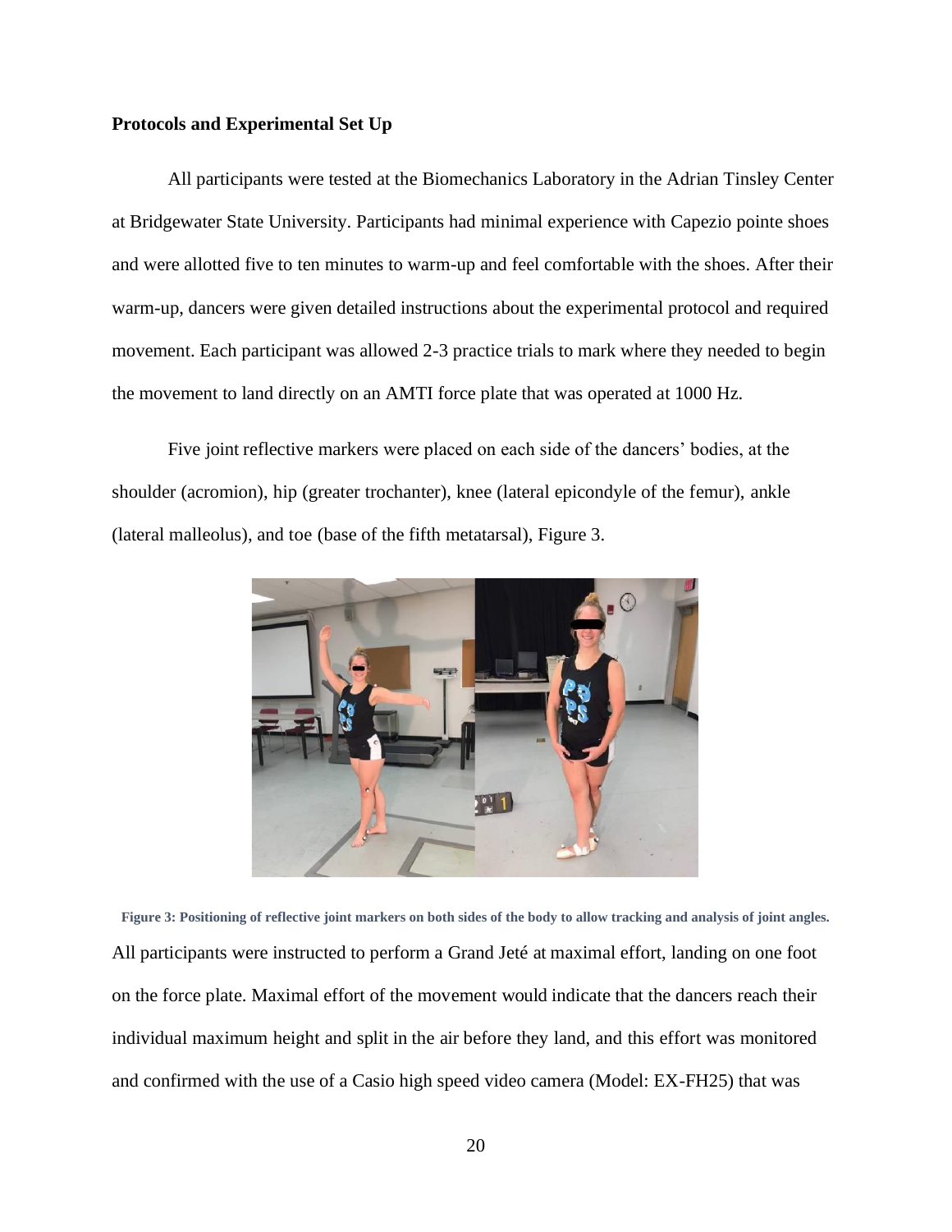**Protocols and Experimental Set Up**

All participants were tested at the Biomechanics Laboratory in the Adrian Tinsley Center at Bridgewater State University. Participants had minimal experience with Capezio pointe shoes and were allotted five to ten minutes to warm-up and feel comfortable with the shoes. After their warm-up, dancers were given detailed instructions about the experimental protocol and required movement. Each participant was allowed 2-3 practice trials to mark where they needed to begin the movement to land directly on an AMTI force plate that was operated at 1000 Hz.

Five joint reflective markers were placed on each side of the dancers' bodies, at the shoulder (acromion), hip (greater trochanter), knee (lateral epicondyle of the femur), ankle (lateral malleolus), and toe (base of the fifth metatarsal), Figure 3.

**Figure 3: Positioning of reflective joint markers on both sides of the body to allow tracking and analysis of joint angles.**

All participants were instructed to perform a Grand Jeté at maximal effort, landing on one foot on the force plate. Maximal effort of the movement would indicate that the dancers reach their individual maximum height and split in the air before they land, and this effort was monitored and confirmed with the use of a Casio high speed video camera (Model: EX-FH25) that was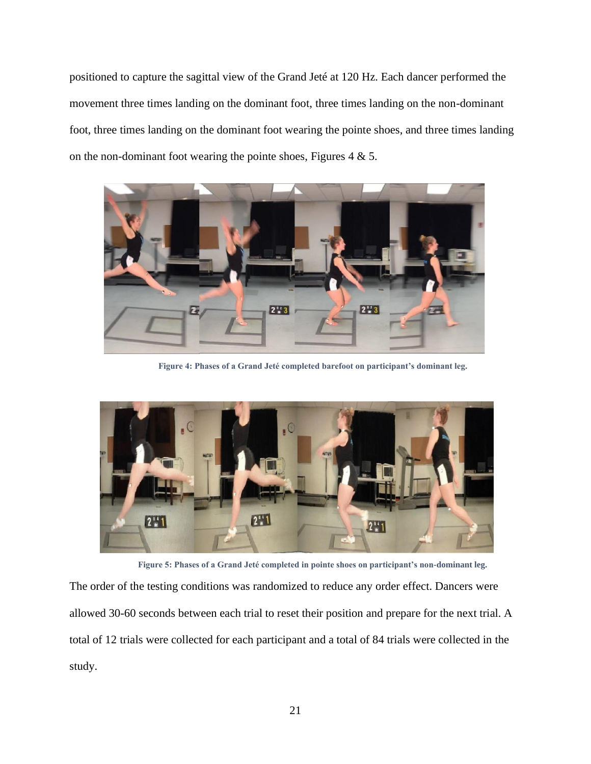positioned to capture the sagittal view of the Grand Jeté at 120 Hz. Each dancer performed the movement three times landing on the dominant foot, three times landing on the non-dominant foot, three times landing on the dominant foot wearing the pointe shoes, and three times landing on the non-dominant foot wearing the pointe shoes, Figures 4 & 5.

**Figure 4: Phases of a Grand Jeté completed barefoot on participant's dominant leg.**

**Figure 5: Phases of a Grand Jeté completed in pointe shoes on participant's non-dominant leg.**

The order of the testing conditions was randomized to reduce any order effect. Dancers were allowed 30-60 seconds between each trial to reset their position and prepare for the next trial. A total of 12 trials were collected for each participant and a total of 84 trials were collected in the study.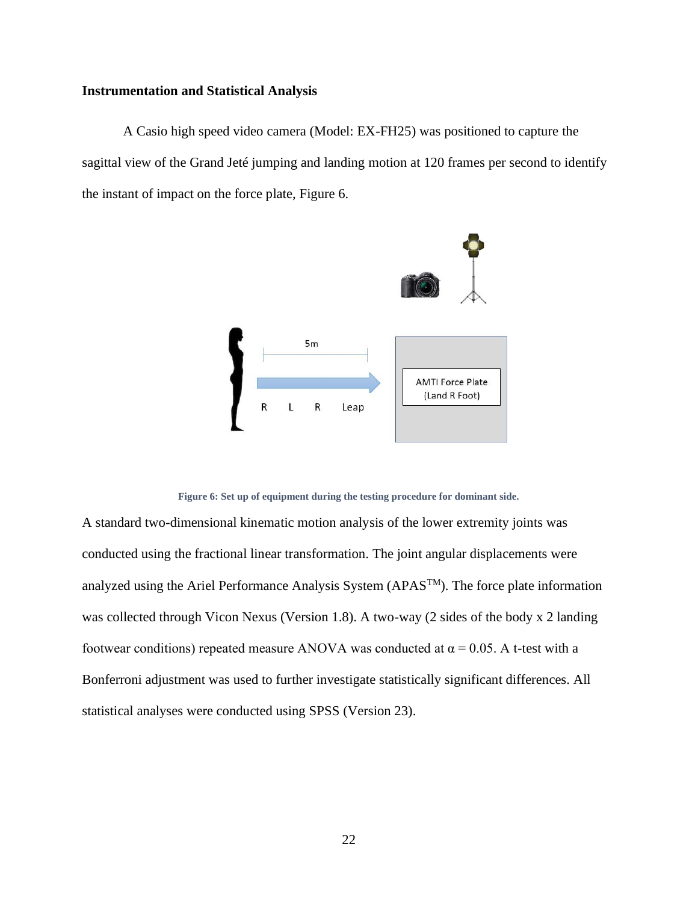**Instrumentation and Statistical Analysis**

A Casio high speed video camera (Model: EX-FH25) was positioned to capture the sagittal view of the Grand Jeté jumping and landing motion at 120 frames per second to identify the instant of impact on the force plate, Figure 6.

5m

R L R Leap

AMTI Force Plate (Land R Foot)

**Figure 6: Set up of equipment during the testing procedure for dominant side.**

A standard two-dimensional kinematic motion analysis of the lower extremity joints was conducted using the fractional linear transformation. The joint angular displacements were analyzed using the Ariel Performance Analysis System (APAS$^{TM}$). The force plate information was collected through Vicon Nexus (Version 1.8). A two-way (2 sides of the body x 2 landing footwear conditions) repeated measure ANOVA was conducted at $\alpha = 0.05$. A t-test with a Bonferroni adjustment was used to further investigate statistically significant differences. All statistical analyses were conducted using SPSS (Version 23).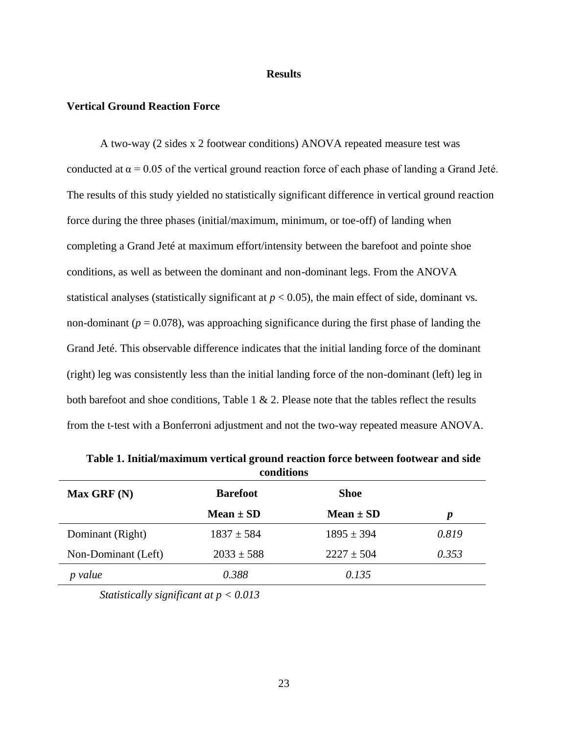# Results

## Vertical Ground Reaction Force

A two-way (2 sides x 2 footwear conditions) ANOVA repeated measure test was conducted at $\alpha = 0.05$ of the vertical ground reaction force of each phase of landing a Grand Jeté. The results of this study yielded no statistically significant difference in vertical ground reaction force during the three phases (initial/maximum, minimum, or toe-off) of landing when completing a Grand Jeté at maximum effort/intensity between the barefoot and pointe shoe conditions, as well as between the dominant and non-dominant legs. From the ANOVA statistical analyses (statistically significant at $p < 0.05$), the main effect of side, dominant vs. non-dominant ($p = 0.078$), was approaching significance during the first phase of landing the Grand Jeté. This observable difference indicates that the initial landing force of the dominant (right) leg was consistently less than the initial landing force of the non-dominant (left) leg in both barefoot and shoe conditions, Table 1 & 2. Please note that the tables reflect the results from the t-test with a Bonferroni adjustment and not the two-way repeated measure ANOVA.

**Table 1. Initial/maximum vertical ground reaction force between footwear and side conditions**

| **Max GRF (N)** | **Barefoot** | **Shoe** | |
|---|---|---|---|
| | **Mean ± SD** | **Mean ± SD** | ***p*** |
| Dominant (Right) | 1837 ± 584 | 1895 ± 394 | *0.819* |
| Non-Dominant (Left) | 2033 ± 588 | 2227 ± 504 | *0.353* |
| *p value* | *0.388* | *0.135* | |

*Statistically significant at $p < 0.013$*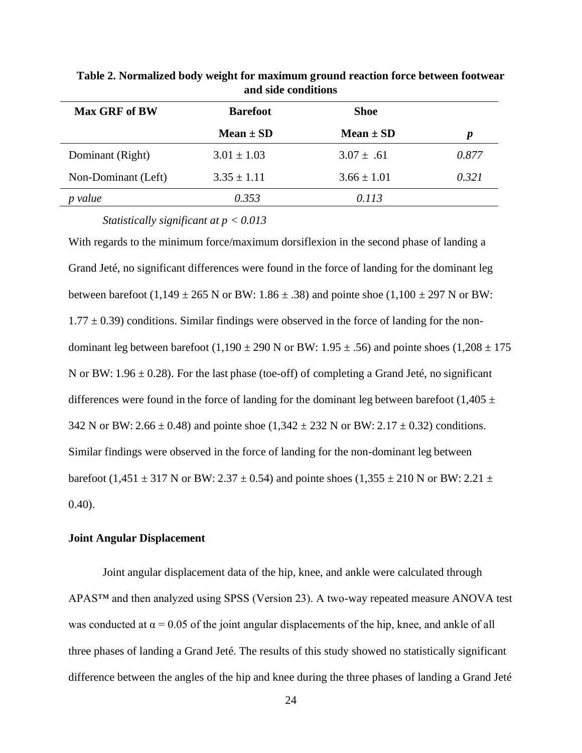**Table 2. Normalized body weight for maximum ground reaction force between footwear and side conditions**

| Max GRF of BW | Barefoot | Shoe | |
|---|---|---|---|
| | Mean ± SD | Mean ± SD | *p* |
| Dominant (Right) | 3.01 ± 1.03 | 3.07 ± .61 | *0.877* |
| Non-Dominant (Left) | 3.35 ± 1.11 | 3.66 ± 1.01 | *0.321* |
| *p value* | *0.353* | *0.113* | |

*Statistically significant at $p < 0.013$*

With regards to the minimum force/maximum dorsiflexion in the second phase of landing a Grand Jeté, no significant differences were found in the force of landing for the dominant leg between barefoot (1,149 ± 265 N or BW: 1.86 ± .38) and pointe shoe (1,100 ± 297 N or BW: 1.77 ± 0.39) conditions. Similar findings were observed in the force of landing for the non-dominant leg between barefoot (1,190 ± 290 N or BW: 1.95 ± .56) and pointe shoes (1,208 ± 175 N or BW: 1.96 ± 0.28). For the last phase (toe-off) of completing a Grand Jeté, no significant differences were found in the force of landing for the dominant leg between barefoot (1,405 ± 342 N or BW: 2.66 ± 0.48) and pointe shoe (1,342 ± 232 N or BW: 2.17 ± 0.32) conditions. Similar findings were observed in the force of landing for the non-dominant leg between barefoot (1,451 ± 317 N or BW: 2.37 ± 0.54) and pointe shoes (1,355 ± 210 N or BW: 2.21 ± 0.40).

**Joint Angular Displacement**

Joint angular displacement data of the hip, knee, and ankle were calculated through APAS™ and then analyzed using SPSS (Version 23). A two-way repeated measure ANOVA test was conducted at $\alpha = 0.05$ of the joint angular displacements of the hip, knee, and ankle of all three phases of landing a Grand Jeté. The results of this study showed no statistically significant difference between the angles of the hip and knee during the three phases of landing a Grand Jeté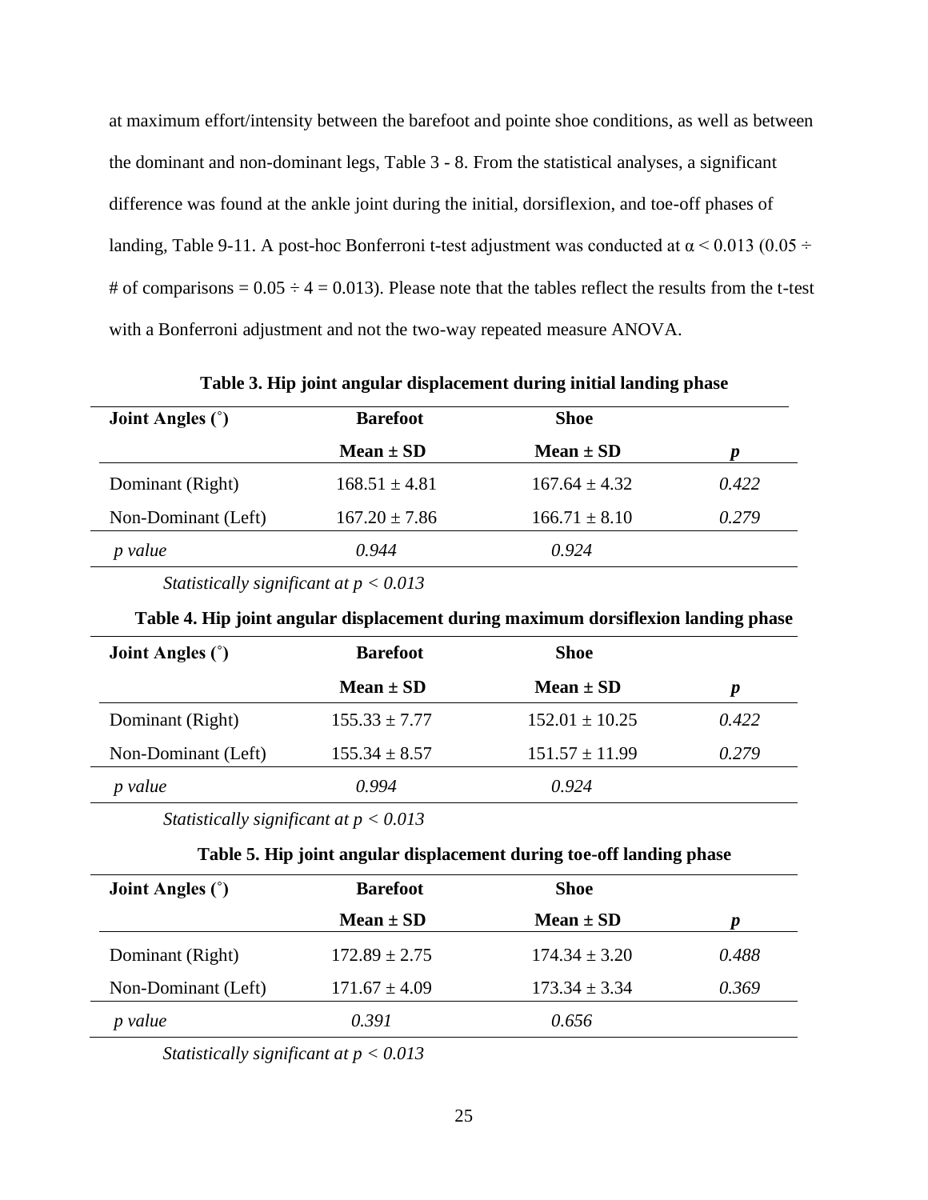at maximum effort/intensity between the barefoot and pointe shoe conditions, as well as between the dominant and non-dominant legs, Table 3 - 8. From the statistical analyses, a significant difference was found at the ankle joint during the initial, dorsiflexion, and toe-off phases of landing, Table 9-11. A post-hoc Bonferroni t-test adjustment was conducted at $\alpha < 0.013$ ($0.05 \div$ # of comparisons $= 0.05 \div 4 = 0.013$). Please note that the tables reflect the results from the t-test with a Bonferroni adjustment and not the two-way repeated measure ANOVA.

**Table 3. Hip joint angular displacement during initial landing phase**

| **Joint Angles (˚)** | **Barefoot** | **Shoe** | |
|---|---|---|---|
| | **Mean ± SD** | **Mean ± SD** | ***p*** |
| Dominant (Right) | 168.51 ± 4.81 | 167.64 ± 4.32 | *0.422* |
| Non-Dominant (Left) | 167.20 ± 7.86 | 166.71 ± 8.10 | *0.279* |
| *p value* | *0.944* | *0.924* | |

*Statistically significant at $p < 0.013$*

**Table 4. Hip joint angular displacement during maximum dorsiflexion landing phase**

| **Joint Angles (˚)** | **Barefoot** | **Shoe** | |
|---|---|---|---|
| | **Mean ± SD** | **Mean ± SD** | ***p*** |
| Dominant (Right) | 155.33 ± 7.77 | 152.01 ± 10.25 | *0.422* |
| Non-Dominant (Left) | 155.34 ± 8.57 | 151.57 ± 11.99 | *0.279* |
| *p value* | *0.994* | *0.924* | |

*Statistically significant at $p < 0.013$*

**Table 5. Hip joint angular displacement during toe-off landing phase**

| **Joint Angles (˚)** | **Barefoot** | **Shoe** | |
|---|---|---|---|
| | **Mean ± SD** | **Mean ± SD** | ***p*** |
| Dominant (Right) | 172.89 ± 2.75 | 174.34 ± 3.20 | *0.488* |
| Non-Dominant (Left) | 171.67 ± 4.09 | 173.34 ± 3.34 | *0.369* |
| *p value* | *0.391* | *0.656* | |

*Statistically significant at $p < 0.013$*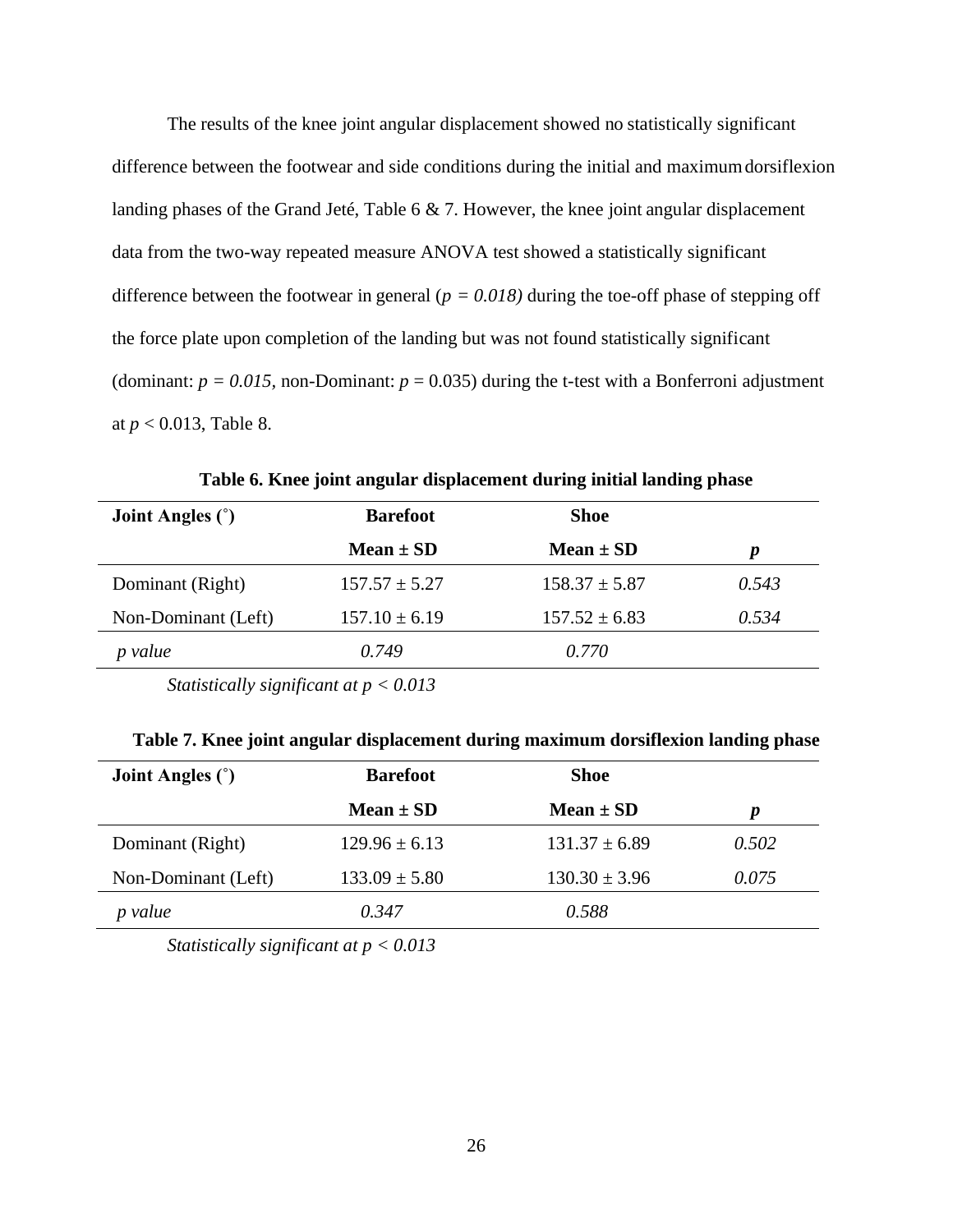The results of the knee joint angular displacement showed no statistically significant difference between the footwear and side conditions during the initial and maximum dorsiflexion landing phases of the Grand Jeté, Table 6 & 7. However, the knee joint angular displacement data from the two-way repeated measure ANOVA test showed a statistically significant difference between the footwear in general (*$p = 0.018$*) during the toe-off phase of stepping off the force plate upon completion of the landing but was not found statistically significant (dominant: $p = 0.015$, non-Dominant: $p = 0.035$) during the t-test with a Bonferroni adjustment at $p < 0.013$, Table 8.

**Table 6. Knee joint angular displacement during initial landing phase**

| **Joint Angles (˚)** | **Barefoot** | **Shoe** | |
|---|---|---|---|
| | **Mean ± SD** | **Mean ± SD** | ***p*** |
| Dominant (Right) | 157.57 ± 5.27 | 158.37 ± 5.87 | *0.543* |
| Non-Dominant (Left) | 157.10 ± 6.19 | 157.52 ± 6.83 | *0.534* |
| *p value* | *0.749* | *0.770* | |

*Statistically significant at $p < 0.013$*

**Table 7. Knee joint angular displacement during maximum dorsiflexion landing phase**

| **Joint Angles (˚)** | **Barefoot** | **Shoe** | |
|---|---|---|---|
| | **Mean ± SD** | **Mean ± SD** | ***p*** |
| Dominant (Right) | 129.96 ± 6.13 | 131.37 ± 6.89 | *0.502* |
| Non-Dominant (Left) | 133.09 ± 5.80 | 130.30 ± 3.96 | *0.075* |
| *p value* | *0.347* | *0.588* | |

*Statistically significant at $p < 0.013$*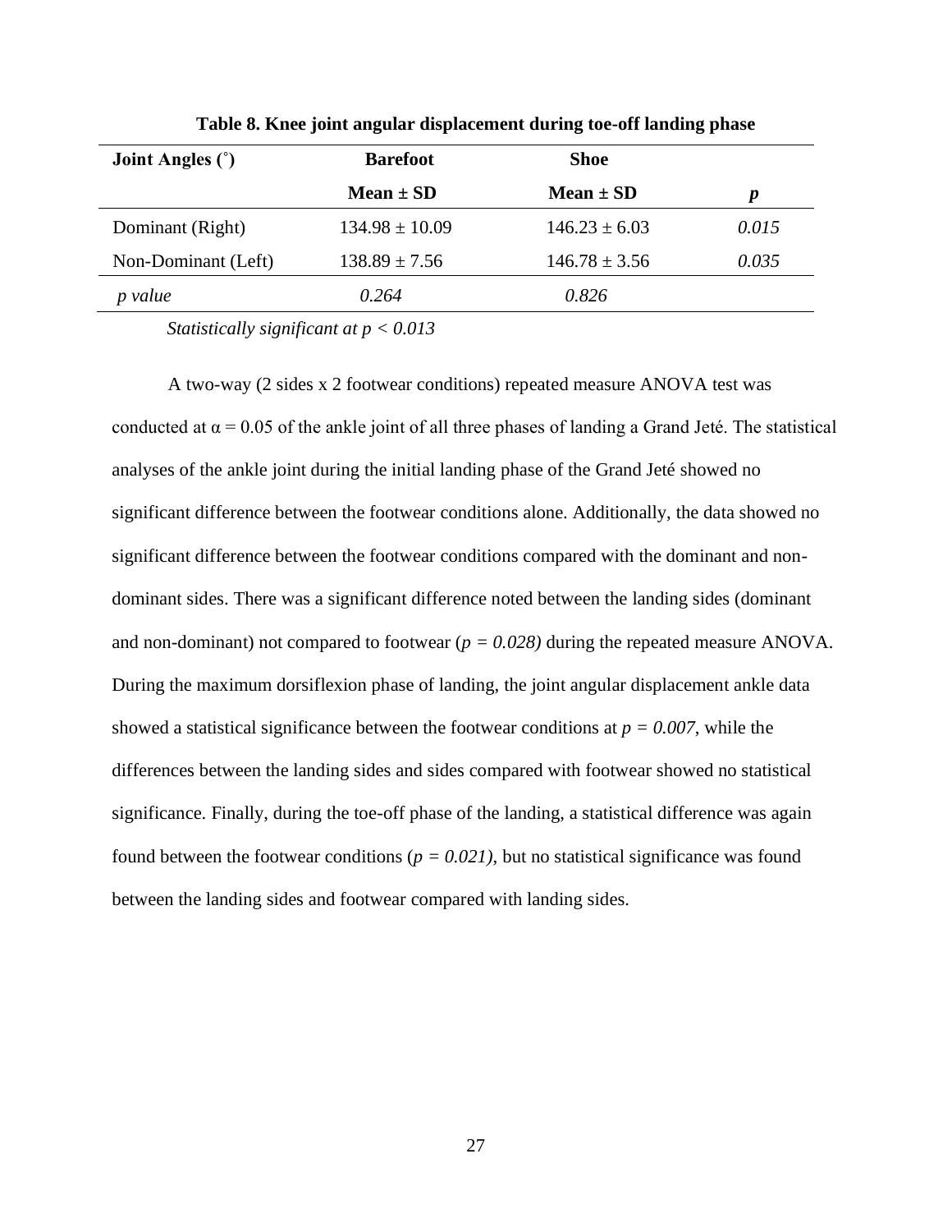**Table 8. Knee joint angular displacement during toe-off landing phase**

| Joint Angles (˚) | Barefoot | Shoe | |
|---|---|---|---|
| | **Mean ± SD** | **Mean ± SD** | ***p*** |
| Dominant (Right) | 134.98 ± 10.09 | 146.23 ± 6.03 | *0.015* |
| Non-Dominant (Left) | 138.89 ± 7.56 | 146.78 ± 3.56 | *0.035* |
| *p value* | *0.264* | *0.826* | |

*Statistically significant at $p < 0.013$*

A two-way (2 sides x 2 footwear conditions) repeated measure ANOVA test was conducted at $\alpha = 0.05$ of the ankle joint of all three phases of landing a Grand Jeté. The statistical analyses of the ankle joint during the initial landing phase of the Grand Jeté showed no significant difference between the footwear conditions alone. Additionally, the data showed no significant difference between the footwear conditions compared with the dominant and non-dominant sides. There was a significant difference noted between the landing sides (dominant and non-dominant) not compared to footwear ($p = 0.028$) during the repeated measure ANOVA. During the maximum dorsiflexion phase of landing, the joint angular displacement ankle data showed a statistical significance between the footwear conditions at $p = 0.007$, while the differences between the landing sides and sides compared with footwear showed no statistical significance. Finally, during the toe-off phase of the landing, a statistical difference was again found between the footwear conditions ($p = 0.021$), but no statistical significance was found between the landing sides and footwear compared with landing sides.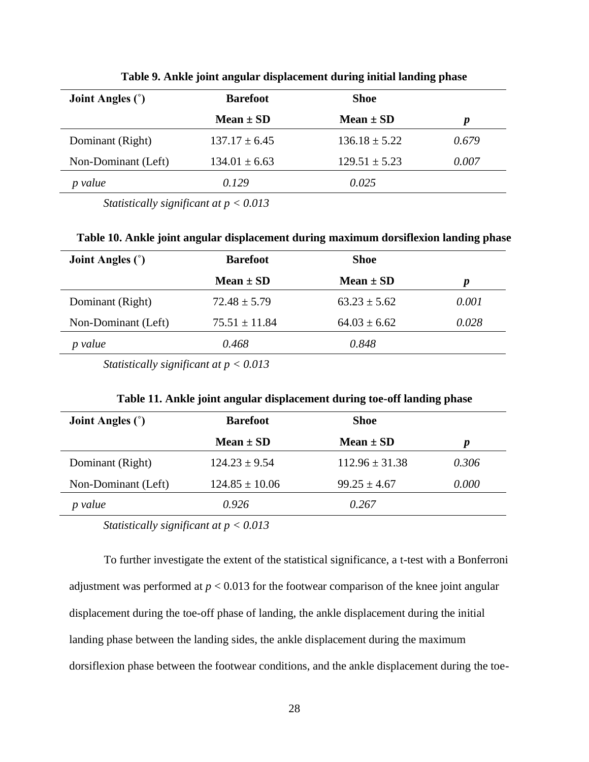**Table 9. Ankle joint angular displacement during initial landing phase**

| Joint Angles (˚) | Barefoot | Shoe | |
|---|---|---|---|
| | Mean ± SD | Mean ± SD | *p* |
| Dominant (Right) | 137.17 ± 6.45 | 136.18 ± 5.22 | *0.679* |
| Non-Dominant (Left) | 134.01 ± 6.63 | 129.51 ± 5.23 | *0.007* |
| *p value* | *0.129* | *0.025* | |

*Statistically significant at* $p < 0.013$

**Table 10. Ankle joint angular displacement during maximum dorsiflexion landing phase**

| Joint Angles (˚) | Barefoot | Shoe | |
|---|---|---|---|
| | Mean ± SD | Mean ± SD | *p* |
| Dominant (Right) | 72.48 ± 5.79 | 63.23 ± 5.62 | *0.001* |
| Non-Dominant (Left) | 75.51 ± 11.84 | 64.03 ± 6.62 | *0.028* |
| *p value* | *0.468* | *0.848* | |

*Statistically significant at* $p < 0.013$

**Table 11. Ankle joint angular displacement during toe-off landing phase**

| Joint Angles (˚) | Barefoot | Shoe | |
|---|---|---|---|
| | Mean ± SD | Mean ± SD | *p* |
| Dominant (Right) | 124.23 ± 9.54 | 112.96 ± 31.38 | *0.306* |
| Non-Dominant (Left) | 124.85 ± 10.06 | 99.25 ± 4.67 | *0.000* |
| *p value* | *0.926* | *0.267* | |

*Statistically significant at* $p < 0.013$

To further investigate the extent of the statistical significance, a t-test with a Bonferroni adjustment was performed at $p < 0.013$ for the footwear comparison of the knee joint angular displacement during the toe-off phase of landing, the ankle displacement during the initial landing phase between the landing sides, the ankle displacement during the maximum dorsiflexion phase between the footwear conditions, and the ankle displacement during the toe-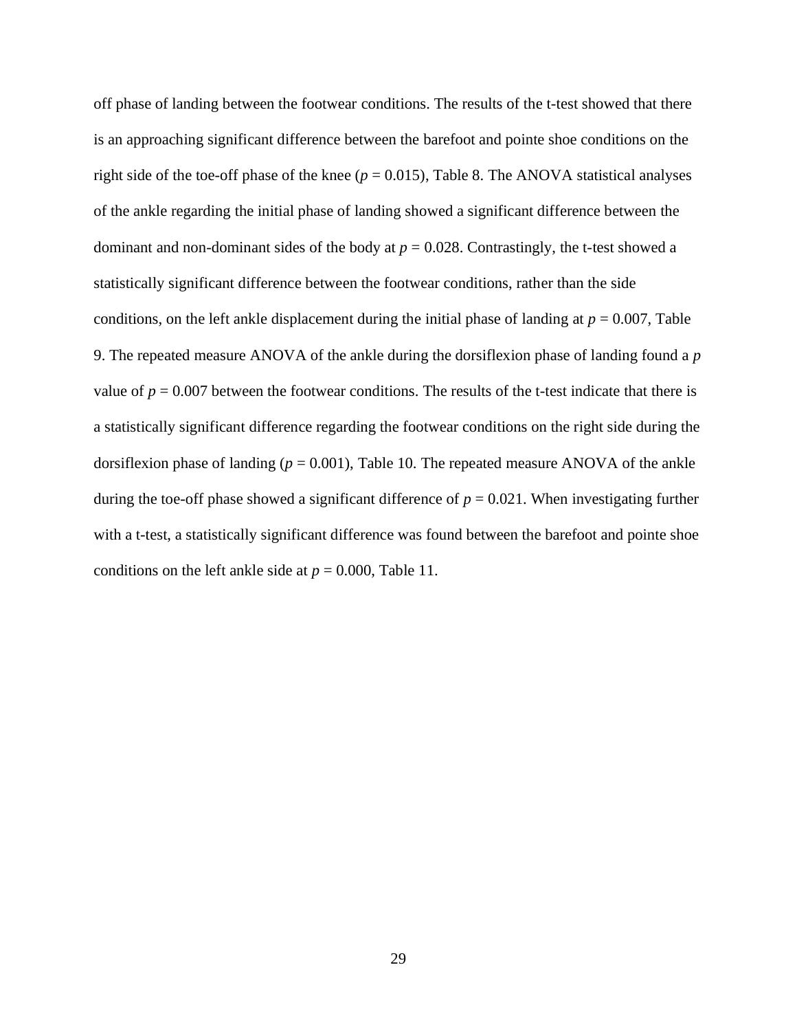off phase of landing between the footwear conditions. The results of the t-test showed that there is an approaching significant difference between the barefoot and pointe shoe conditions on the right side of the toe-off phase of the knee ($p = 0.015$), Table 8. The ANOVA statistical analyses of the ankle regarding the initial phase of landing showed a significant difference between the dominant and non-dominant sides of the body at $p = 0.028$. Contrastingly, the t-test showed a statistically significant difference between the footwear conditions, rather than the side conditions, on the left ankle displacement during the initial phase of landing at $p = 0.007$, Table 9. The repeated measure ANOVA of the ankle during the dorsiflexion phase of landing found a $p$ value of $p = 0.007$ between the footwear conditions. The results of the t-test indicate that there is a statistically significant difference regarding the footwear conditions on the right side during the dorsiflexion phase of landing ($p = 0.001$), Table 10. The repeated measure ANOVA of the ankle during the toe-off phase showed a significant difference of $p = 0.021$. When investigating further with a t-test, a statistically significant difference was found between the barefoot and pointe shoe conditions on the left ankle side at $p = 0.000$, Table 11.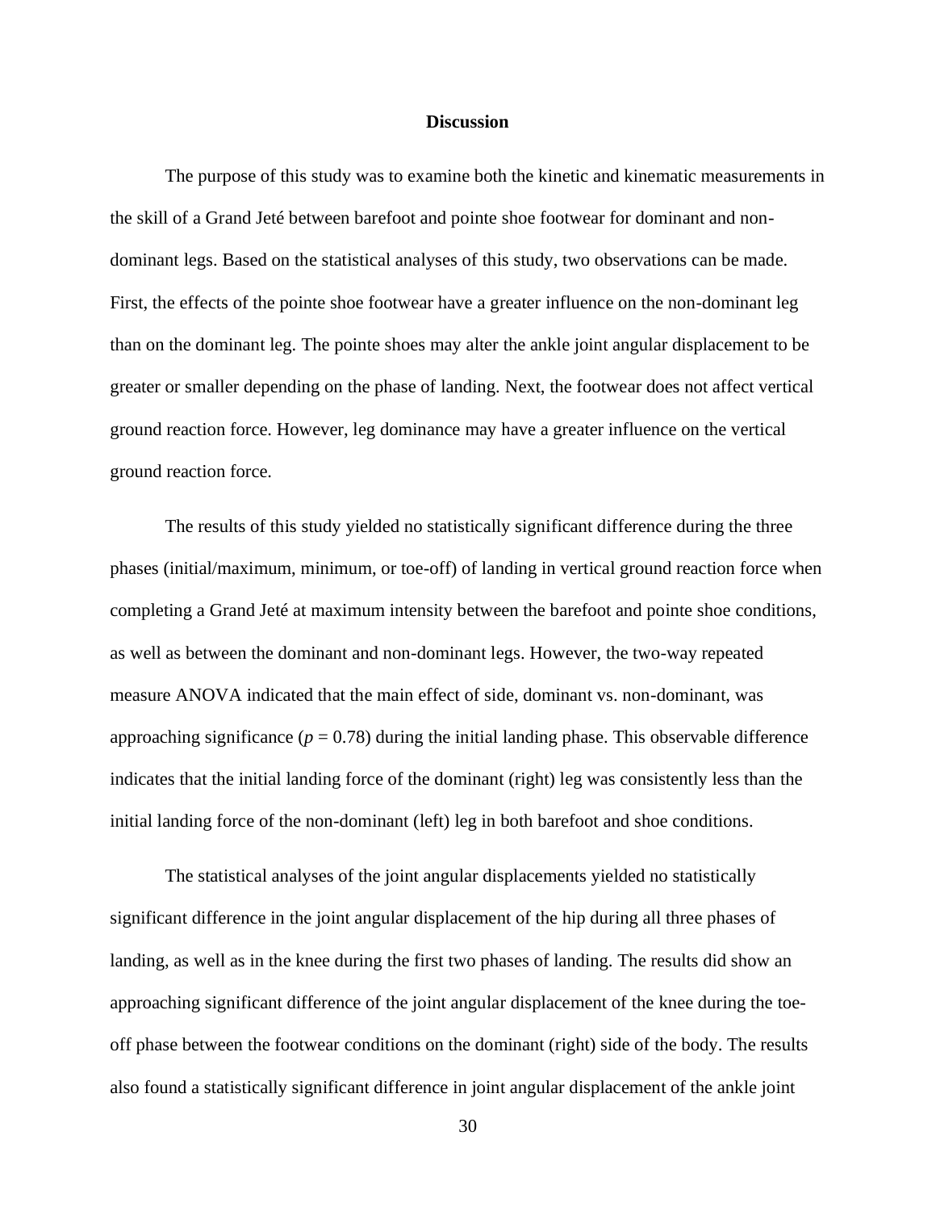# Discussion

The purpose of this study was to examine both the kinetic and kinematic measurements in the skill of a Grand Jeté between barefoot and pointe shoe footwear for dominant and non-dominant legs. Based on the statistical analyses of this study, two observations can be made. First, the effects of the pointe shoe footwear have a greater influence on the non-dominant leg than on the dominant leg. The pointe shoes may alter the ankle joint angular displacement to be greater or smaller depending on the phase of landing. Next, the footwear does not affect vertical ground reaction force. However, leg dominance may have a greater influence on the vertical ground reaction force.

The results of this study yielded no statistically significant difference during the three phases (initial/maximum, minimum, or toe-off) of landing in vertical ground reaction force when completing a Grand Jeté at maximum intensity between the barefoot and pointe shoe conditions, as well as between the dominant and non-dominant legs. However, the two-way repeated measure ANOVA indicated that the main effect of side, dominant vs. non-dominant, was approaching significance ($p = 0.78$) during the initial landing phase. This observable difference indicates that the initial landing force of the dominant (right) leg was consistently less than the initial landing force of the non-dominant (left) leg in both barefoot and shoe conditions.

The statistical analyses of the joint angular displacements yielded no statistically significant difference in the joint angular displacement of the hip during all three phases of landing, as well as in the knee during the first two phases of landing. The results did show an approaching significant difference of the joint angular displacement of the knee during the toe-off phase between the footwear conditions on the dominant (right) side of the body. The results also found a statistically significant difference in joint angular displacement of the ankle joint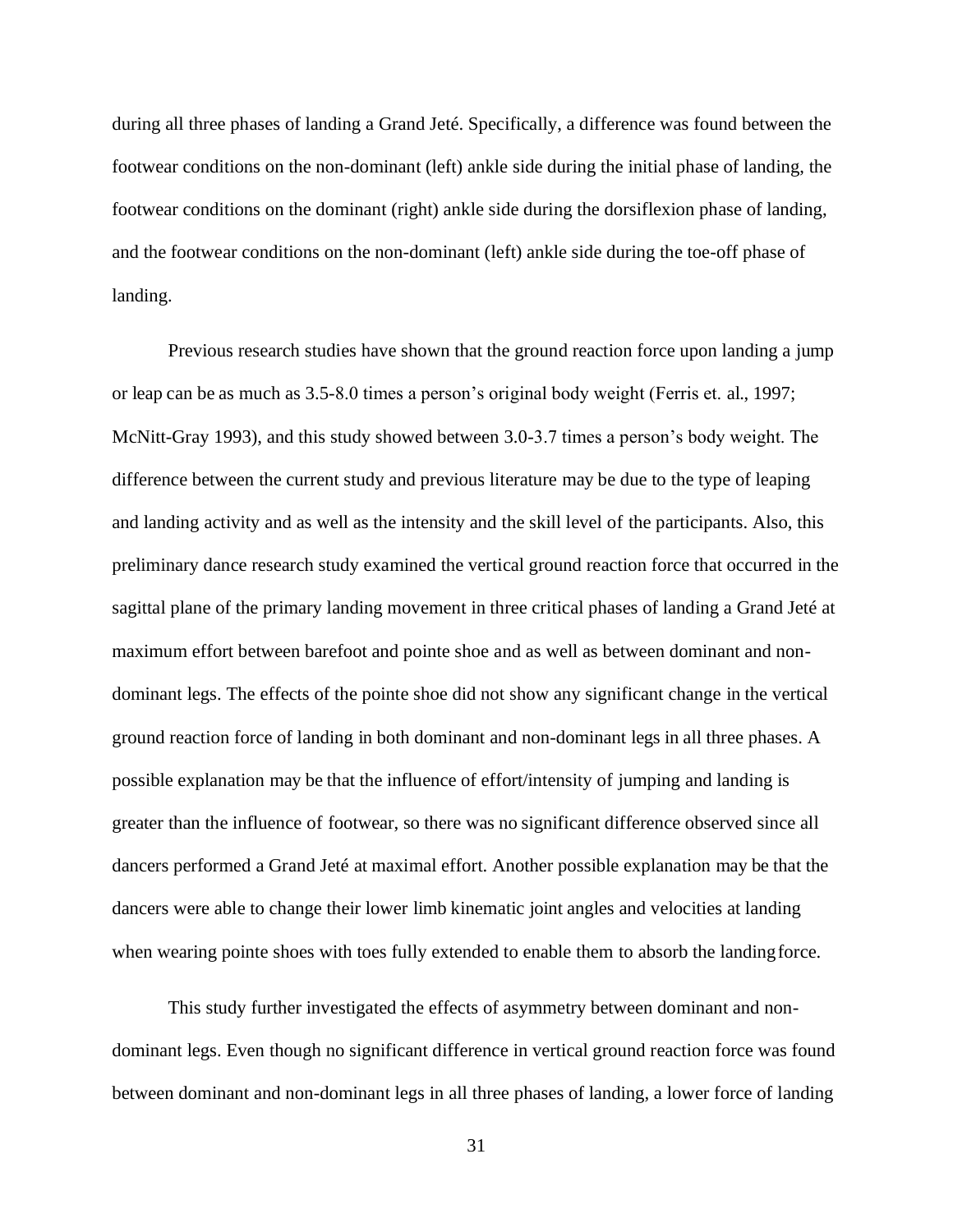during all three phases of landing a Grand Jeté. Specifically, a difference was found between the footwear conditions on the non-dominant (left) ankle side during the initial phase of landing, the footwear conditions on the dominant (right) ankle side during the dorsiflexion phase of landing, and the footwear conditions on the non-dominant (left) ankle side during the toe-off phase of landing.

Previous research studies have shown that the ground reaction force upon landing a jump or leap can be as much as 3.5-8.0 times a person's original body weight (Ferris et. al., 1997; McNitt-Gray 1993), and this study showed between 3.0-3.7 times a person's body weight. The difference between the current study and previous literature may be due to the type of leaping and landing activity and as well as the intensity and the skill level of the participants. Also, this preliminary dance research study examined the vertical ground reaction force that occurred in the sagittal plane of the primary landing movement in three critical phases of landing a Grand Jeté at maximum effort between barefoot and pointe shoe and as well as between dominant and non-dominant legs. The effects of the pointe shoe did not show any significant change in the vertical ground reaction force of landing in both dominant and non-dominant legs in all three phases. A possible explanation may be that the influence of effort/intensity of jumping and landing is greater than the influence of footwear, so there was no significant difference observed since all dancers performed a Grand Jeté at maximal effort. Another possible explanation may be that the dancers were able to change their lower limb kinematic joint angles and velocities at landing when wearing pointe shoes with toes fully extended to enable them to absorb the landing force.

This study further investigated the effects of asymmetry between dominant and non-dominant legs. Even though no significant difference in vertical ground reaction force was found between dominant and non-dominant legs in all three phases of landing, a lower force of landing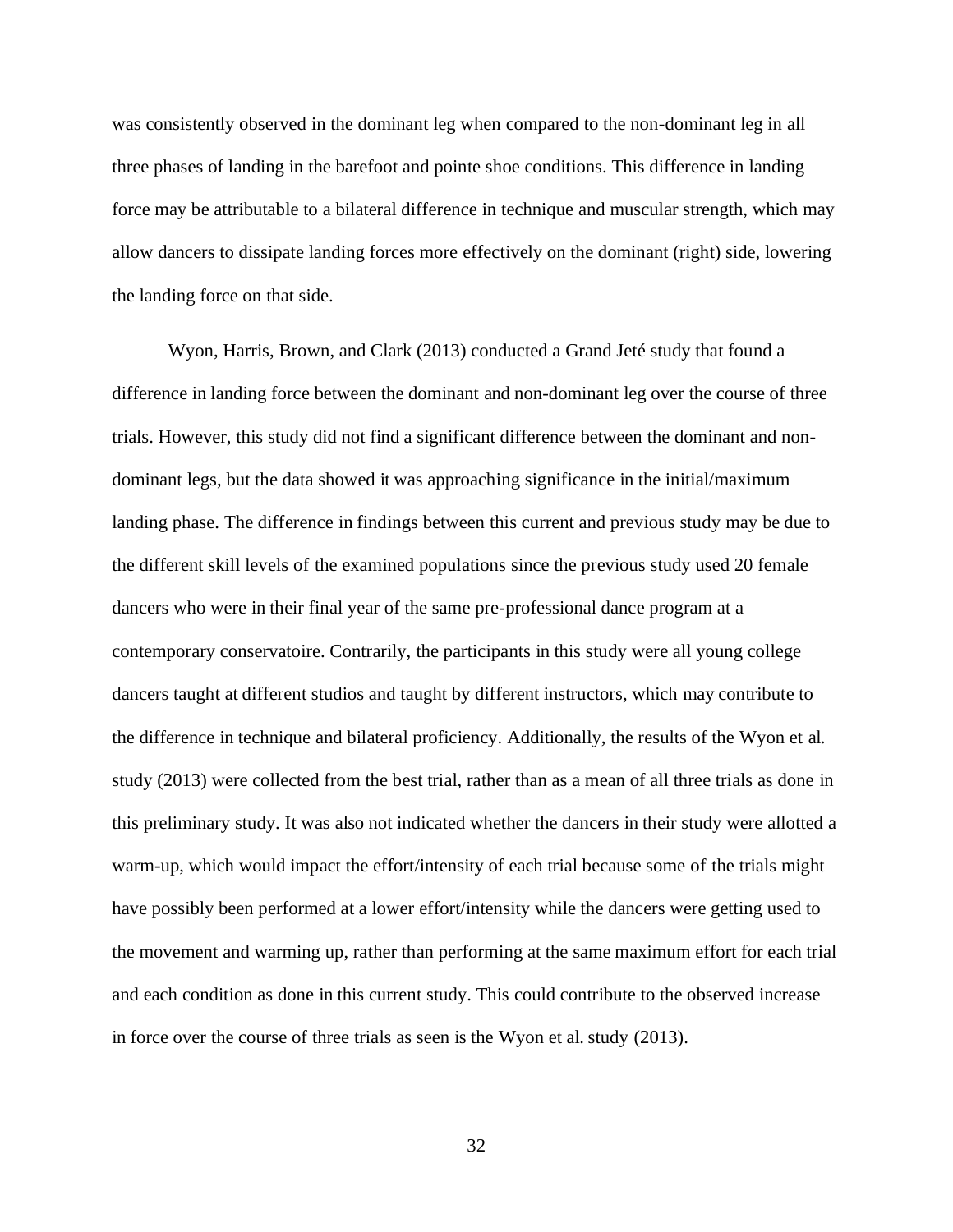was consistently observed in the dominant leg when compared to the non-dominant leg in all three phases of landing in the barefoot and pointe shoe conditions. This difference in landing force may be attributable to a bilateral difference in technique and muscular strength, which may allow dancers to dissipate landing forces more effectively on the dominant (right) side, lowering the landing force on that side.

Wyon, Harris, Brown, and Clark (2013) conducted a Grand Jeté study that found a difference in landing force between the dominant and non-dominant leg over the course of three trials. However, this study did not find a significant difference between the dominant and non-dominant legs, but the data showed it was approaching significance in the initial/maximum landing phase. The difference in findings between this current and previous study may be due to the different skill levels of the examined populations since the previous study used 20 female dancers who were in their final year of the same pre-professional dance program at a contemporary conservatoire. Contrarily, the participants in this study were all young college dancers taught at different studios and taught by different instructors, which may contribute to the difference in technique and bilateral proficiency. Additionally, the results of the Wyon et al. study (2013) were collected from the best trial, rather than as a mean of all three trials as done in this preliminary study. It was also not indicated whether the dancers in their study were allotted a warm-up, which would impact the effort/intensity of each trial because some of the trials might have possibly been performed at a lower effort/intensity while the dancers were getting used to the movement and warming up, rather than performing at the same maximum effort for each trial and each condition as done in this current study. This could contribute to the observed increase in force over the course of three trials as seen is the Wyon et al. study (2013).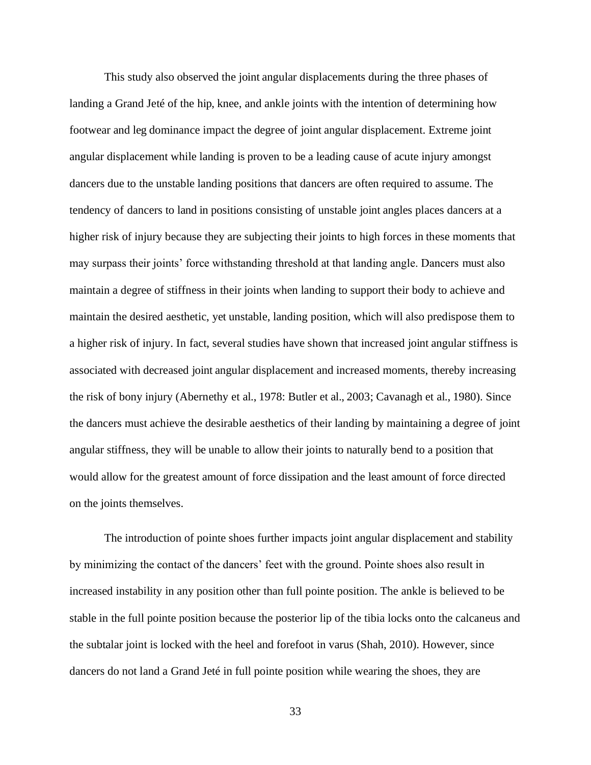This study also observed the joint angular displacements during the three phases of landing a Grand Jeté of the hip, knee, and ankle joints with the intention of determining how footwear and leg dominance impact the degree of joint angular displacement. Extreme joint angular displacement while landing is proven to be a leading cause of acute injury amongst dancers due to the unstable landing positions that dancers are often required to assume. The tendency of dancers to land in positions consisting of unstable joint angles places dancers at a higher risk of injury because they are subjecting their joints to high forces in these moments that may surpass their joints' force withstanding threshold at that landing angle. Dancers must also maintain a degree of stiffness in their joints when landing to support their body to achieve and maintain the desired aesthetic, yet unstable, landing position, which will also predispose them to a higher risk of injury. In fact, several studies have shown that increased joint angular stiffness is associated with decreased joint angular displacement and increased moments, thereby increasing the risk of bony injury (Abernethy et al., 1978: Butler et al., 2003; Cavanagh et al., 1980). Since the dancers must achieve the desirable aesthetics of their landing by maintaining a degree of joint angular stiffness, they will be unable to allow their joints to naturally bend to a position that would allow for the greatest amount of force dissipation and the least amount of force directed on the joints themselves.

The introduction of pointe shoes further impacts joint angular displacement and stability by minimizing the contact of the dancers' feet with the ground. Pointe shoes also result in increased instability in any position other than full pointe position. The ankle is believed to be stable in the full pointe position because the posterior lip of the tibia locks onto the calcaneus and the subtalar joint is locked with the heel and forefoot in varus (Shah, 2010). However, since dancers do not land a Grand Jeté in full pointe position while wearing the shoes, they are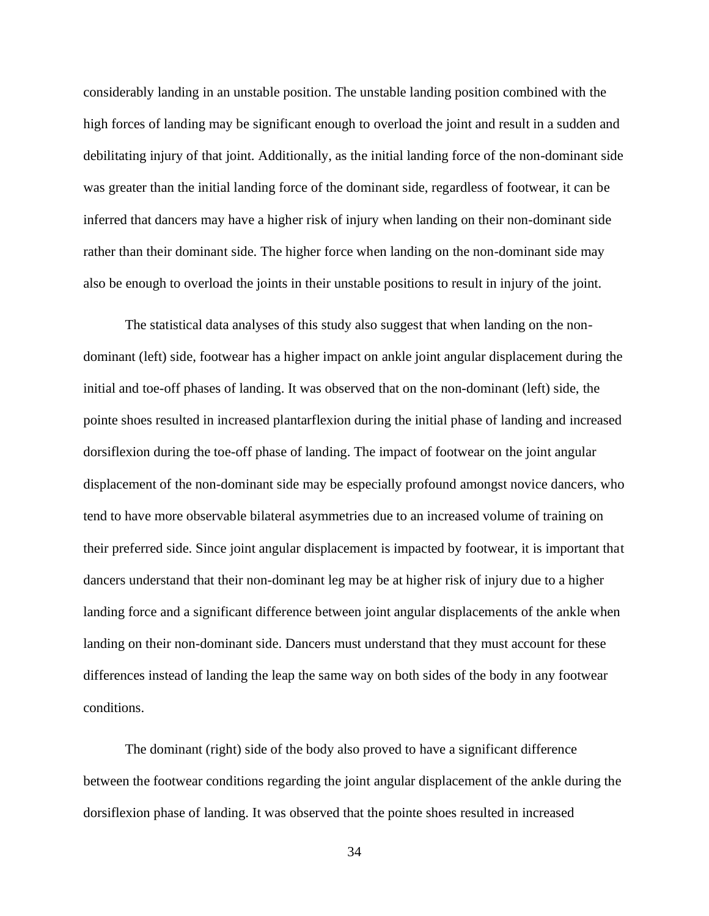considerably landing in an unstable position. The unstable landing position combined with the high forces of landing may be significant enough to overload the joint and result in a sudden and debilitating injury of that joint. Additionally, as the initial landing force of the non-dominant side was greater than the initial landing force of the dominant side, regardless of footwear, it can be inferred that dancers may have a higher risk of injury when landing on their non-dominant side rather than their dominant side. The higher force when landing on the non-dominant side may also be enough to overload the joints in their unstable positions to result in injury of the joint.

The statistical data analyses of this study also suggest that when landing on the non-dominant (left) side, footwear has a higher impact on ankle joint angular displacement during the initial and toe-off phases of landing. It was observed that on the non-dominant (left) side, the pointe shoes resulted in increased plantarflexion during the initial phase of landing and increased dorsiflexion during the toe-off phase of landing. The impact of footwear on the joint angular displacement of the non-dominant side may be especially profound amongst novice dancers, who tend to have more observable bilateral asymmetries due to an increased volume of training on their preferred side. Since joint angular displacement is impacted by footwear, it is important that dancers understand that their non-dominant leg may be at higher risk of injury due to a higher landing force and a significant difference between joint angular displacements of the ankle when landing on their non-dominant side. Dancers must understand that they must account for these differences instead of landing the leap the same way on both sides of the body in any footwear conditions.

The dominant (right) side of the body also proved to have a significant difference between the footwear conditions regarding the joint angular displacement of the ankle during the dorsiflexion phase of landing. It was observed that the pointe shoes resulted in increased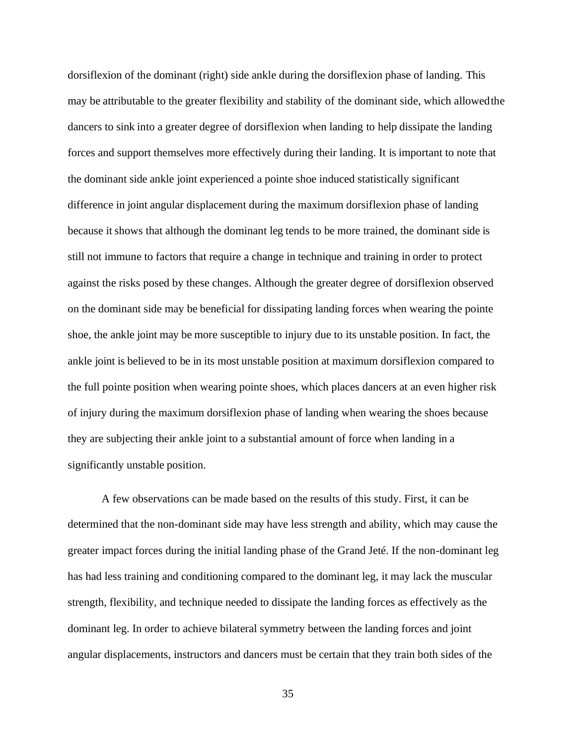dorsiflexion of the dominant (right) side ankle during the dorsiflexion phase of landing. This may be attributable to the greater flexibility and stability of the dominant side, which allowed the dancers to sink into a greater degree of dorsiflexion when landing to help dissipate the landing forces and support themselves more effectively during their landing. It is important to note that the dominant side ankle joint experienced a pointe shoe induced statistically significant difference in joint angular displacement during the maximum dorsiflexion phase of landing because it shows that although the dominant leg tends to be more trained, the dominant side is still not immune to factors that require a change in technique and training in order to protect against the risks posed by these changes. Although the greater degree of dorsiflexion observed on the dominant side may be beneficial for dissipating landing forces when wearing the pointe shoe, the ankle joint may be more susceptible to injury due to its unstable position. In fact, the ankle joint is believed to be in its most unstable position at maximum dorsiflexion compared to the full pointe position when wearing pointe shoes, which places dancers at an even higher risk of injury during the maximum dorsiflexion phase of landing when wearing the shoes because they are subjecting their ankle joint to a substantial amount of force when landing in a significantly unstable position.

A few observations can be made based on the results of this study. First, it can be determined that the non-dominant side may have less strength and ability, which may cause the greater impact forces during the initial landing phase of the Grand Jeté. If the non-dominant leg has had less training and conditioning compared to the dominant leg, it may lack the muscular strength, flexibility, and technique needed to dissipate the landing forces as effectively as the dominant leg. In order to achieve bilateral symmetry between the landing forces and joint angular displacements, instructors and dancers must be certain that they train both sides of the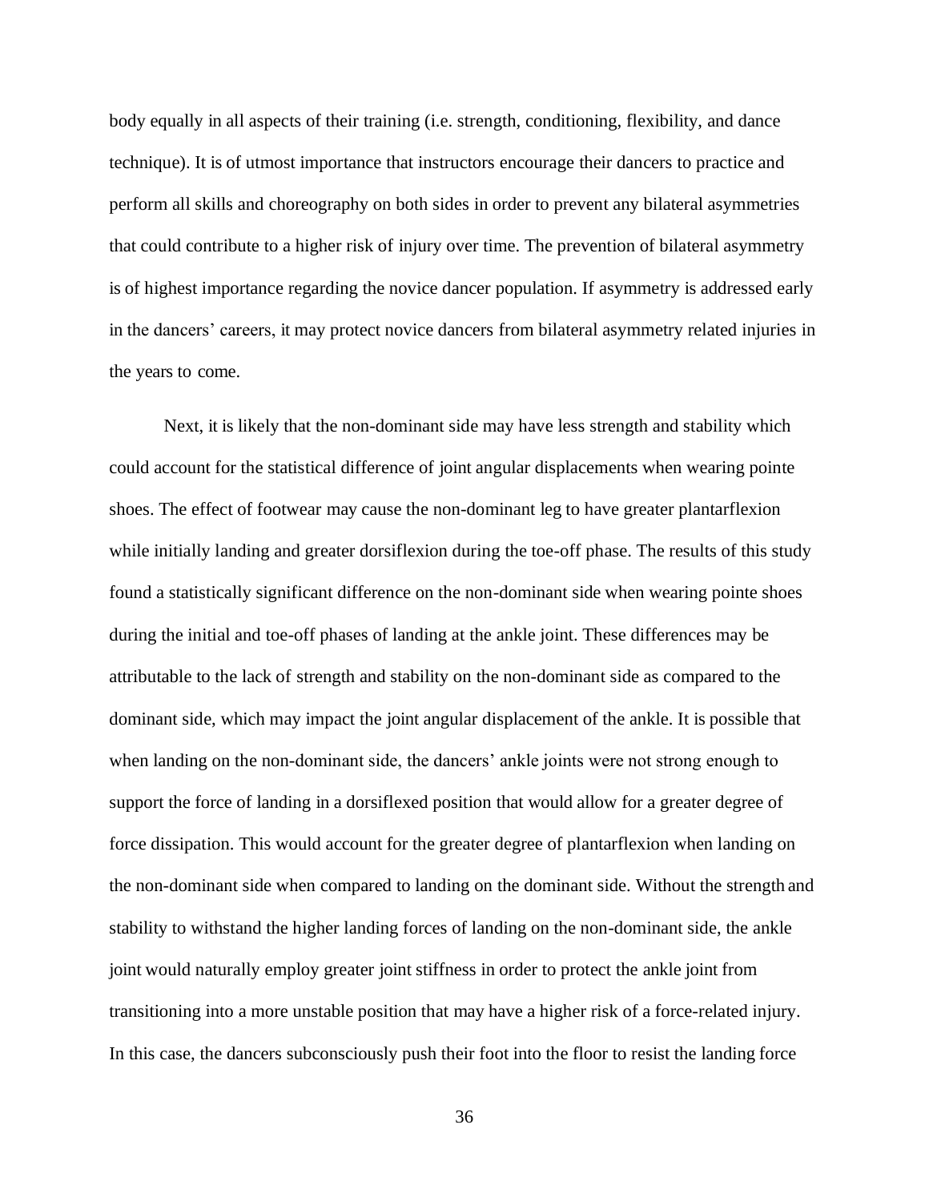body equally in all aspects of their training (i.e. strength, conditioning, flexibility, and dance technique). It is of utmost importance that instructors encourage their dancers to practice and perform all skills and choreography on both sides in order to prevent any bilateral asymmetries that could contribute to a higher risk of injury over time. The prevention of bilateral asymmetry is of highest importance regarding the novice dancer population. If asymmetry is addressed early in the dancers' careers, it may protect novice dancers from bilateral asymmetry related injuries in the years to come.

Next, it is likely that the non-dominant side may have less strength and stability which could account for the statistical difference of joint angular displacements when wearing pointe shoes. The effect of footwear may cause the non-dominant leg to have greater plantarflexion while initially landing and greater dorsiflexion during the toe-off phase. The results of this study found a statistically significant difference on the non-dominant side when wearing pointe shoes during the initial and toe-off phases of landing at the ankle joint. These differences may be attributable to the lack of strength and stability on the non-dominant side as compared to the dominant side, which may impact the joint angular displacement of the ankle. It is possible that when landing on the non-dominant side, the dancers' ankle joints were not strong enough to support the force of landing in a dorsiflexed position that would allow for a greater degree of force dissipation. This would account for the greater degree of plantarflexion when landing on the non-dominant side when compared to landing on the dominant side. Without the strength and stability to withstand the higher landing forces of landing on the non-dominant side, the ankle joint would naturally employ greater joint stiffness in order to protect the ankle joint from transitioning into a more unstable position that may have a higher risk of a force-related injury. In this case, the dancers subconsciously push their foot into the floor to resist the landing force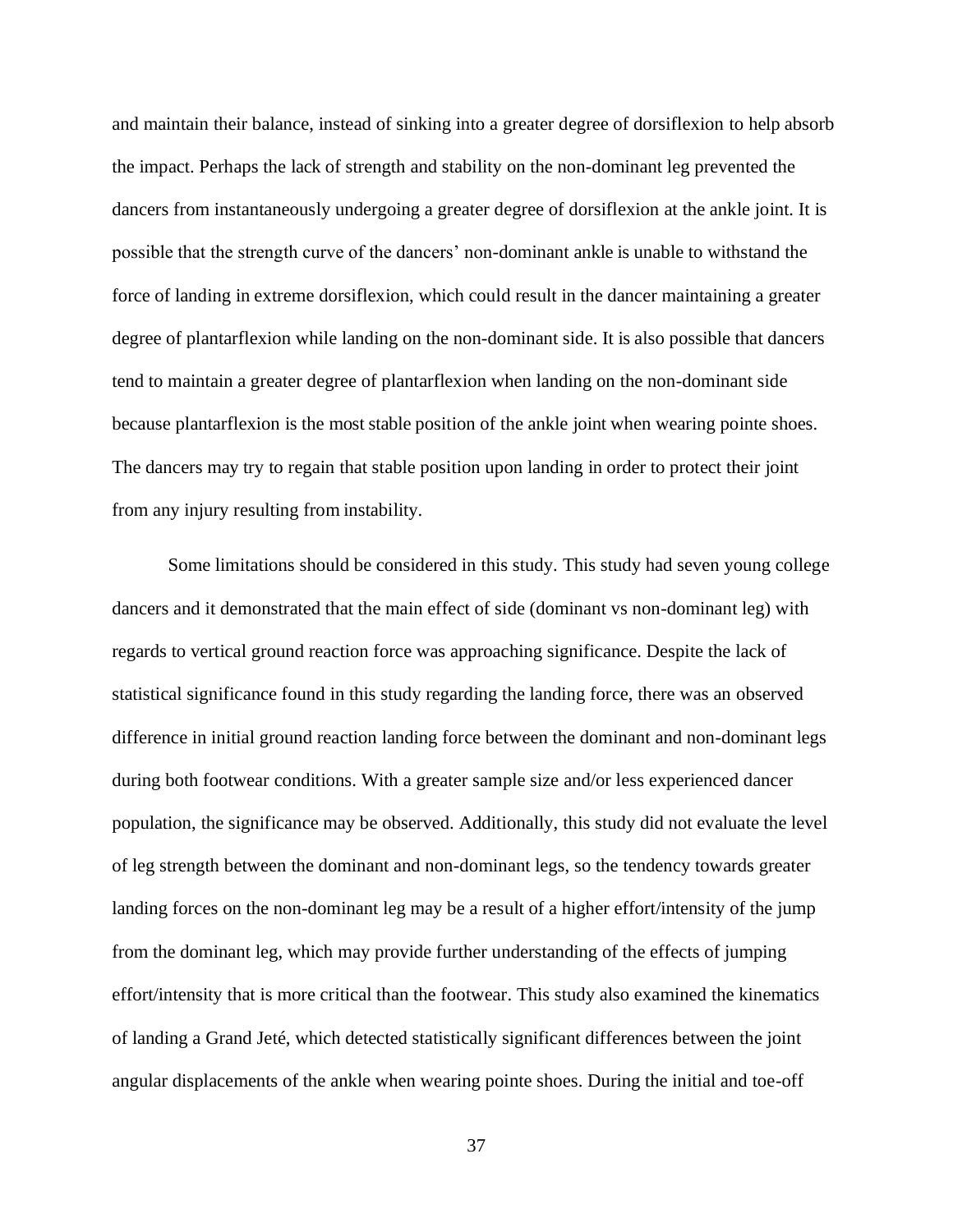and maintain their balance, instead of sinking into a greater degree of dorsiflexion to help absorb the impact. Perhaps the lack of strength and stability on the non-dominant leg prevented the dancers from instantaneously undergoing a greater degree of dorsiflexion at the ankle joint. It is possible that the strength curve of the dancers' non-dominant ankle is unable to withstand the force of landing in extreme dorsiflexion, which could result in the dancer maintaining a greater degree of plantarflexion while landing on the non-dominant side. It is also possible that dancers tend to maintain a greater degree of plantarflexion when landing on the non-dominant side because plantarflexion is the most stable position of the ankle joint when wearing pointe shoes. The dancers may try to regain that stable position upon landing in order to protect their joint from any injury resulting from instability.

Some limitations should be considered in this study. This study had seven young college dancers and it demonstrated that the main effect of side (dominant vs non-dominant leg) with regards to vertical ground reaction force was approaching significance. Despite the lack of statistical significance found in this study regarding the landing force, there was an observed difference in initial ground reaction landing force between the dominant and non-dominant legs during both footwear conditions. With a greater sample size and/or less experienced dancer population, the significance may be observed. Additionally, this study did not evaluate the level of leg strength between the dominant and non-dominant legs, so the tendency towards greater landing forces on the non-dominant leg may be a result of a higher effort/intensity of the jump from the dominant leg, which may provide further understanding of the effects of jumping effort/intensity that is more critical than the footwear. This study also examined the kinematics of landing a Grand Jeté, which detected statistically significant differences between the joint angular displacements of the ankle when wearing pointe shoes. During the initial and toe-off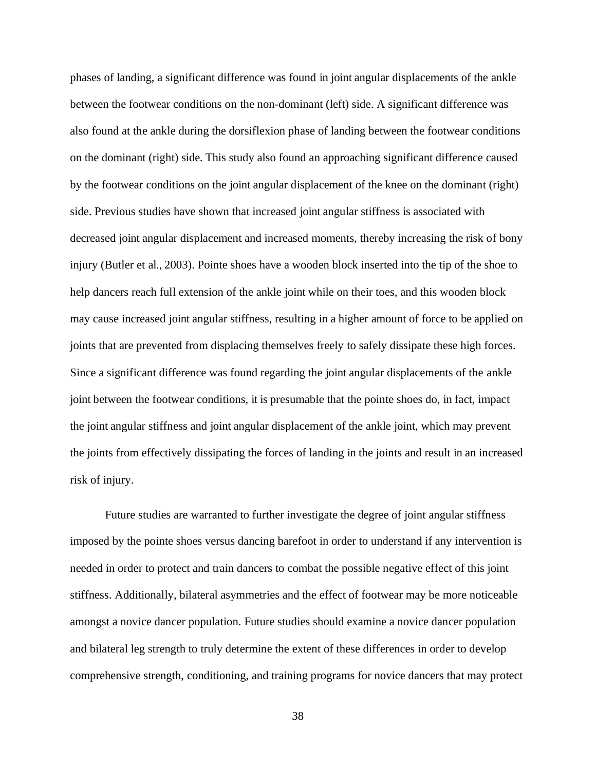phases of landing, a significant difference was found in joint angular displacements of the ankle between the footwear conditions on the non-dominant (left) side. A significant difference was also found at the ankle during the dorsiflexion phase of landing between the footwear conditions on the dominant (right) side. This study also found an approaching significant difference caused by the footwear conditions on the joint angular displacement of the knee on the dominant (right) side. Previous studies have shown that increased joint angular stiffness is associated with decreased joint angular displacement and increased moments, thereby increasing the risk of bony injury (Butler et al., 2003). Pointe shoes have a wooden block inserted into the tip of the shoe to help dancers reach full extension of the ankle joint while on their toes, and this wooden block may cause increased joint angular stiffness, resulting in a higher amount of force to be applied on joints that are prevented from displacing themselves freely to safely dissipate these high forces. Since a significant difference was found regarding the joint angular displacements of the ankle joint between the footwear conditions, it is presumable that the pointe shoes do, in fact, impact the joint angular stiffness and joint angular displacement of the ankle joint, which may prevent the joints from effectively dissipating the forces of landing in the joints and result in an increased risk of injury.

Future studies are warranted to further investigate the degree of joint angular stiffness imposed by the pointe shoes versus dancing barefoot in order to understand if any intervention is needed in order to protect and train dancers to combat the possible negative effect of this joint stiffness. Additionally, bilateral asymmetries and the effect of footwear may be more noticeable amongst a novice dancer population. Future studies should examine a novice dancer population and bilateral leg strength to truly determine the extent of these differences in order to develop comprehensive strength, conditioning, and training programs for novice dancers that may protect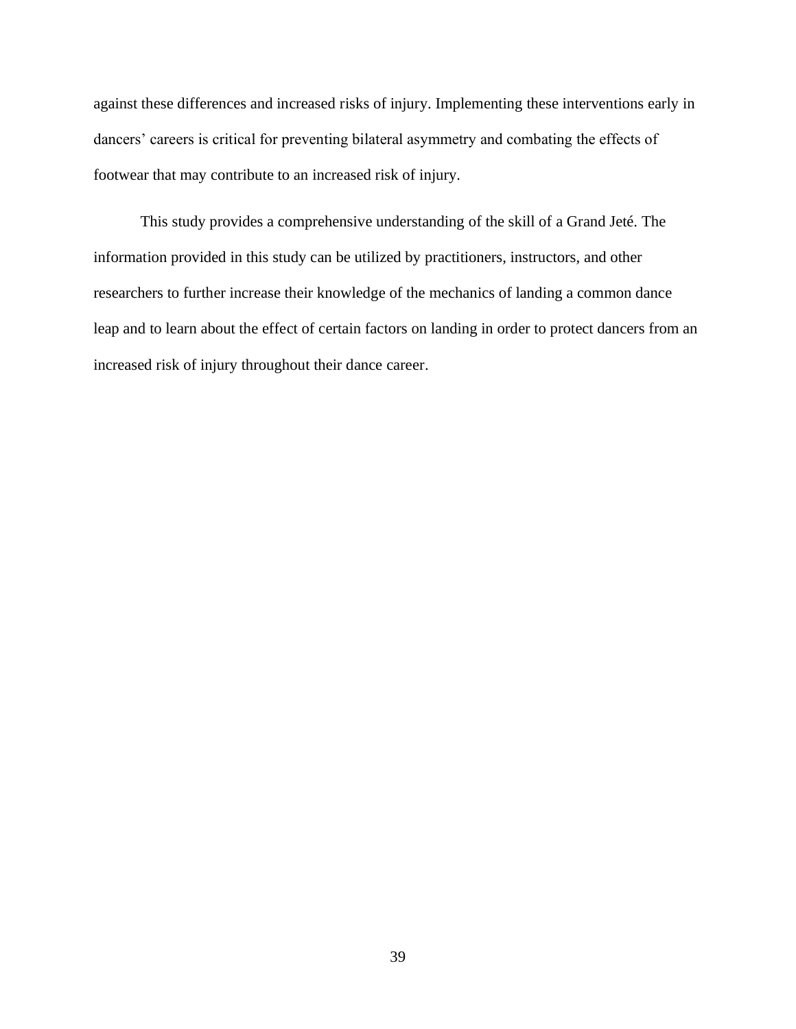against these differences and increased risks of injury. Implementing these interventions early in dancers' careers is critical for preventing bilateral asymmetry and combating the effects of footwear that may contribute to an increased risk of injury.

This study provides a comprehensive understanding of the skill of a Grand Jeté. The information provided in this study can be utilized by practitioners, instructors, and other researchers to further increase their knowledge of the mechanics of landing a common dance leap and to learn about the effect of certain factors on landing in order to protect dancers from an increased risk of injury throughout their dance career.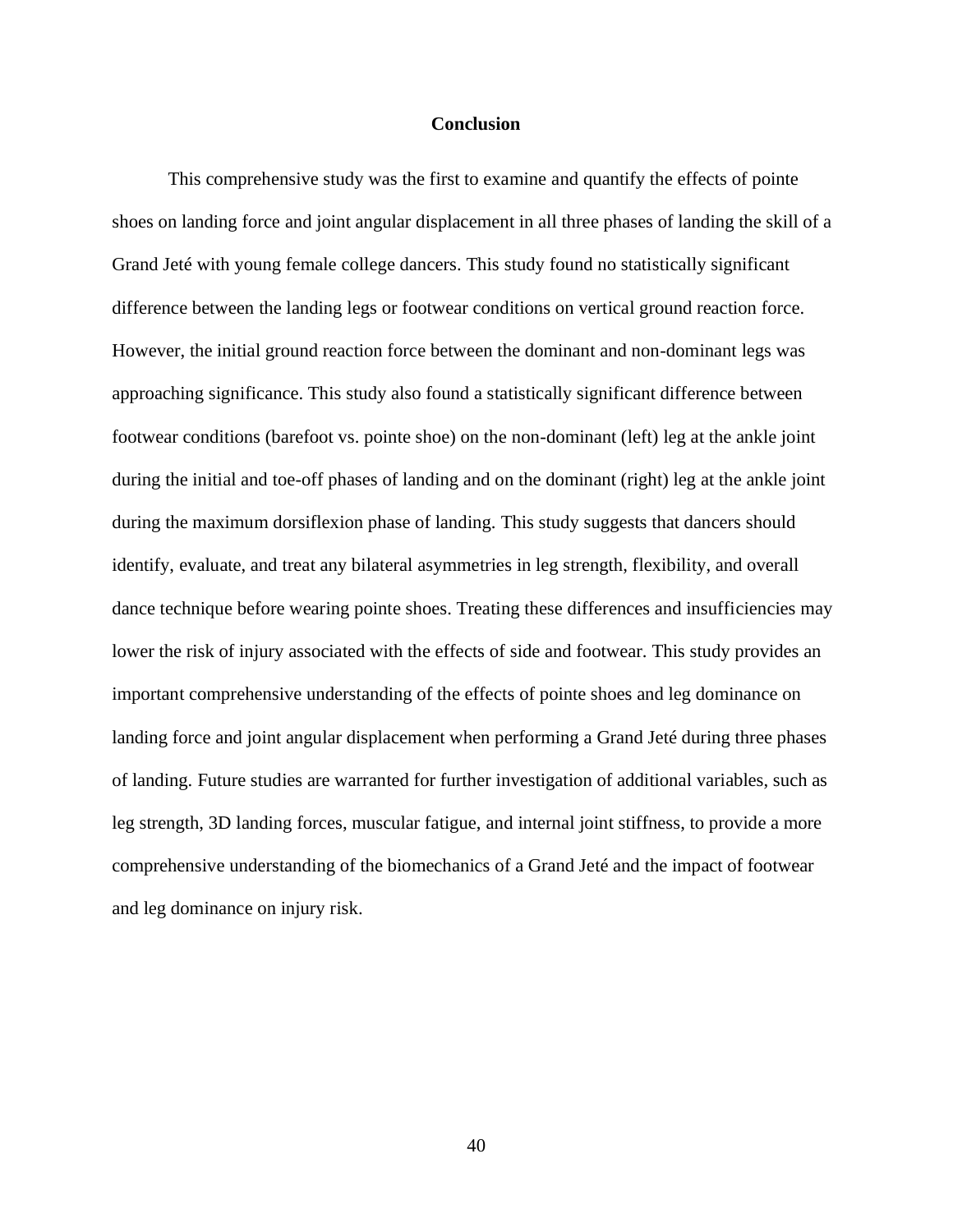## Conclusion

This comprehensive study was the first to examine and quantify the effects of pointe shoes on landing force and joint angular displacement in all three phases of landing the skill of a Grand Jeté with young female college dancers. This study found no statistically significant difference between the landing legs or footwear conditions on vertical ground reaction force. However, the initial ground reaction force between the dominant and non-dominant legs was approaching significance. This study also found a statistically significant difference between footwear conditions (barefoot vs. pointe shoe) on the non-dominant (left) leg at the ankle joint during the initial and toe-off phases of landing and on the dominant (right) leg at the ankle joint during the maximum dorsiflexion phase of landing. This study suggests that dancers should identify, evaluate, and treat any bilateral asymmetries in leg strength, flexibility, and overall dance technique before wearing pointe shoes. Treating these differences and insufficiencies may lower the risk of injury associated with the effects of side and footwear. This study provides an important comprehensive understanding of the effects of pointe shoes and leg dominance on landing force and joint angular displacement when performing a Grand Jeté during three phases of landing. Future studies are warranted for further investigation of additional variables, such as leg strength, 3D landing forces, muscular fatigue, and internal joint stiffness, to provide a more comprehensive understanding of the biomechanics of a Grand Jeté and the impact of footwear and leg dominance on injury risk.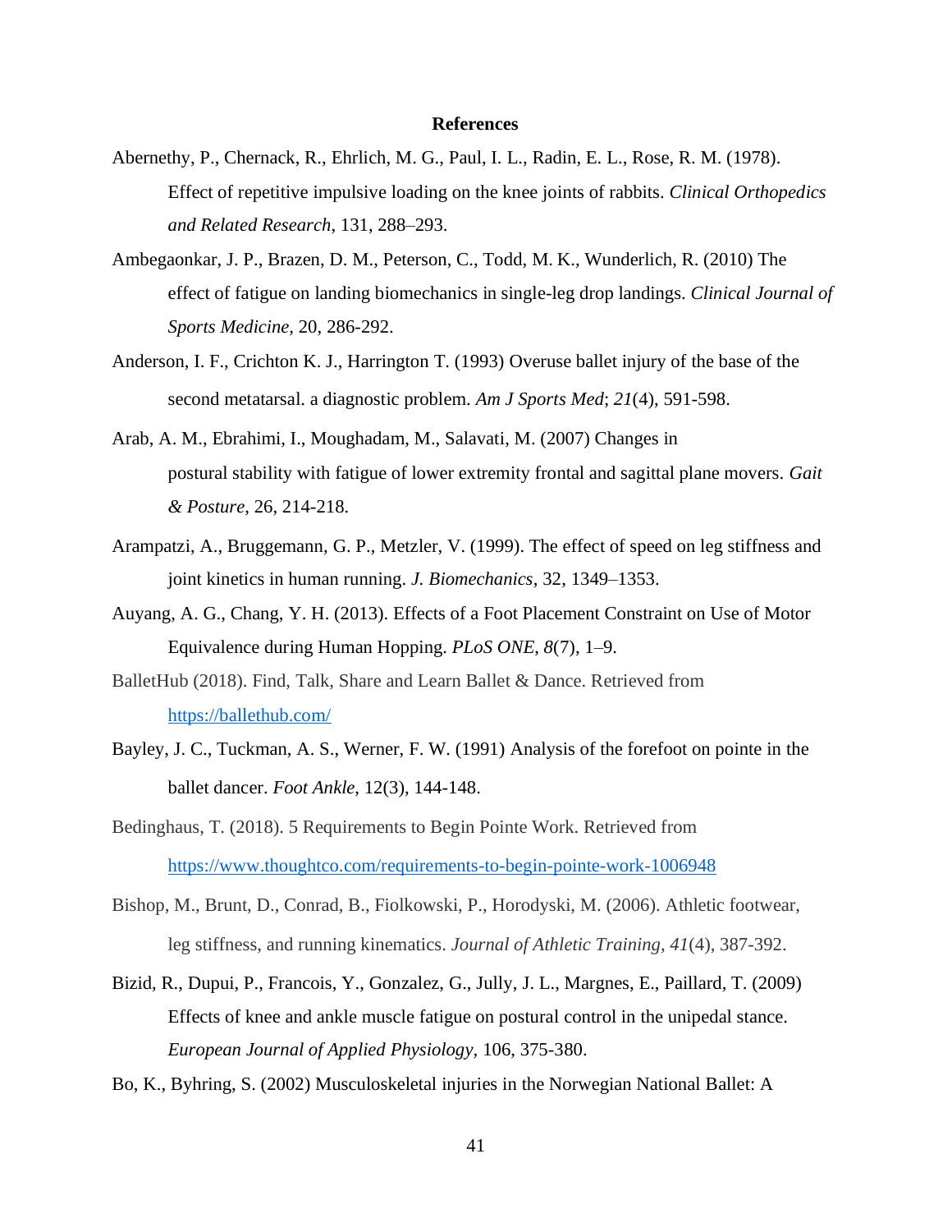# References

Abernethy, P., Chernack, R., Ehrlich, M. G., Paul, I. L., Radin, E. L., Rose, R. M. (1978). Effect of repetitive impulsive loading on the knee joints of rabbits. *Clinical Orthopedics and Related Research*, 131, 288–293.

Ambegaonkar, J. P., Brazen, D. M., Peterson, C., Todd, M. K., Wunderlich, R. (2010) The effect of fatigue on landing biomechanics in single-leg drop landings. *Clinical Journal of Sports Medicine*, 20, 286-292.

Anderson, I. F., Crichton K. J., Harrington T. (1993) Overuse ballet injury of the base of the second metatarsal. a diagnostic problem. *Am J Sports Med*; *21*(4), 591-598.

Arab, A. M., Ebrahimi, I., Moughadam, M., Salavati, M. (2007) Changes in postural stability with fatigue of lower extremity frontal and sagittal plane movers. *Gait & Posture*, 26, 214-218.

Arampatzi, A., Bruggemann, G. P., Metzler, V. (1999). The effect of speed on leg stiffness and joint kinetics in human running. *J. Biomechanics*, 32, 1349–1353.

Auyang, A. G., Chang, Y. H. (2013). Effects of a Foot Placement Constraint on Use of Motor Equivalence during Human Hopping. *PLoS ONE*, *8*(7), 1–9.

BalletHub (2018). Find, Talk, Share and Learn Ballet & Dance. Retrieved from https://ballethub.com/

Bayley, J. C., Tuckman, A. S., Werner, F. W. (1991) Analysis of the forefoot on pointe in the ballet dancer. *Foot Ankle*, 12(3), 144-148.

Bedinghaus, T. (2018). 5 Requirements to Begin Pointe Work. Retrieved from https://www.thoughtco.com/requirements-to-begin-pointe-work-1006948

Bishop, M., Brunt, D., Conrad, B., Fiolkowski, P., Horodyski, M. (2006). Athletic footwear, leg stiffness, and running kinematics. *Journal of Athletic Training, 41*(4), 387-392.

Bizid, R., Dupui, P., Francois, Y., Gonzalez, G., Jully, J. L., Margnes, E., Paillard, T. (2009) Effects of knee and ankle muscle fatigue on postural control in the unipedal stance. *European Journal of Applied Physiology*, 106, 375-380.

Bo, K., Byhring, S. (2002) Musculoskeletal injuries in the Norwegian National Ballet: A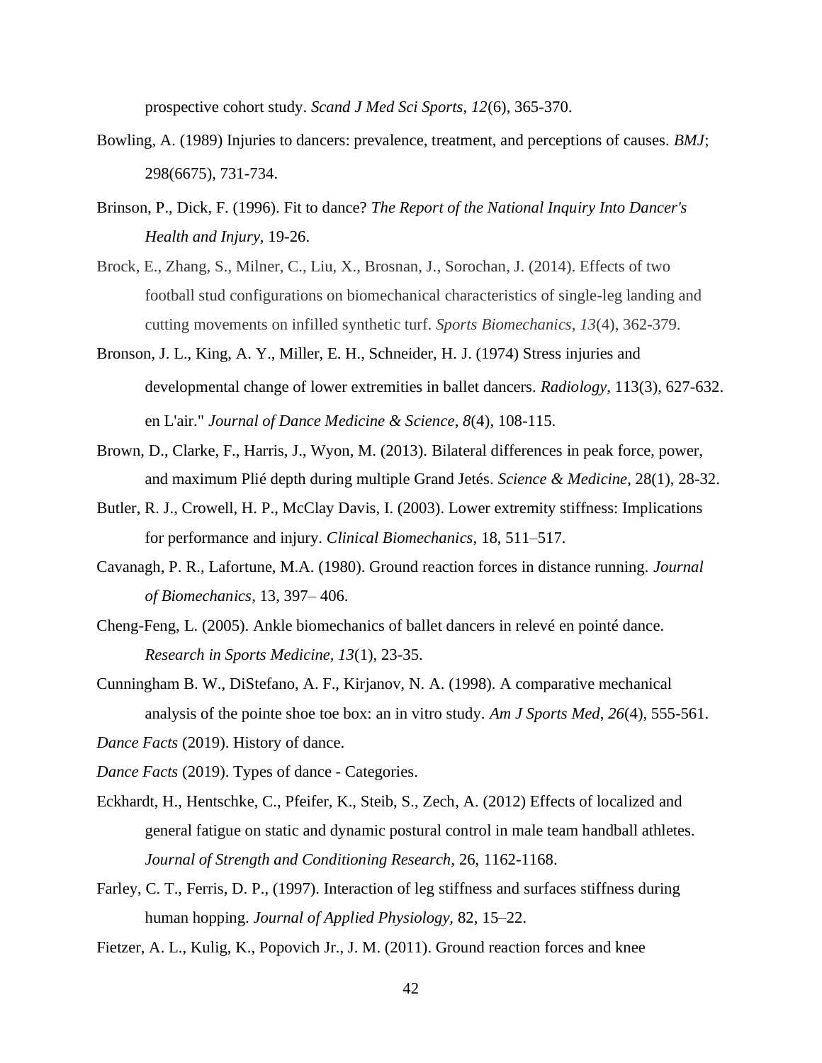prospective cohort study. *Scand J Med Sci Sports*, *12*(6), 365-370.

Bowling, A. (1989) Injuries to dancers: prevalence, treatment, and perceptions of causes. *BMJ*; 298(6675), 731-734.

Brinson, P., Dick, F. (1996). Fit to dance? *The Report of the National Inquiry Into Dancer's Health and Injury,* 19-26.

Brock, E., Zhang, S., Milner, C., Liu, X., Brosnan, J., Sorochan, J. (2014). Effects of two football stud configurations on biomechanical characteristics of single-leg landing and cutting movements on infilled synthetic turf. *Sports Biomechanics*, *13*(4), 362-379.

Bronson, J. L., King, A. Y., Miller, E. H., Schneider, H. J. (1974) Stress injuries and developmental change of lower extremities in ballet dancers. *Radiology*, 113(3), 627-632. en L'air." *Journal of Dance Medicine & Science*, *8*(4), 108-115.

Brown, D., Clarke, F., Harris, J., Wyon, M. (2013). Bilateral differences in peak force, power, and maximum Plié depth during multiple Grand Jetés. *Science & Medicine*, 28(1), 28-32.

Butler, R. J., Crowell, H. P., McClay Davis, I. (2003). Lower extremity stiffness: Implications for performance and injury. *Clinical Biomechanics,* 18, 511–517.

Cavanagh, P. R., Lafortune, M.A. (1980). Ground reaction forces in distance running. *Journal of Biomechanics*, 13, 397– 406.

Cheng-Feng, L. (2005). Ankle biomechanics of ballet dancers in relevé en pointé dance. *Research in Sports Medicine, 13*(1), 23-35.

Cunningham B. W., DiStefano, A. F., Kirjanov, N. A. (1998). A comparative mechanical analysis of the pointe shoe toe box: an in vitro study. *Am J Sports Med*, *26*(4), 555-561.

*Dance Facts* (2019). History of dance.

*Dance Facts* (2019). Types of dance - Categories.

Eckhardt, H., Hentschke, C., Pfeifer, K., Steib, S., Zech, A. (2012) Effects of localized and general fatigue on static and dynamic postural control in male team handball athletes. *Journal of Strength and Conditioning Research,* 26, 1162-1168.

Farley, C. T., Ferris, D. P., (1997). Interaction of leg stiffness and surfaces stiffness during human hopping. *Journal of Applied Physiology,* 82, 15–22.

Fietzer, A. L., Kulig, K., Popovich Jr., J. M. (2011). Ground reaction forces and knee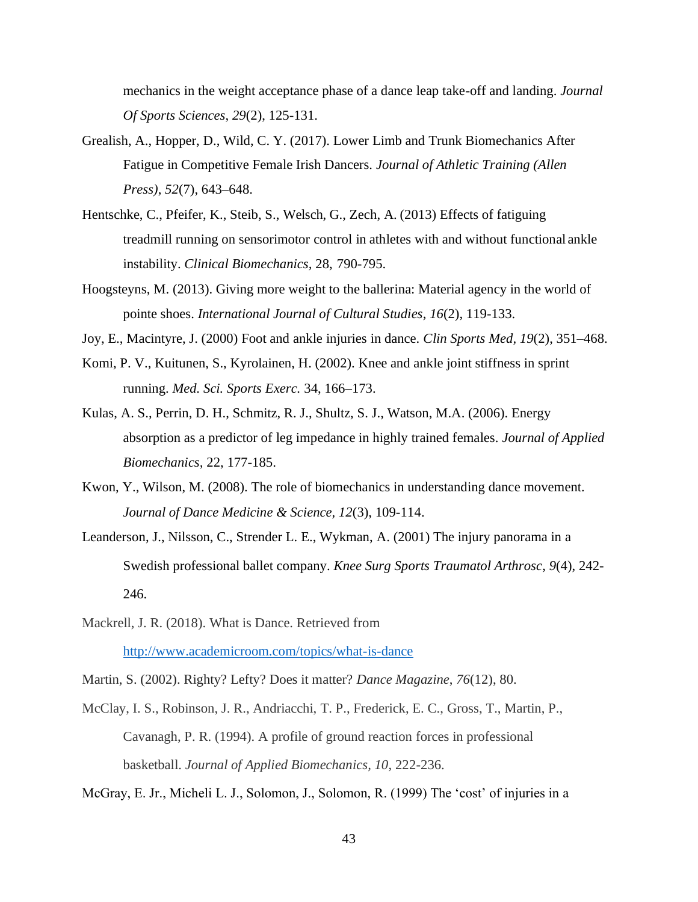mechanics in the weight acceptance phase of a dance leap take-off and landing. *Journal Of Sports Sciences*, *29*(2), 125-131.

Grealish, A., Hopper, D., Wild, C. Y. (2017). Lower Limb and Trunk Biomechanics After Fatigue in Competitive Female Irish Dancers. *Journal of Athletic Training (Allen Press)*, *52*(7), 643–648.

Hentschke, C., Pfeifer, K., Steib, S., Welsch, G., Zech, A. (2013) Effects of fatiguing treadmill running on sensorimotor control in athletes with and without functional ankle instability. *Clinical Biomechanics*, 28, 790-795.

Hoogsteyns, M. (2013). Giving more weight to the ballerina: Material agency in the world of pointe shoes. *International Journal of Cultural Studies*, *16*(2), 119-133.

Joy, E., Macintyre, J. (2000) Foot and ankle injuries in dance. *Clin Sports Med*, *19*(2), 351–468.

Komi, P. V., Kuitunen, S., Kyrolainen, H. (2002). Knee and ankle joint stiffness in sprint running. *Med. Sci. Sports Exerc.* 34, 166–173.

Kulas, A. S., Perrin, D. H., Schmitz, R. J., Shultz, S. J., Watson, M.A. (2006). Energy absorption as a predictor of leg impedance in highly trained females. *Journal of Applied Biomechanics*, 22, 177-185.

Kwon, Y., Wilson, M. (2008). The role of biomechanics in understanding dance movement. *Journal of Dance Medicine & Science, 12*(3), 109-114.

Leanderson, J., Nilsson, C., Strender L. E., Wykman, A. (2001) The injury panorama in a Swedish professional ballet company. *Knee Surg Sports Traumatol Arthrosc*, *9*(4), 242-246.

Mackrell, J. R. (2018). What is Dance. Retrieved from http://www.academicroom.com/topics/what-is-dance

Martin, S. (2002). Righty? Lefty? Does it matter? *Dance Magazine*, *76*(12), 80.

McClay, I. S., Robinson, J. R., Andriacchi, T. P., Frederick, E. C., Gross, T., Martin, P., Cavanagh, P. R. (1994). A profile of ground reaction forces in professional basketball. *Journal of Applied Biomechanics*, *10*, 222-236.

McGray, E. Jr., Micheli L. J., Solomon, J., Solomon, R. (1999) The 'cost' of injuries in a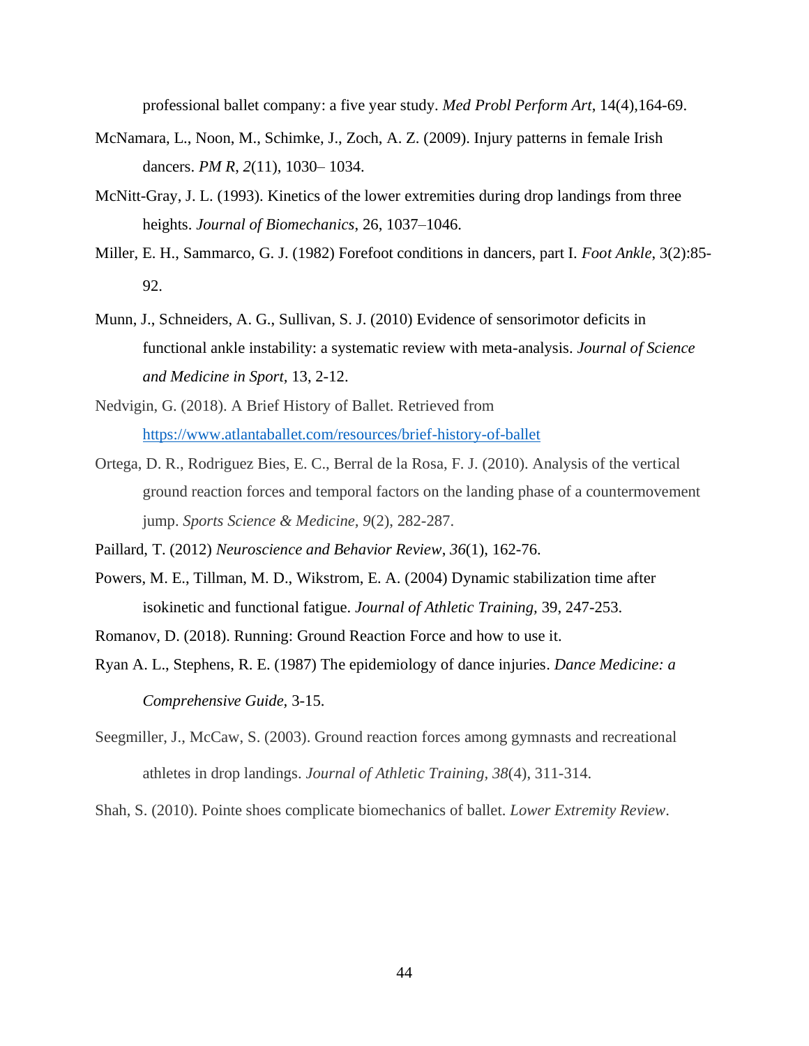professional ballet company: a five year study. *Med Probl Perform Art*, 14(4),164-69.

McNamara, L., Noon, M., Schimke, J., Zoch, A. Z. (2009). Injury patterns in female Irish dancers. *PM R*, *2*(11), 1030– 1034.

McNitt-Gray, J. L. (1993). Kinetics of the lower extremities during drop landings from three heights. *Journal of Biomechanics*, 26, 1037–1046.

Miller, E. H., Sammarco, G. J. (1982) Forefoot conditions in dancers, part I. *Foot Ankle*, 3(2):85-92.

Munn, J., Schneiders, A. G., Sullivan, S. J. (2010) Evidence of sensorimotor deficits in functional ankle instability: a systematic review with meta-analysis. *Journal of Science and Medicine in Sport,* 13, 2-12.

Nedvigin, G. (2018). A Brief History of Ballet. Retrieved from https://www.atlantaballet.com/resources/brief-history-of-ballet

Ortega, D. R., Rodriguez Bies, E. C., Berral de la Rosa, F. J. (2010). Analysis of the vertical ground reaction forces and temporal factors on the landing phase of a countermovement jump. *Sports Science & Medicine*, *9*(2), 282-287.

Paillard, T. (2012) *Neuroscience and Behavior Review*, *36*(1), 162-76.

Powers, M. E., Tillman, M. D., Wikstrom, E. A. (2004) Dynamic stabilization time after isokinetic and functional fatigue. *Journal of Athletic Training,* 39, 247-253.

Romanov, D. (2018). Running: Ground Reaction Force and how to use it.

Ryan A. L., Stephens, R. E. (1987) The epidemiology of dance injuries. *Dance Medicine: a Comprehensive Guide,* 3-15.

Seegmiller, J., McCaw, S. (2003). Ground reaction forces among gymnasts and recreational athletes in drop landings. *Journal of Athletic Training*, *38*(4), 311-314.

Shah, S. (2010). Pointe shoes complicate biomechanics of ballet. *Lower Extremity Review*.